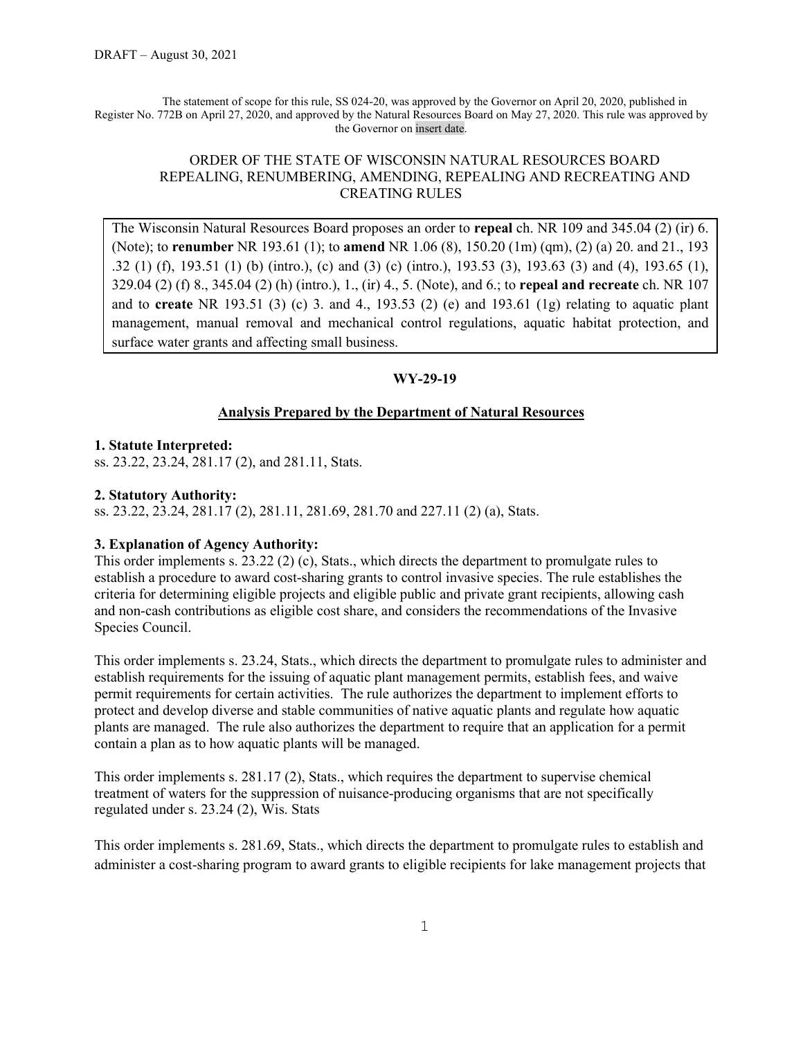DRAFT – August 30, 2021

The statement of scope for this rule, SS 024-20, was approved by the Governor on April 20, 2020, published in Register No. 772B on April 27, 2020, and approved by the Natural Resources Board on May 27, 2020. This rule was approved by the Governor on insert date.

ORDER OF THE STATE OF WISCONSIN NATURAL RESOURCES BOARD REPEALING, RENUMBERING, AMENDING, REPEALING AND RECREATING AND CREATING RULES

The Wisconsin Natural Resources Board proposes an order to **repeal** ch. NR 109 and 345.04 (2) (ir) 6. (Note); to **renumber** NR 193.61 (1); to **amend** NR 1.06 (8), 150.20 (1m) (qm), (2) (a) 20. and 21., 193 .32 (1) (f), 193.51 (1) (b) (intro.), (c) and (3) (c) (intro.), 193.53 (3), 193.63 (3) and (4), 193.65 (1), 329.04 (2) (f) 8., 345.04 (2) (h) (intro.), 1., (ir) 4., 5. (Note), and 6.; to **repeal and recreate** ch. NR 107 and to **create** NR 193.51 (3) (c) 3. and 4., 193.53 (2) (e) and 193.61 (1g) relating to aquatic plant management, manual removal and mechanical control regulations, aquatic habitat protection, and surface water grants and affecting small business.

**WY-29-19**

**Analysis Prepared by the Department of Natural Resources**

**1. Statute Interpreted:**
ss. 23.22, 23.24, 281.17 (2), and 281.11, Stats.

**2. Statutory Authority:**
ss. 23.22, 23.24, 281.17 (2), 281.11, 281.69, 281.70 and 227.11 (2) (a), Stats.

**3. Explanation of Agency Authority:**
This order implements s. 23.22 (2) (c), Stats., which directs the department to promulgate rules to establish a procedure to award cost-sharing grants to control invasive species. The rule establishes the criteria for determining eligible projects and eligible public and private grant recipients, allowing cash and non-cash contributions as eligible cost share, and considers the recommendations of the Invasive Species Council.

This order implements s. 23.24, Stats., which directs the department to promulgate rules to administer and establish requirements for the issuing of aquatic plant management permits, establish fees, and waive permit requirements for certain activities. The rule authorizes the department to implement efforts to protect and develop diverse and stable communities of native aquatic plants and regulate how aquatic plants are managed. The rule also authorizes the department to require that an application for a permit contain a plan as to how aquatic plants will be managed.

This order implements s. 281.17 (2), Stats., which requires the department to supervise chemical treatment of waters for the suppression of nuisance-producing organisms that are not specifically regulated under s. 23.24 (2), Wis. Stats

This order implements s. 281.69, Stats., which directs the department to promulgate rules to establish and administer a cost-sharing program to award grants to eligible recipients for lake management projects that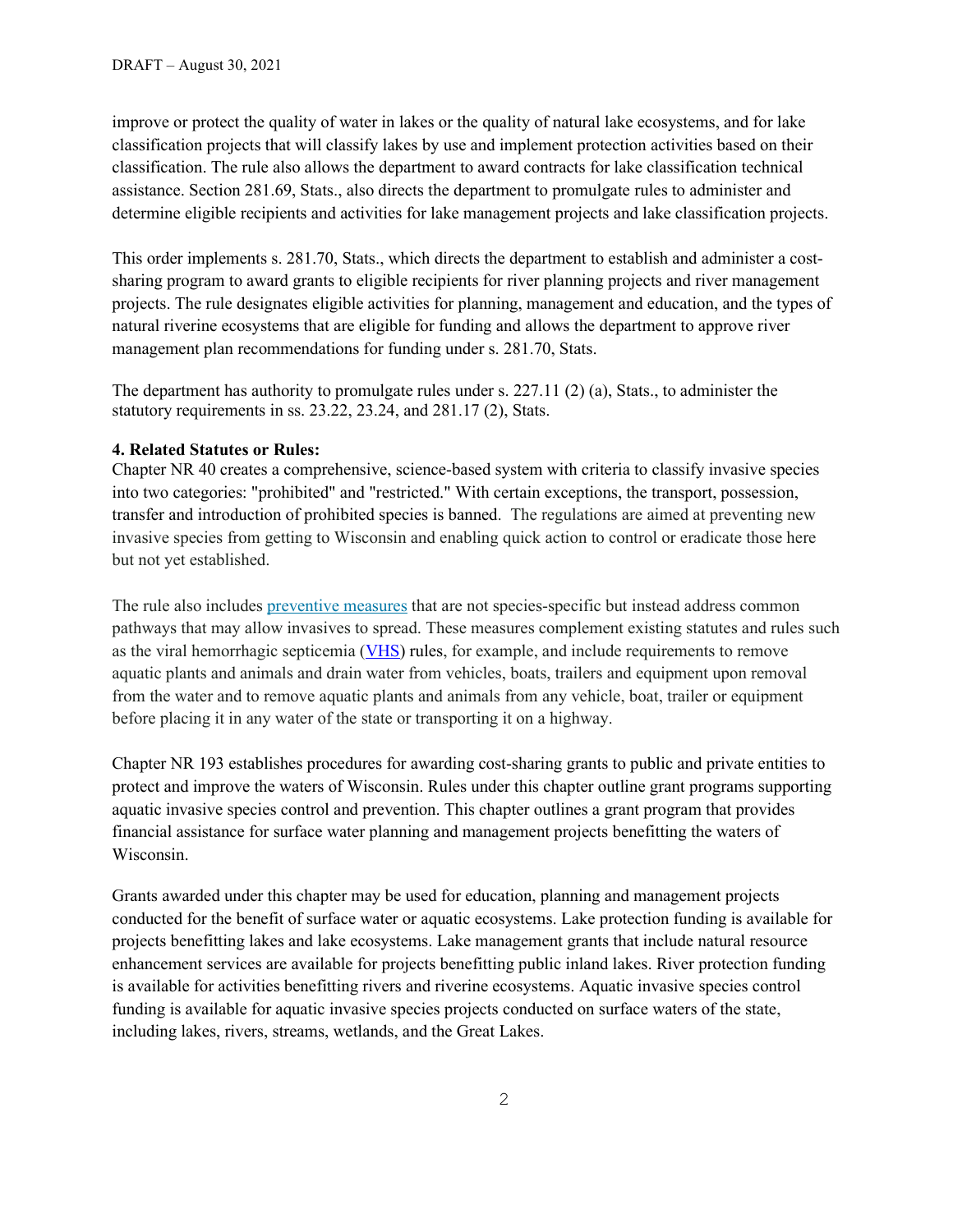improve or protect the quality of water in lakes or the quality of natural lake ecosystems, and for lake classification projects that will classify lakes by use and implement protection activities based on their classification. The rule also allows the department to award contracts for lake classification technical assistance. Section 281.69, Stats., also directs the department to promulgate rules to administer and determine eligible recipients and activities for lake management projects and lake classification projects.

This order implements s. 281.70, Stats., which directs the department to establish and administer a cost-sharing program to award grants to eligible recipients for river planning projects and river management projects. The rule designates eligible activities for planning, management and education, and the types of natural riverine ecosystems that are eligible for funding and allows the department to approve river management plan recommendations for funding under s. 281.70, Stats.

The department has authority to promulgate rules under s. 227.11 (2) (a), Stats., to administer the statutory requirements in ss. 23.22, 23.24, and 281.17 (2), Stats.

**4. Related Statutes or Rules:**
Chapter NR 40 creates a comprehensive, science-based system with criteria to classify invasive species into two categories: "prohibited" and "restricted." With certain exceptions, the transport, possession, transfer and introduction of prohibited species is banned. The regulations are aimed at preventing new invasive species from getting to Wisconsin and enabling quick action to control or eradicate those here but not yet established.

The rule also includes preventive measures that are not species-specific but instead address common pathways that may allow invasives to spread. These measures complement existing statutes and rules such as the viral hemorrhagic septicemia (VHS) rules, for example, and include requirements to remove aquatic plants and animals and drain water from vehicles, boats, trailers and equipment upon removal from the water and to remove aquatic plants and animals from any vehicle, boat, trailer or equipment before placing it in any water of the state or transporting it on a highway.

Chapter NR 193 establishes procedures for awarding cost-sharing grants to public and private entities to protect and improve the waters of Wisconsin. Rules under this chapter outline grant programs supporting aquatic invasive species control and prevention. This chapter outlines a grant program that provides financial assistance for surface water planning and management projects benefitting the waters of Wisconsin.

Grants awarded under this chapter may be used for education, planning and management projects conducted for the benefit of surface water or aquatic ecosystems. Lake protection funding is available for projects benefitting lakes and lake ecosystems. Lake management grants that include natural resource enhancement services are available for projects benefitting public inland lakes. River protection funding is available for activities benefitting rivers and riverine ecosystems. Aquatic invasive species control funding is available for aquatic invasive species projects conducted on surface waters of the state, including lakes, rivers, streams, wetlands, and the Great Lakes.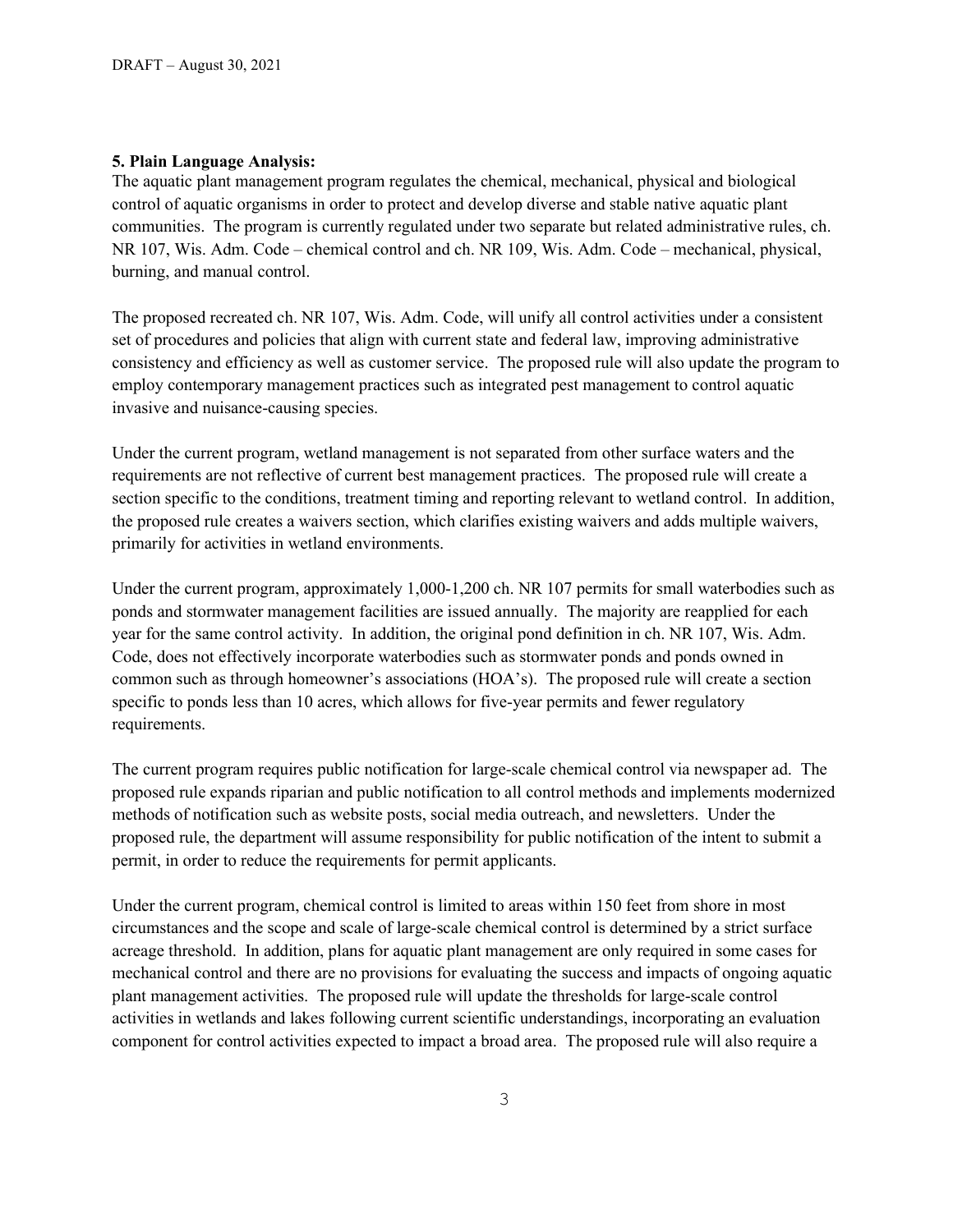**5. Plain Language Analysis:**

The aquatic plant management program regulates the chemical, mechanical, physical and biological control of aquatic organisms in order to protect and develop diverse and stable native aquatic plant communities. The program is currently regulated under two separate but related administrative rules, ch. NR 107, Wis. Adm. Code – chemical control and ch. NR 109, Wis. Adm. Code – mechanical, physical, burning, and manual control.

The proposed recreated ch. NR 107, Wis. Adm. Code, will unify all control activities under a consistent set of procedures and policies that align with current state and federal law, improving administrative consistency and efficiency as well as customer service. The proposed rule will also update the program to employ contemporary management practices such as integrated pest management to control aquatic invasive and nuisance-causing species.

Under the current program, wetland management is not separated from other surface waters and the requirements are not reflective of current best management practices. The proposed rule will create a section specific to the conditions, treatment timing and reporting relevant to wetland control. In addition, the proposed rule creates a waivers section, which clarifies existing waivers and adds multiple waivers, primarily for activities in wetland environments.

Under the current program, approximately 1,000-1,200 ch. NR 107 permits for small waterbodies such as ponds and stormwater management facilities are issued annually. The majority are reapplied for each year for the same control activity. In addition, the original pond definition in ch. NR 107, Wis. Adm. Code, does not effectively incorporate waterbodies such as stormwater ponds and ponds owned in common such as through homeowner's associations (HOA's). The proposed rule will create a section specific to ponds less than 10 acres, which allows for five-year permits and fewer regulatory requirements.

The current program requires public notification for large-scale chemical control via newspaper ad. The proposed rule expands riparian and public notification to all control methods and implements modernized methods of notification such as website posts, social media outreach, and newsletters. Under the proposed rule, the department will assume responsibility for public notification of the intent to submit a permit, in order to reduce the requirements for permit applicants.

Under the current program, chemical control is limited to areas within 150 feet from shore in most circumstances and the scope and scale of large-scale chemical control is determined by a strict surface acreage threshold. In addition, plans for aquatic plant management are only required in some cases for mechanical control and there are no provisions for evaluating the success and impacts of ongoing aquatic plant management activities. The proposed rule will update the thresholds for large-scale control activities in wetlands and lakes following current scientific understandings, incorporating an evaluation component for control activities expected to impact a broad area. The proposed rule will also require a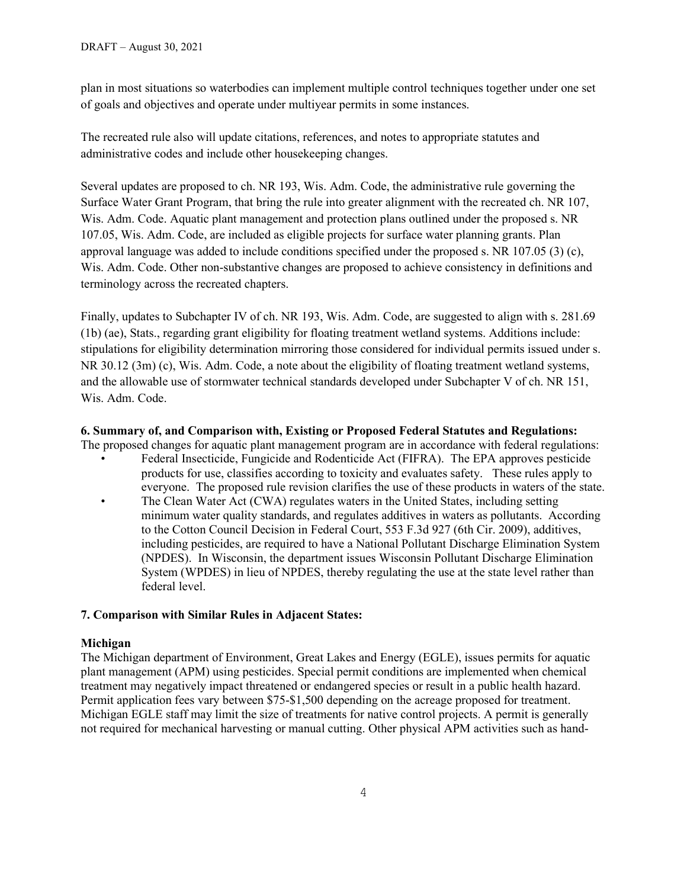plan in most situations so waterbodies can implement multiple control techniques together under one set of goals and objectives and operate under multiyear permits in some instances.

The recreated rule also will update citations, references, and notes to appropriate statutes and administrative codes and include other housekeeping changes.

Several updates are proposed to ch. NR 193, Wis. Adm. Code, the administrative rule governing the Surface Water Grant Program, that bring the rule into greater alignment with the recreated ch. NR 107, Wis. Adm. Code. Aquatic plant management and protection plans outlined under the proposed s. NR 107.05, Wis. Adm. Code, are included as eligible projects for surface water planning grants. Plan approval language was added to include conditions specified under the proposed s. NR 107.05 (3) (c), Wis. Adm. Code. Other non-substantive changes are proposed to achieve consistency in definitions and terminology across the recreated chapters.

Finally, updates to Subchapter IV of ch. NR 193, Wis. Adm. Code, are suggested to align with s. 281.69 (1b) (ae), Stats., regarding grant eligibility for floating treatment wetland systems. Additions include: stipulations for eligibility determination mirroring those considered for individual permits issued under s. NR 30.12 (3m) (c), Wis. Adm. Code, a note about the eligibility of floating treatment wetland systems, and the allowable use of stormwater technical standards developed under Subchapter V of ch. NR 151, Wis. Adm. Code.

**6. Summary of, and Comparison with, Existing or Proposed Federal Statutes and Regulations:**

The proposed changes for aquatic plant management program are in accordance with federal regulations:

- Federal Insecticide, Fungicide and Rodenticide Act (FIFRA). The EPA approves pesticide products for use, classifies according to toxicity and evaluates safety. These rules apply to everyone. The proposed rule revision clarifies the use of these products in waters of the state.
- The Clean Water Act (CWA) regulates waters in the United States, including setting minimum water quality standards, and regulates additives in waters as pollutants. According to the Cotton Council Decision in Federal Court, 553 F.3d 927 (6th Cir. 2009), additives, including pesticides, are required to have a National Pollutant Discharge Elimination System (NPDES). In Wisconsin, the department issues Wisconsin Pollutant Discharge Elimination System (WPDES) in lieu of NPDES, thereby regulating the use at the state level rather than federal level.

**7. Comparison with Similar Rules in Adjacent States:**

**Michigan**

The Michigan department of Environment, Great Lakes and Energy (EGLE), issues permits for aquatic plant management (APM) using pesticides. Special permit conditions are implemented when chemical treatment may negatively impact threatened or endangered species or result in a public health hazard. Permit application fees vary between \$75-\$1,500 depending on the acreage proposed for treatment. Michigan EGLE staff may limit the size of treatments for native control projects. A permit is generally not required for mechanical harvesting or manual cutting. Other physical APM activities such as hand-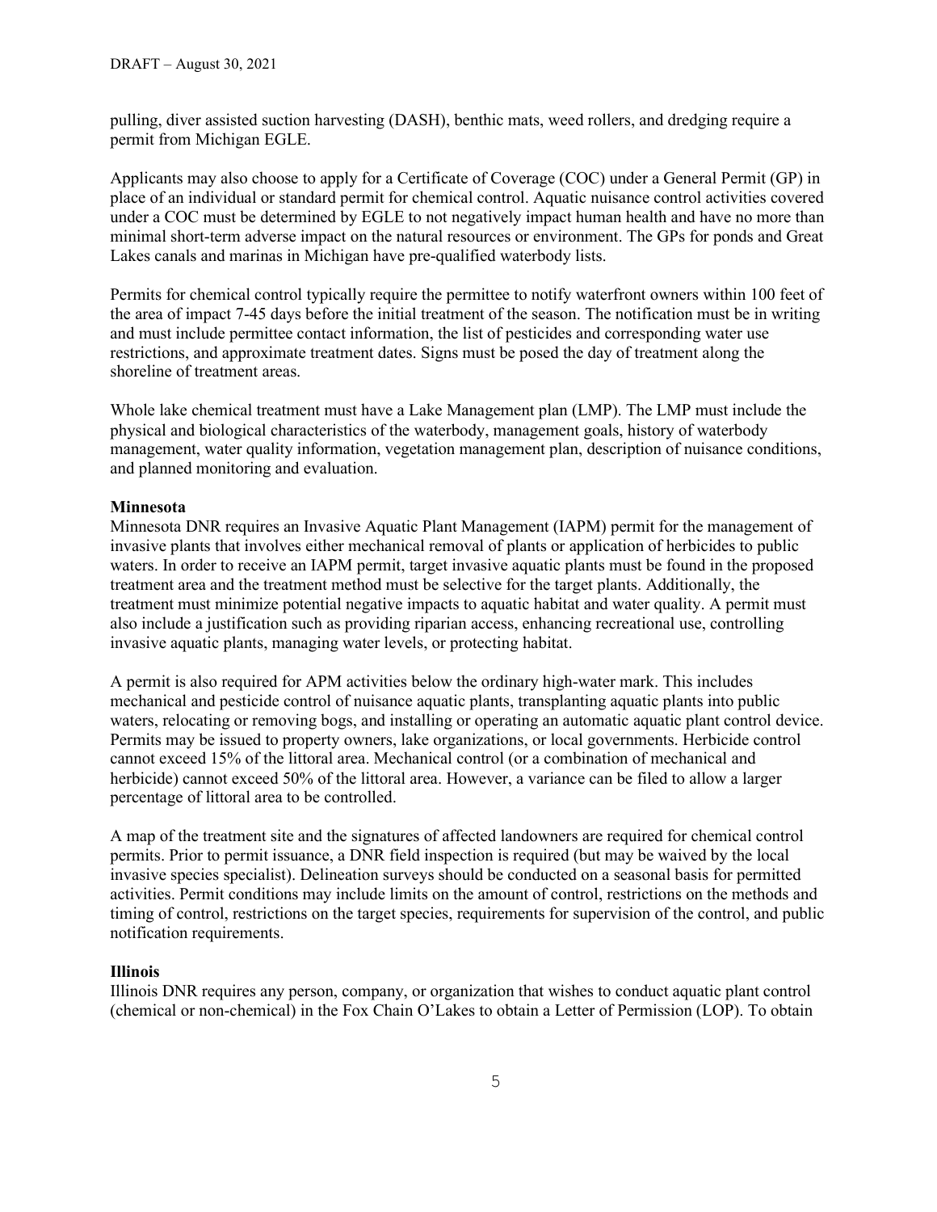pulling, diver assisted suction harvesting (DASH), benthic mats, weed rollers, and dredging require a permit from Michigan EGLE.

Applicants may also choose to apply for a Certificate of Coverage (COC) under a General Permit (GP) in place of an individual or standard permit for chemical control. Aquatic nuisance control activities covered under a COC must be determined by EGLE to not negatively impact human health and have no more than minimal short-term adverse impact on the natural resources or environment. The GPs for ponds and Great Lakes canals and marinas in Michigan have pre-qualified waterbody lists.

Permits for chemical control typically require the permittee to notify waterfront owners within 100 feet of the area of impact 7-45 days before the initial treatment of the season. The notification must be in writing and must include permittee contact information, the list of pesticides and corresponding water use restrictions, and approximate treatment dates. Signs must be posed the day of treatment along the shoreline of treatment areas.

Whole lake chemical treatment must have a Lake Management plan (LMP). The LMP must include the physical and biological characteristics of the waterbody, management goals, history of waterbody management, water quality information, vegetation management plan, description of nuisance conditions, and planned monitoring and evaluation.

**Minnesota**

Minnesota DNR requires an Invasive Aquatic Plant Management (IAPM) permit for the management of invasive plants that involves either mechanical removal of plants or application of herbicides to public waters. In order to receive an IAPM permit, target invasive aquatic plants must be found in the proposed treatment area and the treatment method must be selective for the target plants. Additionally, the treatment must minimize potential negative impacts to aquatic habitat and water quality. A permit must also include a justification such as providing riparian access, enhancing recreational use, controlling invasive aquatic plants, managing water levels, or protecting habitat.

A permit is also required for APM activities below the ordinary high-water mark. This includes mechanical and pesticide control of nuisance aquatic plants, transplanting aquatic plants into public waters, relocating or removing bogs, and installing or operating an automatic aquatic plant control device. Permits may be issued to property owners, lake organizations, or local governments. Herbicide control cannot exceed 15% of the littoral area. Mechanical control (or a combination of mechanical and herbicide) cannot exceed 50% of the littoral area. However, a variance can be filed to allow a larger percentage of littoral area to be controlled.

A map of the treatment site and the signatures of affected landowners are required for chemical control permits. Prior to permit issuance, a DNR field inspection is required (but may be waived by the local invasive species specialist). Delineation surveys should be conducted on a seasonal basis for permitted activities. Permit conditions may include limits on the amount of control, restrictions on the methods and timing of control, restrictions on the target species, requirements for supervision of the control, and public notification requirements.

**Illinois**

Illinois DNR requires any person, company, or organization that wishes to conduct aquatic plant control (chemical or non-chemical) in the Fox Chain O'Lakes to obtain a Letter of Permission (LOP). To obtain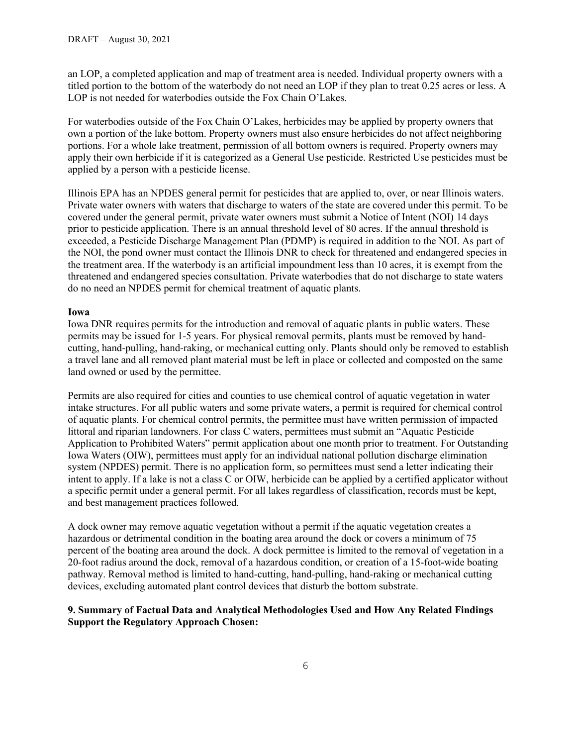an LOP, a completed application and map of treatment area is needed. Individual property owners with a titled portion to the bottom of the waterbody do not need an LOP if they plan to treat 0.25 acres or less. A LOP is not needed for waterbodies outside the Fox Chain O'Lakes.

For waterbodies outside of the Fox Chain O'Lakes, herbicides may be applied by property owners that own a portion of the lake bottom. Property owners must also ensure herbicides do not affect neighboring portions. For a whole lake treatment, permission of all bottom owners is required. Property owners may apply their own herbicide if it is categorized as a General Use pesticide. Restricted Use pesticides must be applied by a person with a pesticide license.

Illinois EPA has an NPDES general permit for pesticides that are applied to, over, or near Illinois waters. Private water owners with waters that discharge to waters of the state are covered under this permit. To be covered under the general permit, private water owners must submit a Notice of Intent (NOI) 14 days prior to pesticide application. There is an annual threshold level of 80 acres. If the annual threshold is exceeded, a Pesticide Discharge Management Plan (PDMP) is required in addition to the NOI. As part of the NOI, the pond owner must contact the Illinois DNR to check for threatened and endangered species in the treatment area. If the waterbody is an artificial impoundment less than 10 acres, it is exempt from the threatened and endangered species consultation. Private waterbodies that do not discharge to state waters do no need an NPDES permit for chemical treatment of aquatic plants.

**Iowa**

Iowa DNR requires permits for the introduction and removal of aquatic plants in public waters. These permits may be issued for 1-5 years. For physical removal permits, plants must be removed by hand-cutting, hand-pulling, hand-raking, or mechanical cutting only. Plants should only be removed to establish a travel lane and all removed plant material must be left in place or collected and composted on the same land owned or used by the permittee.

Permits are also required for cities and counties to use chemical control of aquatic vegetation in water intake structures. For all public waters and some private waters, a permit is required for chemical control of aquatic plants. For chemical control permits, the permittee must have written permission of impacted littoral and riparian landowners. For class C waters, permittees must submit an "Aquatic Pesticide Application to Prohibited Waters" permit application about one month prior to treatment. For Outstanding Iowa Waters (OIW), permittees must apply for an individual national pollution discharge elimination system (NPDES) permit. There is no application form, so permittees must send a letter indicating their intent to apply. If a lake is not a class C or OIW, herbicide can be applied by a certified applicator without a specific permit under a general permit. For all lakes regardless of classification, records must be kept, and best management practices followed.

A dock owner may remove aquatic vegetation without a permit if the aquatic vegetation creates a hazardous or detrimental condition in the boating area around the dock or covers a minimum of 75 percent of the boating area around the dock. A dock permittee is limited to the removal of vegetation in a 20-foot radius around the dock, removal of a hazardous condition, or creation of a 15-foot-wide boating pathway. Removal method is limited to hand-cutting, hand-pulling, hand-raking or mechanical cutting devices, excluding automated plant control devices that disturb the bottom substrate.

**9. Summary of Factual Data and Analytical Methodologies Used and How Any Related Findings Support the Regulatory Approach Chosen:**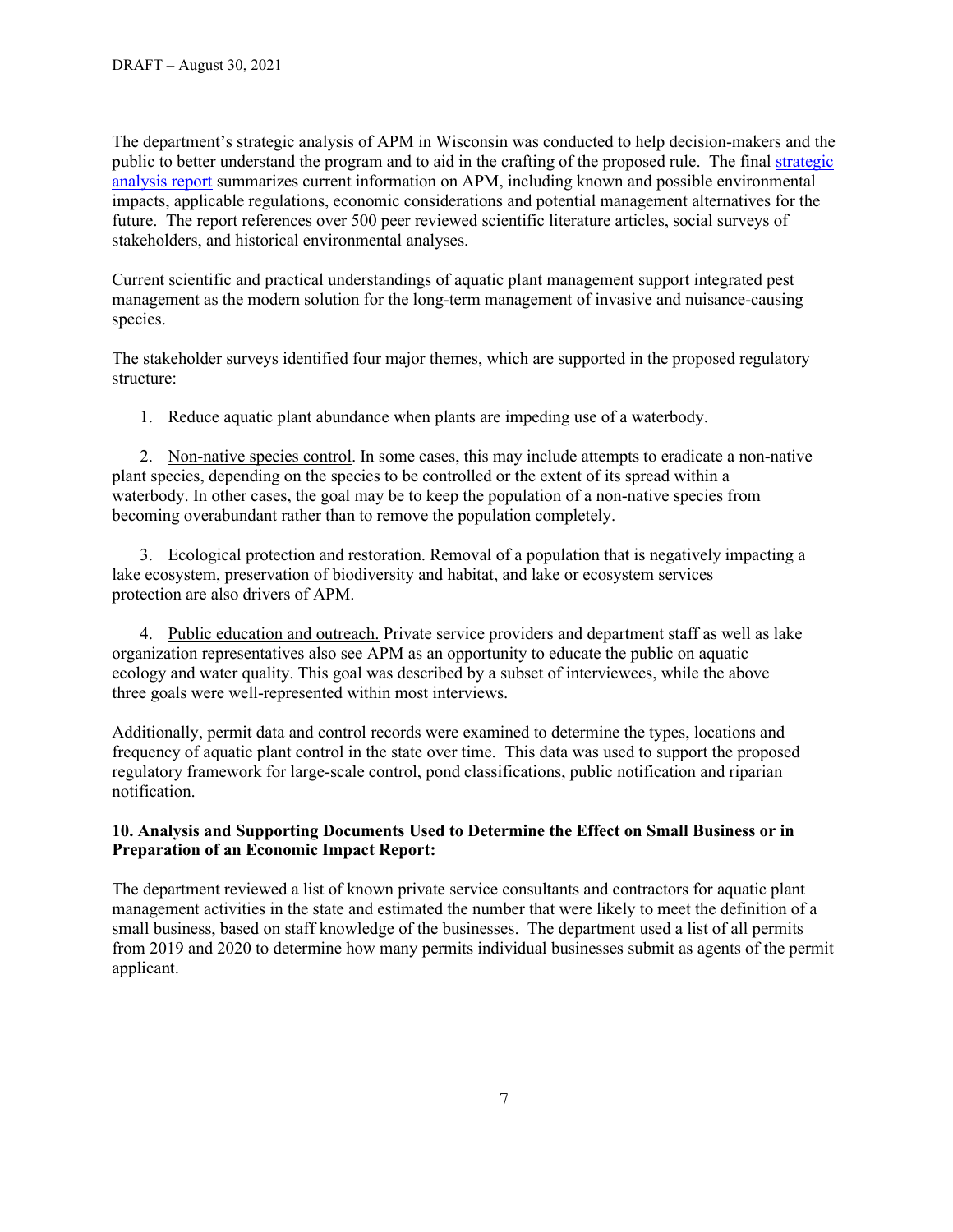The department's strategic analysis of APM in Wisconsin was conducted to help decision-makers and the public to better understand the program and to aid in the crafting of the proposed rule. The final strategic analysis report summarizes current information on APM, including known and possible environmental impacts, applicable regulations, economic considerations and potential management alternatives for the future. The report references over 500 peer reviewed scientific literature articles, social surveys of stakeholders, and historical environmental analyses.

Current scientific and practical understandings of aquatic plant management support integrated pest management as the modern solution for the long-term management of invasive and nuisance-causing species.

The stakeholder surveys identified four major themes, which are supported in the proposed regulatory structure:

1. Reduce aquatic plant abundance when plants are impeding use of a waterbody.

2. Non-native species control. In some cases, this may include attempts to eradicate a non-native plant species, depending on the species to be controlled or the extent of its spread within a waterbody. In other cases, the goal may be to keep the population of a non-native species from becoming overabundant rather than to remove the population completely.

3. Ecological protection and restoration. Removal of a population that is negatively impacting a lake ecosystem, preservation of biodiversity and habitat, and lake or ecosystem services protection are also drivers of APM.

4. Public education and outreach. Private service providers and department staff as well as lake organization representatives also see APM as an opportunity to educate the public on aquatic ecology and water quality. This goal was described by a subset of interviewees, while the above three goals were well-represented within most interviews.

Additionally, permit data and control records were examined to determine the types, locations and frequency of aquatic plant control in the state over time. This data was used to support the proposed regulatory framework for large-scale control, pond classifications, public notification and riparian notification.

**10. Analysis and Supporting Documents Used to Determine the Effect on Small Business or in Preparation of an Economic Impact Report:**

The department reviewed a list of known private service consultants and contractors for aquatic plant management activities in the state and estimated the number that were likely to meet the definition of a small business, based on staff knowledge of the businesses. The department used a list of all permits from 2019 and 2020 to determine how many permits individual businesses submit as agents of the permit applicant.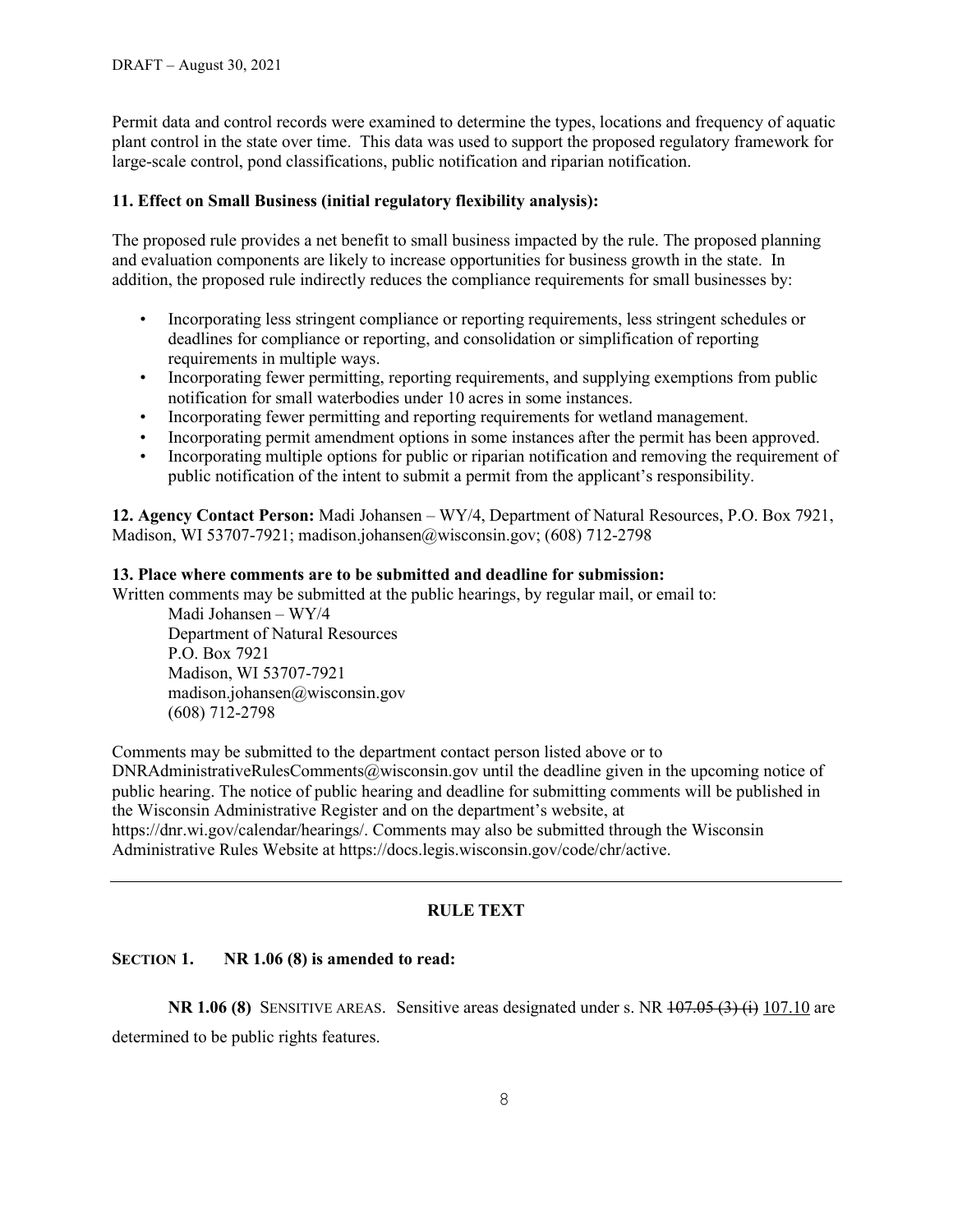Permit data and control records were examined to determine the types, locations and frequency of aquatic plant control in the state over time. This data was used to support the proposed regulatory framework for large-scale control, pond classifications, public notification and riparian notification.

**11. Effect on Small Business (initial regulatory flexibility analysis):**

The proposed rule provides a net benefit to small business impacted by the rule. The proposed planning and evaluation components are likely to increase opportunities for business growth in the state. In addition, the proposed rule indirectly reduces the compliance requirements for small businesses by:

- Incorporating less stringent compliance or reporting requirements, less stringent schedules or deadlines for compliance or reporting, and consolidation or simplification of reporting requirements in multiple ways.
- Incorporating fewer permitting, reporting requirements, and supplying exemptions from public notification for small waterbodies under 10 acres in some instances.
- Incorporating fewer permitting and reporting requirements for wetland management.
- Incorporating permit amendment options in some instances after the permit has been approved.
- Incorporating multiple options for public or riparian notification and removing the requirement of public notification of the intent to submit a permit from the applicant's responsibility.

**12. Agency Contact Person:** Madi Johansen – WY/4, Department of Natural Resources, P.O. Box 7921, Madison, WI 53707-7921; madison.johansen@wisconsin.gov; (608) 712-2798

**13. Place where comments are to be submitted and deadline for submission:**
Written comments may be submitted at the public hearings, by regular mail, or email to:

Madi Johansen – WY/4
Department of Natural Resources
P.O. Box 7921
Madison, WI 53707-7921
madison.johansen@wisconsin.gov
(608) 712-2798

Comments may be submitted to the department contact person listed above or to DNRAdministrativeRulesComments@wisconsin.gov until the deadline given in the upcoming notice of public hearing. The notice of public hearing and deadline for submitting comments will be published in the Wisconsin Administrative Register and on the department's website, at https://dnr.wi.gov/calendar/hearings/. Comments may also be submitted through the Wisconsin Administrative Rules Website at https://docs.legis.wisconsin.gov/code/chr/active.

---

## RULE TEXT

**SECTION 1. NR 1.06 (8) is amended to read:**

**NR 1.06 (8)** SENSITIVE AREAS. Sensitive areas designated under s. NR ~~107.05 (3) (i)~~ 107.10 are determined to be public rights features.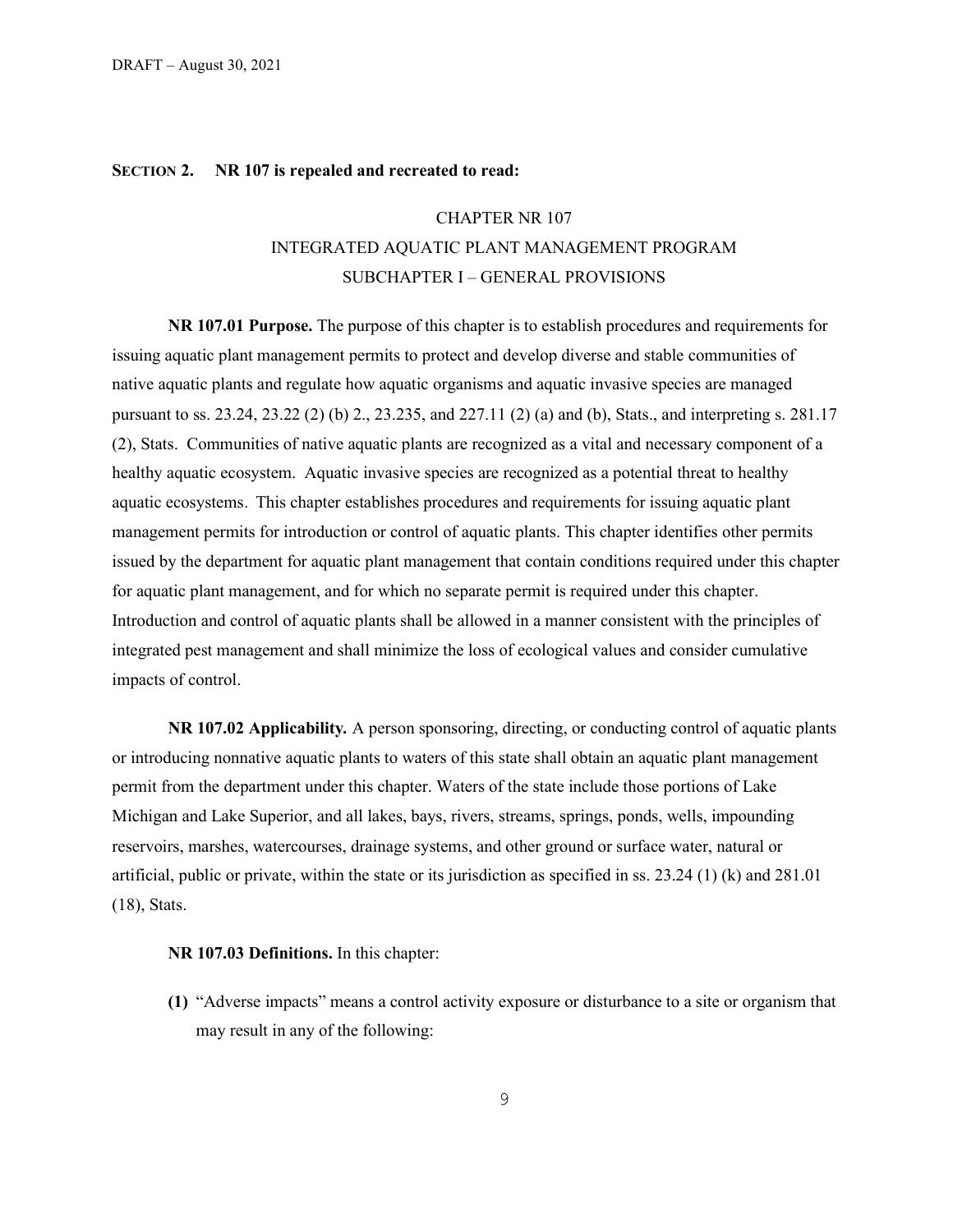**SECTION 2. NR 107 is repealed and recreated to read:**

# CHAPTER NR 107
## INTEGRATED AQUATIC PLANT MANAGEMENT PROGRAM
### SUBCHAPTER I – GENERAL PROVISIONS

**NR 107.01 Purpose.** The purpose of this chapter is to establish procedures and requirements for issuing aquatic plant management permits to protect and develop diverse and stable communities of native aquatic plants and regulate how aquatic organisms and aquatic invasive species are managed pursuant to ss. 23.24, 23.22 (2) (b) 2., 23.235, and 227.11 (2) (a) and (b), Stats., and interpreting s. 281.17 (2), Stats. Communities of native aquatic plants are recognized as a vital and necessary component of a healthy aquatic ecosystem. Aquatic invasive species are recognized as a potential threat to healthy aquatic ecosystems. This chapter establishes procedures and requirements for issuing aquatic plant management permits for introduction or control of aquatic plants. This chapter identifies other permits issued by the department for aquatic plant management that contain conditions required under this chapter for aquatic plant management, and for which no separate permit is required under this chapter. Introduction and control of aquatic plants shall be allowed in a manner consistent with the principles of integrated pest management and shall minimize the loss of ecological values and consider cumulative impacts of control.

**NR 107.02 Applicability.** A person sponsoring, directing, or conducting control of aquatic plants or introducing nonnative aquatic plants to waters of this state shall obtain an aquatic plant management permit from the department under this chapter. Waters of the state include those portions of Lake Michigan and Lake Superior, and all lakes, bays, rivers, streams, springs, ponds, wells, impounding reservoirs, marshes, watercourses, drainage systems, and other ground or surface water, natural or artificial, public or private, within the state or its jurisdiction as specified in ss. 23.24 (1) (k) and 281.01 (18), Stats.

**NR 107.03 Definitions.** In this chapter:

**(1)** "Adverse impacts" means a control activity exposure or disturbance to a site or organism that may result in any of the following: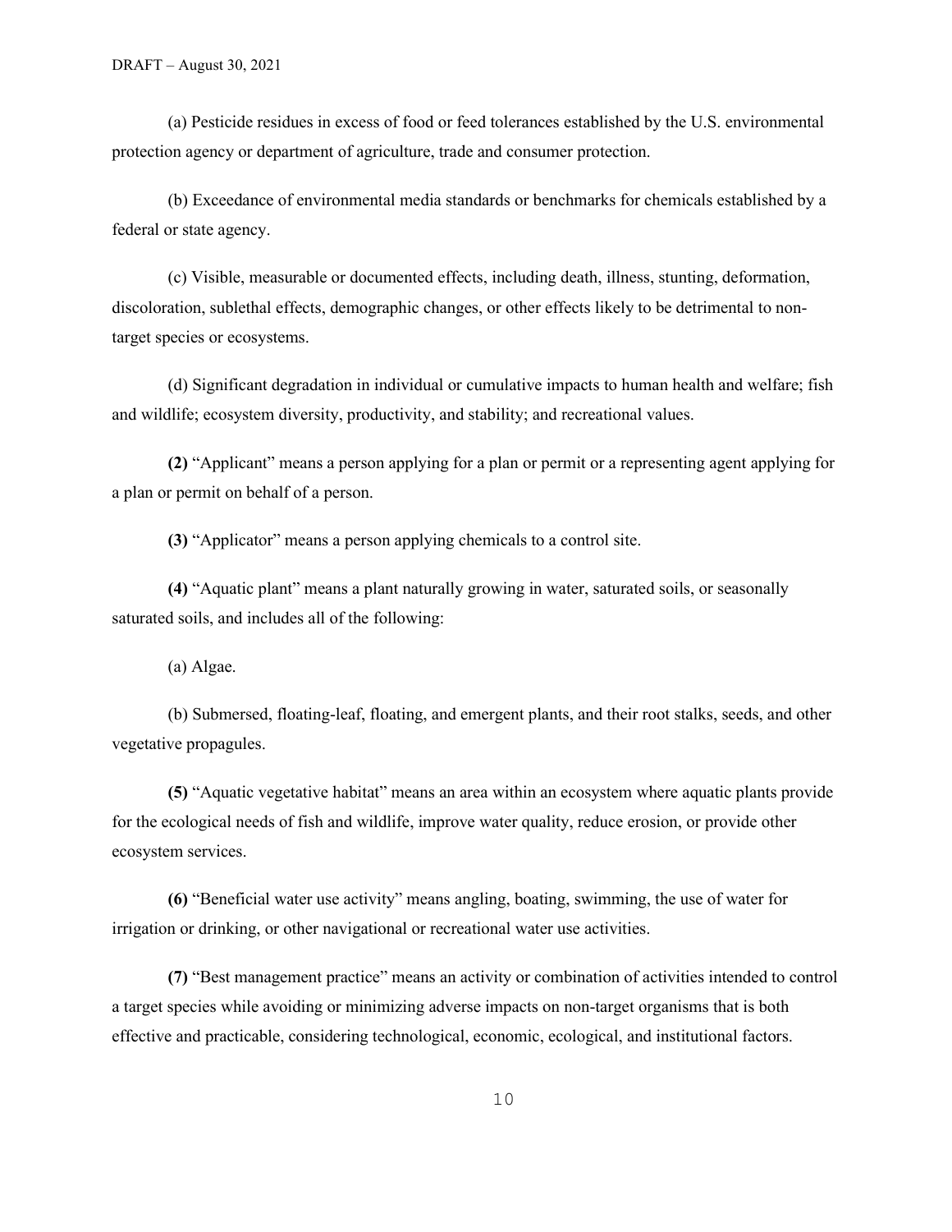(a) Pesticide residues in excess of food or feed tolerances established by the U.S. environmental protection agency or department of agriculture, trade and consumer protection.

(b) Exceedance of environmental media standards or benchmarks for chemicals established by a federal or state agency.

(c) Visible, measurable or documented effects, including death, illness, stunting, deformation, discoloration, sublethal effects, demographic changes, or other effects likely to be detrimental to non-target species or ecosystems.

(d) Significant degradation in individual or cumulative impacts to human health and welfare; fish and wildlife; ecosystem diversity, productivity, and stability; and recreational values.

**(2)** "Applicant" means a person applying for a plan or permit or a representing agent applying for a plan or permit on behalf of a person.

**(3)** "Applicator" means a person applying chemicals to a control site.

**(4)** "Aquatic plant" means a plant naturally growing in water, saturated soils, or seasonally saturated soils, and includes all of the following:

(a) Algae.

(b) Submersed, floating-leaf, floating, and emergent plants, and their root stalks, seeds, and other vegetative propagules.

**(5)** "Aquatic vegetative habitat" means an area within an ecosystem where aquatic plants provide for the ecological needs of fish and wildlife, improve water quality, reduce erosion, or provide other ecosystem services.

**(6)** "Beneficial water use activity" means angling, boating, swimming, the use of water for irrigation or drinking, or other navigational or recreational water use activities.

**(7)** "Best management practice" means an activity or combination of activities intended to control a target species while avoiding or minimizing adverse impacts on non-target organisms that is both effective and practicable, considering technological, economic, ecological, and institutional factors.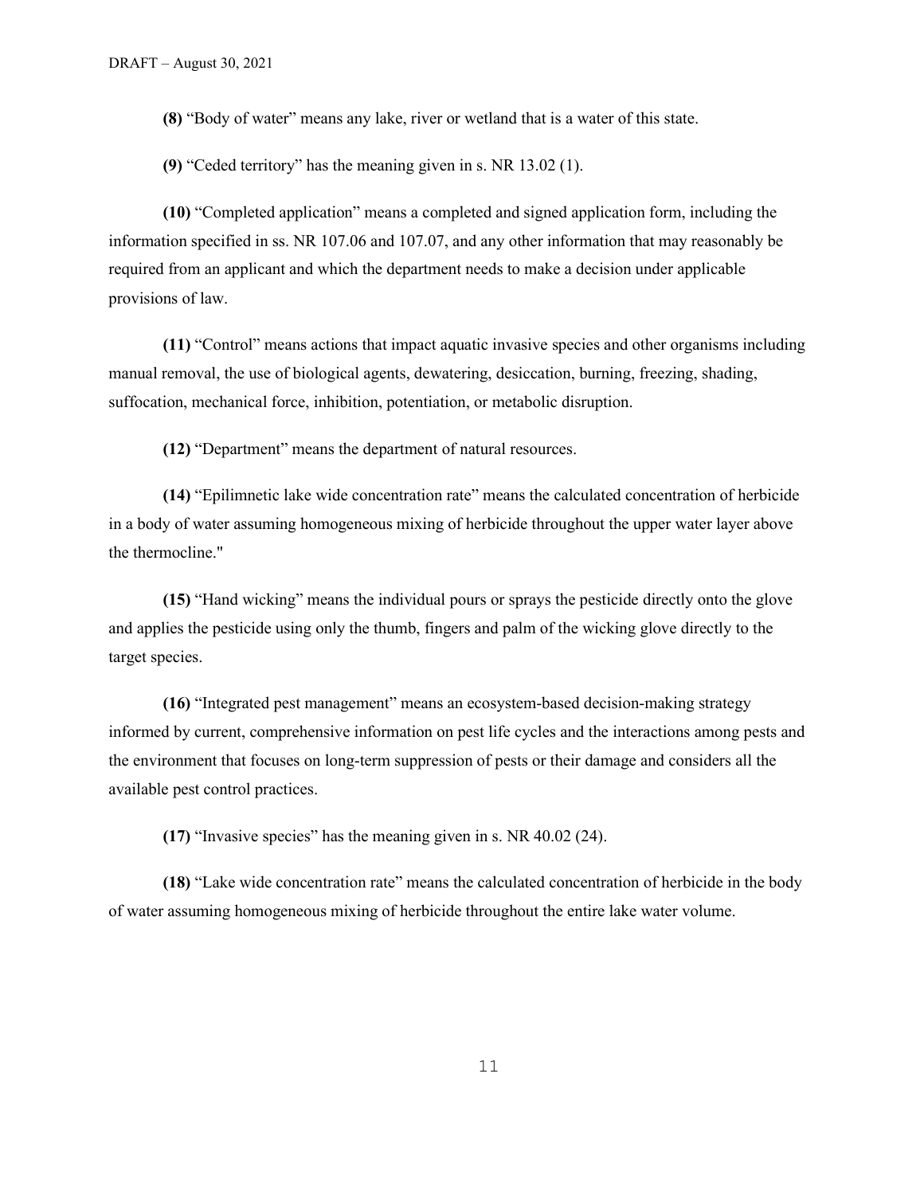**(8)** “Body of water” means any lake, river or wetland that is a water of this state.

**(9)** “Ceded territory” has the meaning given in s. NR 13.02 (1).

**(10)** “Completed application” means a completed and signed application form, including the information specified in ss. NR 107.06 and 107.07, and any other information that may reasonably be required from an applicant and which the department needs to make a decision under applicable provisions of law.

**(11)** “Control” means actions that impact aquatic invasive species and other organisms including manual removal, the use of biological agents, dewatering, desiccation, burning, freezing, shading, suffocation, mechanical force, inhibition, potentiation, or metabolic disruption.

**(12)** “Department” means the department of natural resources.

**(14)** “Epilimnetic lake wide concentration rate” means the calculated concentration of herbicide in a body of water assuming homogeneous mixing of herbicide throughout the upper water layer above the thermocline."

**(15)** “Hand wicking” means the individual pours or sprays the pesticide directly onto the glove and applies the pesticide using only the thumb, fingers and palm of the wicking glove directly to the target species.

**(16)** “Integrated pest management” means an ecosystem-based decision-making strategy informed by current, comprehensive information on pest life cycles and the interactions among pests and the environment that focuses on long-term suppression of pests or their damage and considers all the available pest control practices.

**(17)** “Invasive species” has the meaning given in s. NR 40.02 (24).

**(18)** “Lake wide concentration rate” means the calculated concentration of herbicide in the body of water assuming homogeneous mixing of herbicide throughout the entire lake water volume.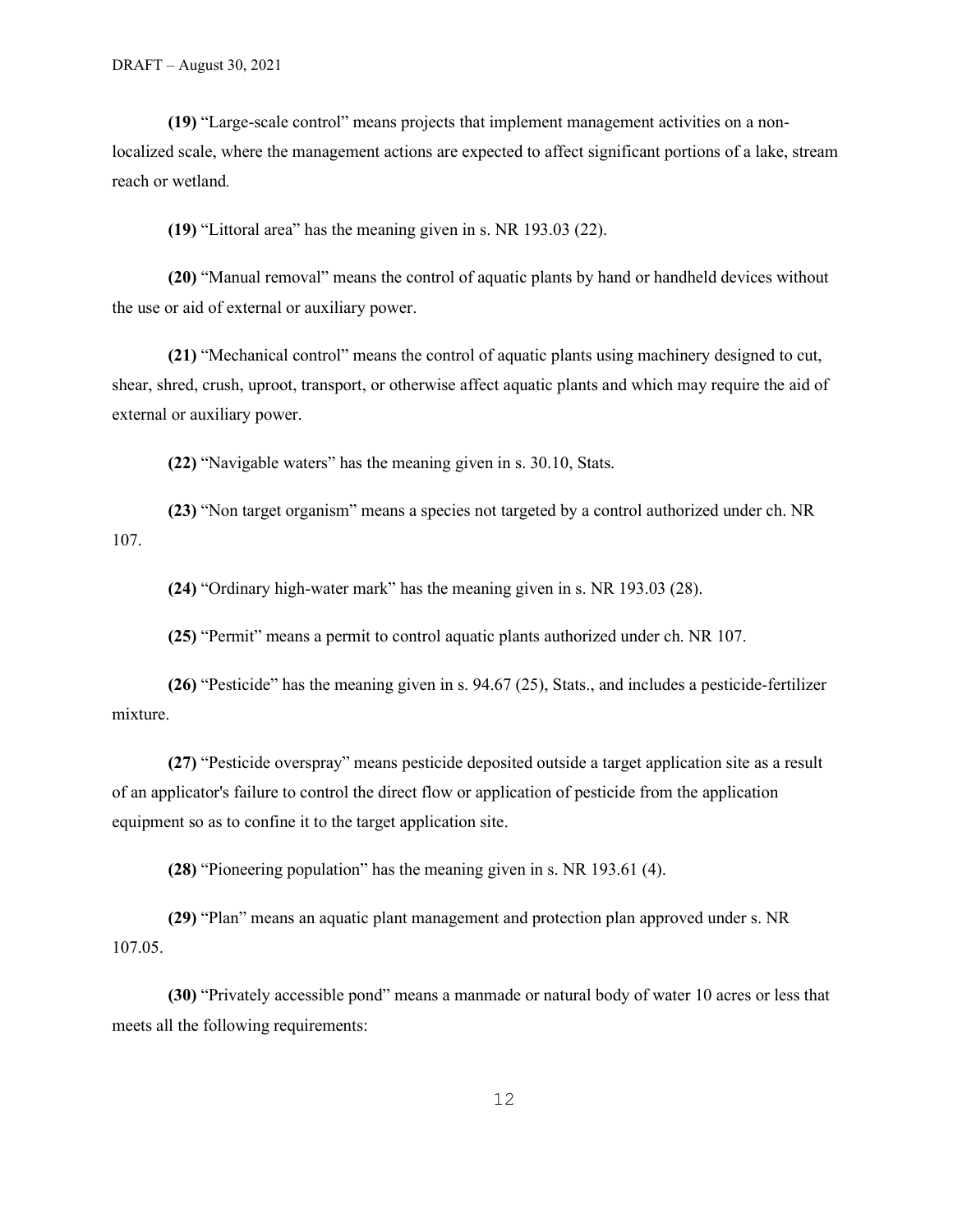**(19)** "Large-scale control" means projects that implement management activities on a non-localized scale, where the management actions are expected to affect significant portions of a lake, stream reach or wetland*.*

**(19)** "Littoral area" has the meaning given in s. NR 193.03 (22).

**(20)** "Manual removal" means the control of aquatic plants by hand or handheld devices without the use or aid of external or auxiliary power.

**(21)** "Mechanical control" means the control of aquatic plants using machinery designed to cut, shear, shred, crush, uproot, transport, or otherwise affect aquatic plants and which may require the aid of external or auxiliary power.

**(22)** "Navigable waters" has the meaning given in s. 30.10, Stats.

**(23)** "Non target organism" means a species not targeted by a control authorized under ch. NR 107.

**(24)** "Ordinary high-water mark" has the meaning given in s. NR 193.03 (28).

**(25)** "Permit" means a permit to control aquatic plants authorized under ch. NR 107.

**(26)** "Pesticide" has the meaning given in s. 94.67 (25), Stats., and includes a pesticide-fertilizer mixture.

**(27)** "Pesticide overspray" means pesticide deposited outside a target application site as a result of an applicator's failure to control the direct flow or application of pesticide from the application equipment so as to confine it to the target application site.

**(28)** "Pioneering population" has the meaning given in s. NR 193.61 (4).

**(29)** "Plan" means an aquatic plant management and protection plan approved under s. NR 107.05.

**(30)** "Privately accessible pond" means a manmade or natural body of water 10 acres or less that meets all the following requirements: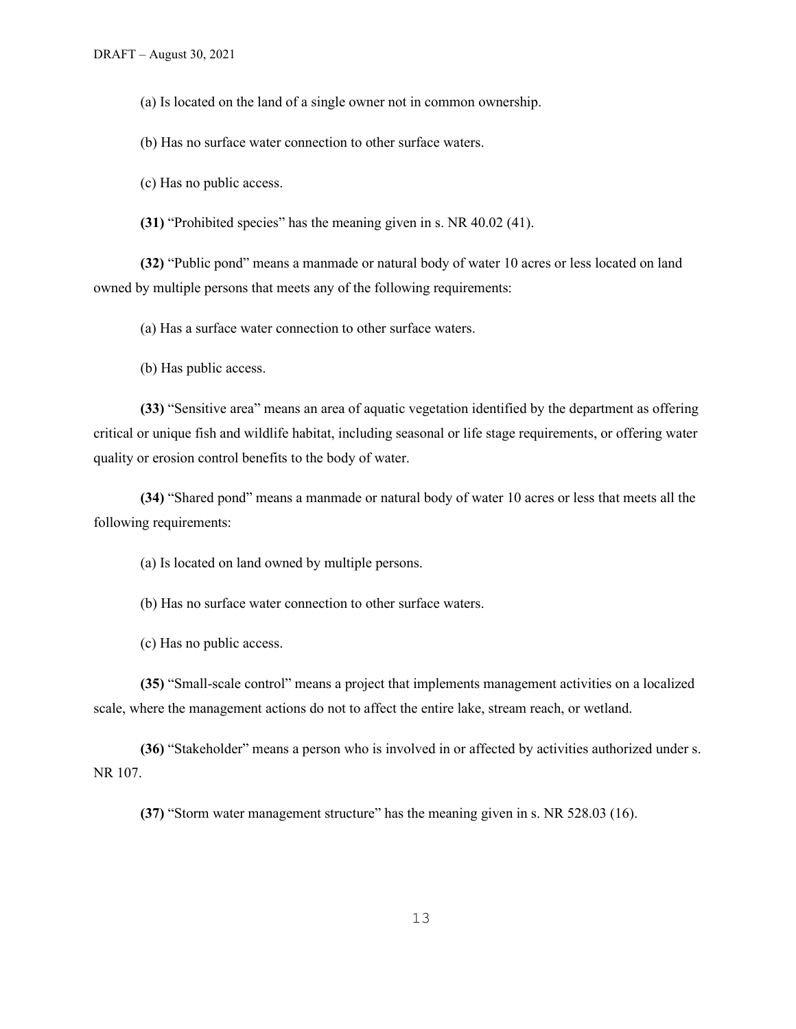(a) Is located on the land of a single owner not in common ownership.

(b) Has no surface water connection to other surface waters.

(c) Has no public access.

**(31)** "Prohibited species" has the meaning given in s. NR 40.02 (41).

**(32)** "Public pond" means a manmade or natural body of water 10 acres or less located on land owned by multiple persons that meets any of the following requirements:

(a) Has a surface water connection to other surface waters.

(b) Has public access.

**(33)** "Sensitive area" means an area of aquatic vegetation identified by the department as offering critical or unique fish and wildlife habitat, including seasonal or life stage requirements, or offering water quality or erosion control benefits to the body of water.

**(34)** "Shared pond" means a manmade or natural body of water 10 acres or less that meets all the following requirements:

(a) Is located on land owned by multiple persons.

(b) Has no surface water connection to other surface waters.

(c) Has no public access.

**(35)** "Small-scale control" means a project that implements management activities on a localized scale, where the management actions do not to affect the entire lake, stream reach, or wetland.

**(36)** "Stakeholder" means a person who is involved in or affected by activities authorized under s. NR 107.

**(37)** "Storm water management structure" has the meaning given in s. NR 528.03 (16).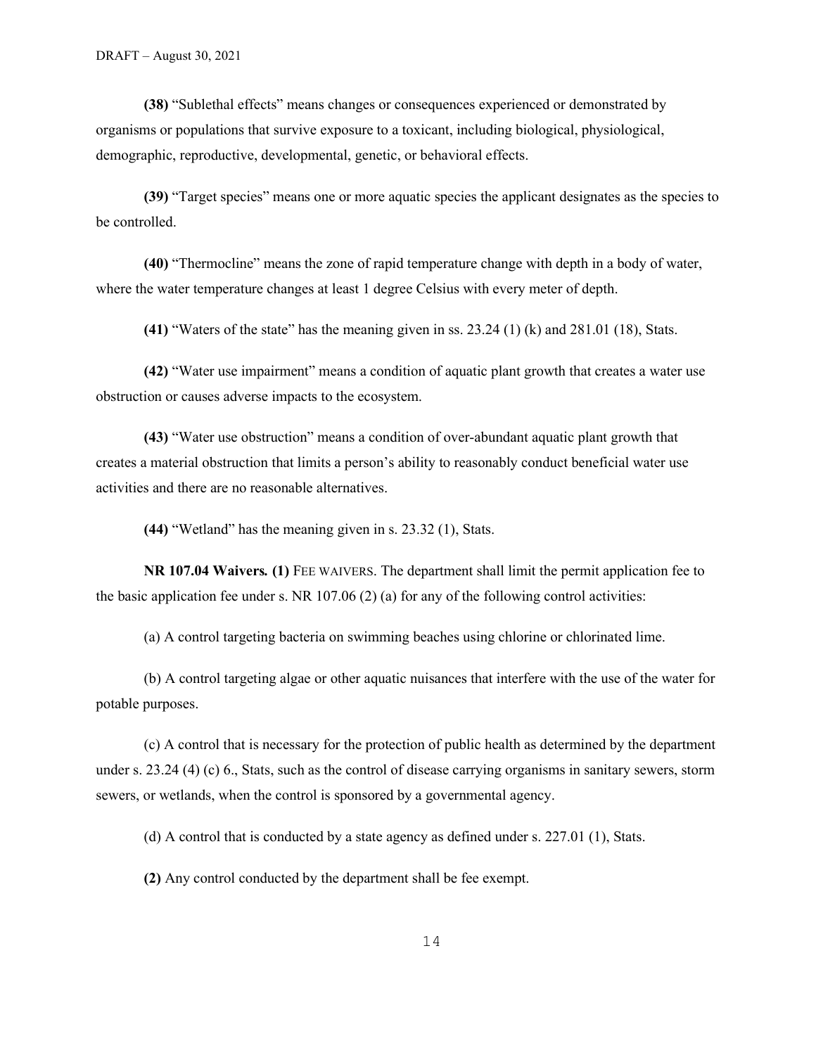**(38)** "Sublethal effects" means changes or consequences experienced or demonstrated by organisms or populations that survive exposure to a toxicant, including biological, physiological, demographic, reproductive, developmental, genetic, or behavioral effects.

**(39)** "Target species" means one or more aquatic species the applicant designates as the species to be controlled.

**(40)** "Thermocline" means the zone of rapid temperature change with depth in a body of water, where the water temperature changes at least 1 degree Celsius with every meter of depth.

**(41)** "Waters of the state" has the meaning given in ss. 23.24 (1) (k) and 281.01 (18), Stats.

**(42)** "Water use impairment" means a condition of aquatic plant growth that creates a water use obstruction or causes adverse impacts to the ecosystem.

**(43)** "Water use obstruction" means a condition of over-abundant aquatic plant growth that creates a material obstruction that limits a person's ability to reasonably conduct beneficial water use activities and there are no reasonable alternatives.

**(44)** "Wetland" has the meaning given in s. 23.32 (1), Stats.

**NR 107.04 Waivers. (1)** FEE WAIVERS. The department shall limit the permit application fee to the basic application fee under s. NR 107.06 (2) (a) for any of the following control activities:

(a) A control targeting bacteria on swimming beaches using chlorine or chlorinated lime.

(b) A control targeting algae or other aquatic nuisances that interfere with the use of the water for potable purposes.

(c) A control that is necessary for the protection of public health as determined by the department under s. 23.24 (4) (c) 6., Stats, such as the control of disease carrying organisms in sanitary sewers, storm sewers, or wetlands, when the control is sponsored by a governmental agency.

(d) A control that is conducted by a state agency as defined under s. 227.01 (1), Stats.

**(2)** Any control conducted by the department shall be fee exempt.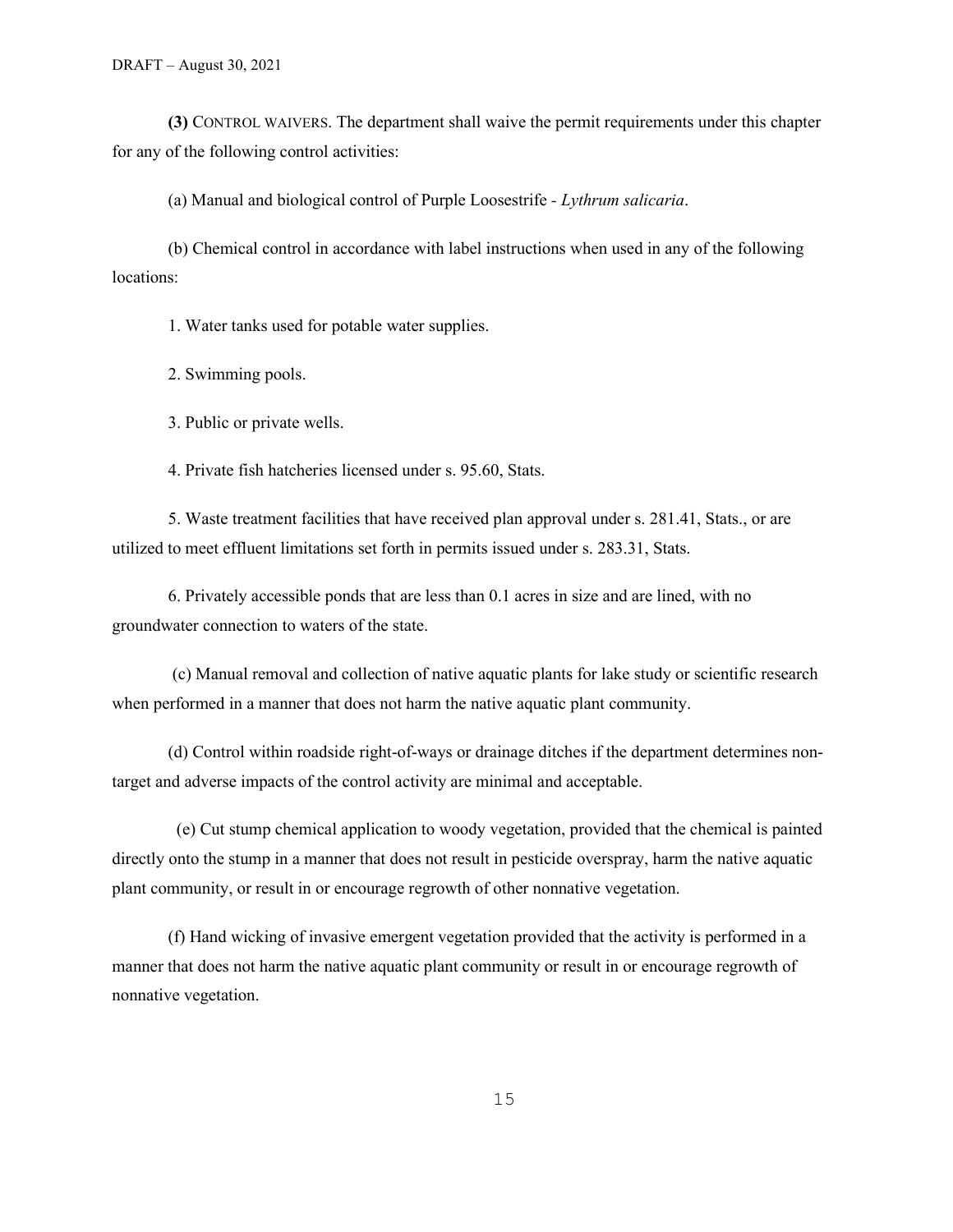**(3)** CONTROL WAIVERS. The department shall waive the permit requirements under this chapter for any of the following control activities:

(a) Manual and biological control of Purple Loosestrife - *Lythrum salicaria*.

(b) Chemical control in accordance with label instructions when used in any of the following locations:

1. Water tanks used for potable water supplies.

2. Swimming pools.

3. Public or private wells.

4. Private fish hatcheries licensed under s. 95.60, Stats.

5. Waste treatment facilities that have received plan approval under s. 281.41, Stats., or are utilized to meet effluent limitations set forth in permits issued under s. 283.31, Stats.

6. Privately accessible ponds that are less than 0.1 acres in size and are lined, with no groundwater connection to waters of the state.

(c) Manual removal and collection of native aquatic plants for lake study or scientific research when performed in a manner that does not harm the native aquatic plant community.

(d) Control within roadside right-of-ways or drainage ditches if the department determines non-target and adverse impacts of the control activity are minimal and acceptable.

(e) Cut stump chemical application to woody vegetation, provided that the chemical is painted directly onto the stump in a manner that does not result in pesticide overspray, harm the native aquatic plant community, or result in or encourage regrowth of other nonnative vegetation.

(f) Hand wicking of invasive emergent vegetation provided that the activity is performed in a manner that does not harm the native aquatic plant community or result in or encourage regrowth of nonnative vegetation.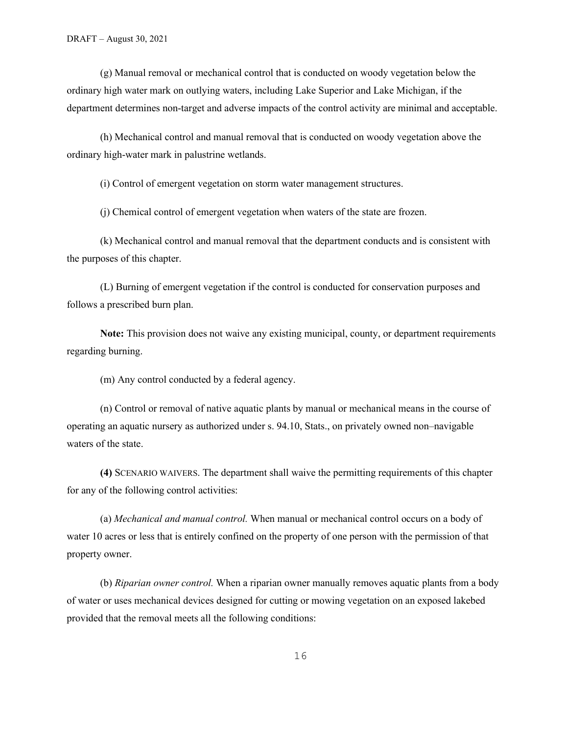(g) Manual removal or mechanical control that is conducted on woody vegetation below the ordinary high water mark on outlying waters, including Lake Superior and Lake Michigan, if the department determines non-target and adverse impacts of the control activity are minimal and acceptable.

(h) Mechanical control and manual removal that is conducted on woody vegetation above the ordinary high-water mark in palustrine wetlands.

(i) Control of emergent vegetation on storm water management structures.

(j) Chemical control of emergent vegetation when waters of the state are frozen.

(k) Mechanical control and manual removal that the department conducts and is consistent with the purposes of this chapter.

(L) Burning of emergent vegetation if the control is conducted for conservation purposes and follows a prescribed burn plan.

**Note:** This provision does not waive any existing municipal, county, or department requirements regarding burning.

(m) Any control conducted by a federal agency.

(n) Control or removal of native aquatic plants by manual or mechanical means in the course of operating an aquatic nursery as authorized under s. 94.10, Stats., on privately owned non–navigable waters of the state.

**(4)** SCENARIO WAIVERS. The department shall waive the permitting requirements of this chapter for any of the following control activities:

(a) *Mechanical and manual control.* When manual or mechanical control occurs on a body of water 10 acres or less that is entirely confined on the property of one person with the permission of that property owner.

(b) *Riparian owner control.* When a riparian owner manually removes aquatic plants from a body of water or uses mechanical devices designed for cutting or mowing vegetation on an exposed lakebed provided that the removal meets all the following conditions: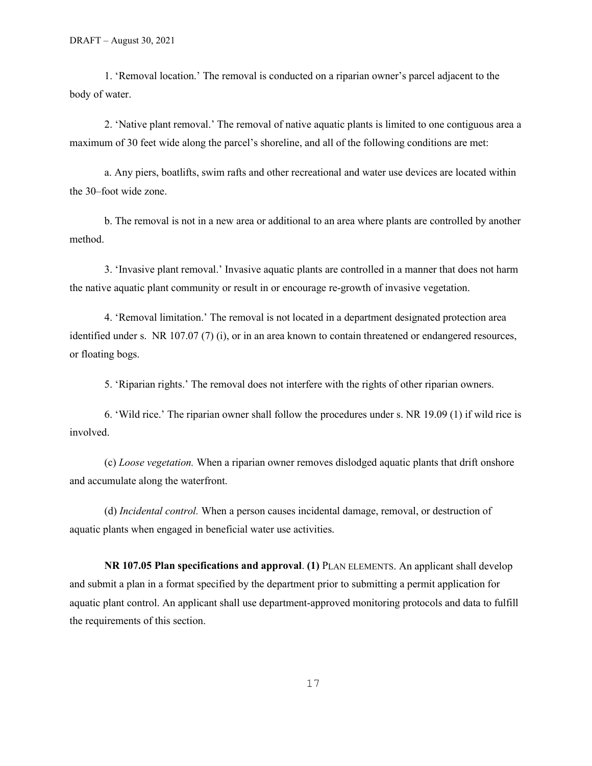1. 'Removal location.' The removal is conducted on a riparian owner's parcel adjacent to the body of water.

2. 'Native plant removal.' The removal of native aquatic plants is limited to one contiguous area a maximum of 30 feet wide along the parcel's shoreline, and all of the following conditions are met:

a. Any piers, boatlifts, swim rafts and other recreational and water use devices are located within the 30–foot wide zone.

b. The removal is not in a new area or additional to an area where plants are controlled by another method.

3. 'Invasive plant removal.' Invasive aquatic plants are controlled in a manner that does not harm the native aquatic plant community or result in or encourage re-growth of invasive vegetation.

4. 'Removal limitation.' The removal is not located in a department designated protection area identified under s. NR 107.07 (7) (i), or in an area known to contain threatened or endangered resources, or floating bogs.

5. 'Riparian rights.' The removal does not interfere with the rights of other riparian owners.

6. 'Wild rice.' The riparian owner shall follow the procedures under s. NR 19.09 (1) if wild rice is involved.

(c) *Loose vegetation.* When a riparian owner removes dislodged aquatic plants that drift onshore and accumulate along the waterfront.

(d) *Incidental control.* When a person causes incidental damage, removal, or destruction of aquatic plants when engaged in beneficial water use activities.

**NR 107.05 Plan specifications and approval**. **(1)** PLAN ELEMENTS. An applicant shall develop and submit a plan in a format specified by the department prior to submitting a permit application for aquatic plant control. An applicant shall use department-approved monitoring protocols and data to fulfill the requirements of this section.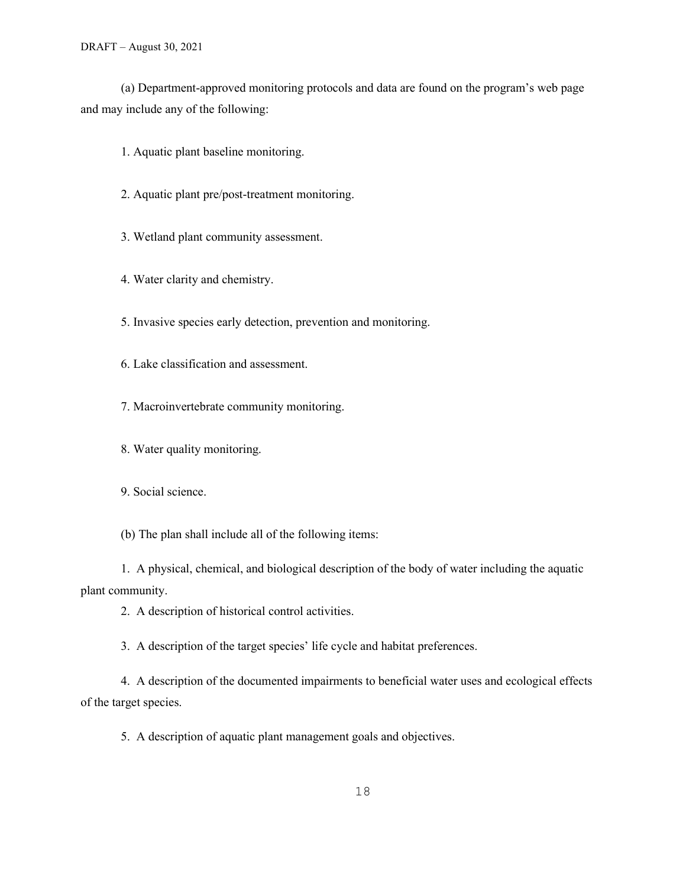(a) Department-approved monitoring protocols and data are found on the program's web page and may include any of the following:

1. Aquatic plant baseline monitoring.

2. Aquatic plant pre/post-treatment monitoring.

3. Wetland plant community assessment.

4. Water clarity and chemistry.

5. Invasive species early detection, prevention and monitoring.

6. Lake classification and assessment.

7. Macroinvertebrate community monitoring.

8. Water quality monitoring.

9. Social science.

(b) The plan shall include all of the following items:

1. A physical, chemical, and biological description of the body of water including the aquatic plant community.

2. A description of historical control activities.

3. A description of the target species' life cycle and habitat preferences.

4. A description of the documented impairments to beneficial water uses and ecological effects of the target species.

5. A description of aquatic plant management goals and objectives.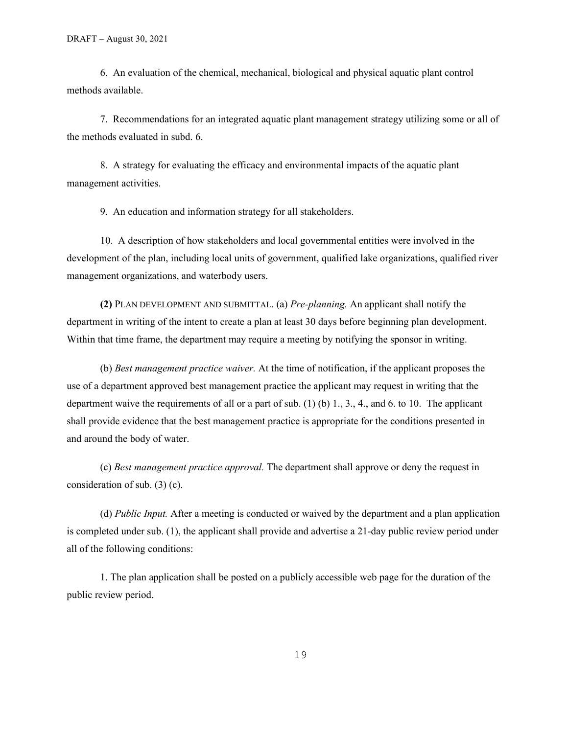6. An evaluation of the chemical, mechanical, biological and physical aquatic plant control methods available.

7. Recommendations for an integrated aquatic plant management strategy utilizing some or all of the methods evaluated in subd. 6.

8. A strategy for evaluating the efficacy and environmental impacts of the aquatic plant management activities.

9. An education and information strategy for all stakeholders.

10. A description of how stakeholders and local governmental entities were involved in the development of the plan, including local units of government, qualified lake organizations, qualified river management organizations, and waterbody users.

**(2)** PLAN DEVELOPMENT AND SUBMITTAL. (a) *Pre-planning.* An applicant shall notify the department in writing of the intent to create a plan at least 30 days before beginning plan development. Within that time frame, the department may require a meeting by notifying the sponsor in writing.

(b) *Best management practice waiver.* At the time of notification, if the applicant proposes the use of a department approved best management practice the applicant may request in writing that the department waive the requirements of all or a part of sub. (1) (b) 1., 3., 4., and 6. to 10. The applicant shall provide evidence that the best management practice is appropriate for the conditions presented in and around the body of water.

(c) *Best management practice approval.* The department shall approve or deny the request in consideration of sub. (3) (c).

(d) *Public Input.* After a meeting is conducted or waived by the department and a plan application is completed under sub. (1), the applicant shall provide and advertise a 21-day public review period under all of the following conditions:

1. The plan application shall be posted on a publicly accessible web page for the duration of the public review period.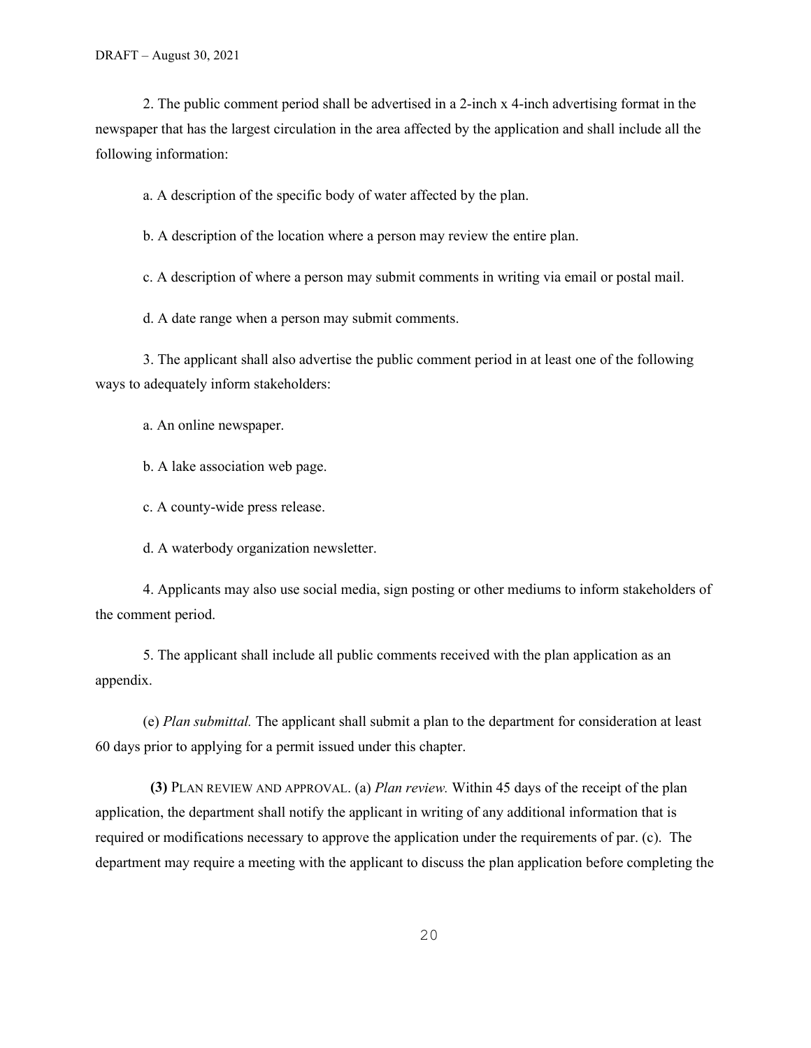2. The public comment period shall be advertised in a 2-inch x 4-inch advertising format in the newspaper that has the largest circulation in the area affected by the application and shall include all the following information:

a. A description of the specific body of water affected by the plan.

b. A description of the location where a person may review the entire plan.

c. A description of where a person may submit comments in writing via email or postal mail.

d. A date range when a person may submit comments.

3. The applicant shall also advertise the public comment period in at least one of the following ways to adequately inform stakeholders:

a. An online newspaper.

b. A lake association web page.

c. A county-wide press release.

d. A waterbody organization newsletter.

4. Applicants may also use social media, sign posting or other mediums to inform stakeholders of the comment period.

5. The applicant shall include all public comments received with the plan application as an appendix.

(e) *Plan submittal.* The applicant shall submit a plan to the department for consideration at least 60 days prior to applying for a permit issued under this chapter.

**(3)** PLAN REVIEW AND APPROVAL. (a) *Plan review.* Within 45 days of the receipt of the plan application, the department shall notify the applicant in writing of any additional information that is required or modifications necessary to approve the application under the requirements of par. (c). The department may require a meeting with the applicant to discuss the plan application before completing the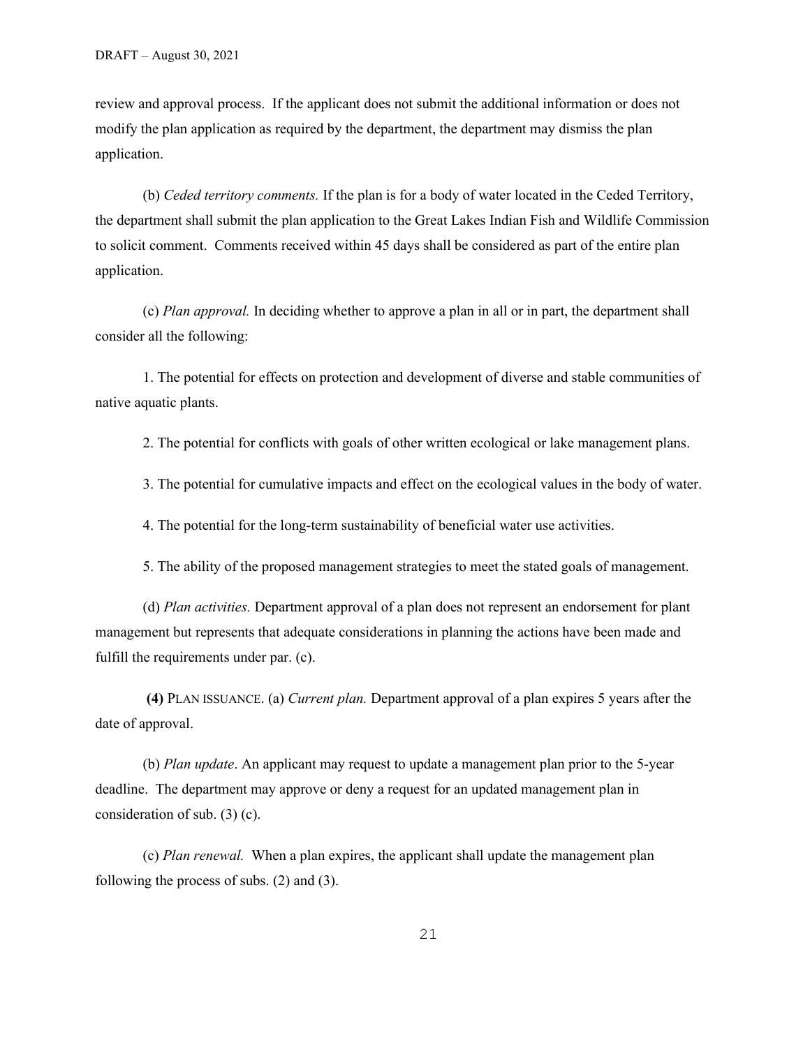review and approval process. If the applicant does not submit the additional information or does not modify the plan application as required by the department, the department may dismiss the plan application.

(b) *Ceded territory comments.* If the plan is for a body of water located in the Ceded Territory, the department shall submit the plan application to the Great Lakes Indian Fish and Wildlife Commission to solicit comment. Comments received within 45 days shall be considered as part of the entire plan application.

(c) *Plan approval.* In deciding whether to approve a plan in all or in part, the department shall consider all the following:

1. The potential for effects on protection and development of diverse and stable communities of native aquatic plants.

2. The potential for conflicts with goals of other written ecological or lake management plans.

3. The potential for cumulative impacts and effect on the ecological values in the body of water.

4. The potential for the long-term sustainability of beneficial water use activities.

5. The ability of the proposed management strategies to meet the stated goals of management.

(d) *Plan activities.* Department approval of a plan does not represent an endorsement for plant management but represents that adequate considerations in planning the actions have been made and fulfill the requirements under par. (c).

**(4)** PLAN ISSUANCE. (a) *Current plan.* Department approval of a plan expires 5 years after the date of approval.

(b) *Plan update*. An applicant may request to update a management plan prior to the 5-year deadline. The department may approve or deny a request for an updated management plan in consideration of sub. (3) (c).

(c) *Plan renewal.* When a plan expires, the applicant shall update the management plan following the process of subs. (2) and (3).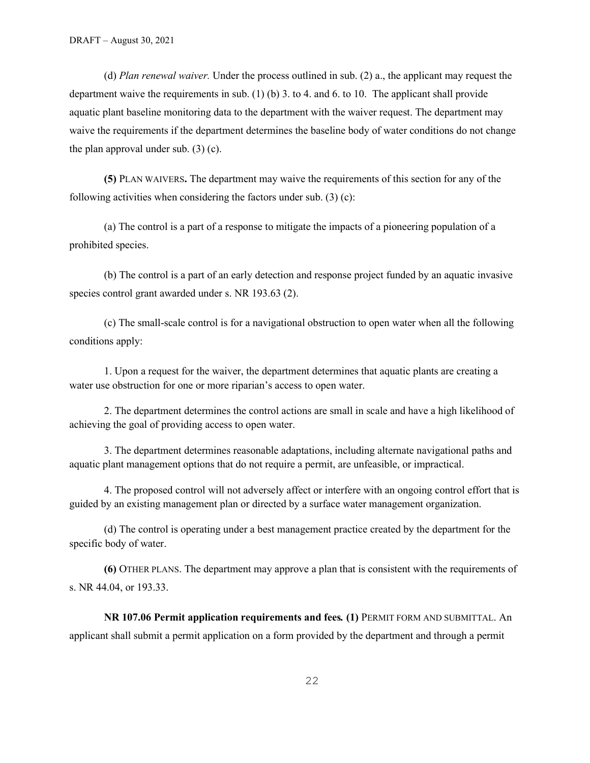(d) *Plan renewal waiver.* Under the process outlined in sub. (2) a., the applicant may request the department waive the requirements in sub. (1) (b) 3. to 4. and 6. to 10. The applicant shall provide aquatic plant baseline monitoring data to the department with the waiver request. The department may waive the requirements if the department determines the baseline body of water conditions do not change the plan approval under sub. (3) (c).

**(5)** PLAN WAIVERS**.** The department may waive the requirements of this section for any of the following activities when considering the factors under sub. (3) (c):

(a) The control is a part of a response to mitigate the impacts of a pioneering population of a prohibited species.

(b) The control is a part of an early detection and response project funded by an aquatic invasive species control grant awarded under s. NR 193.63 (2).

(c) The small-scale control is for a navigational obstruction to open water when all the following conditions apply:

1. Upon a request for the waiver, the department determines that aquatic plants are creating a water use obstruction for one or more riparian's access to open water.

2. The department determines the control actions are small in scale and have a high likelihood of achieving the goal of providing access to open water.

3. The department determines reasonable adaptations, including alternate navigational paths and aquatic plant management options that do not require a permit, are unfeasible, or impractical.

4. The proposed control will not adversely affect or interfere with an ongoing control effort that is guided by an existing management plan or directed by a surface water management organization.

(d) The control is operating under a best management practice created by the department for the specific body of water.

**(6)** OTHER PLANS. The department may approve a plan that is consistent with the requirements of s. NR 44.04, or 193.33.

**NR 107.06 Permit application requirements and fees. (1)** PERMIT FORM AND SUBMITTAL. An applicant shall submit a permit application on a form provided by the department and through a permit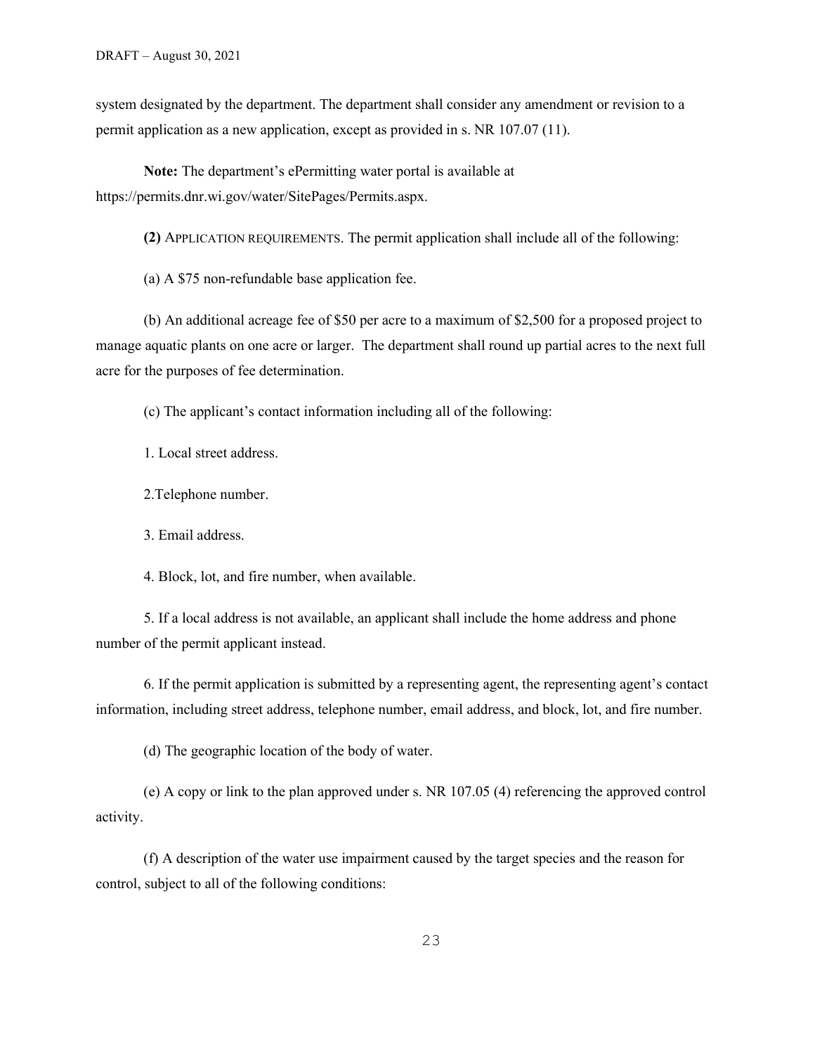system designated by the department. The department shall consider any amendment or revision to a permit application as a new application, except as provided in s. NR 107.07 (11).

**Note:** The department's ePermitting water portal is available at https://permits.dnr.wi.gov/water/SitePages/Permits.aspx.

**(2)** APPLICATION REQUIREMENTS. The permit application shall include all of the following:

(a) A $75 non-refundable base application fee.

(b) An additional acreage fee of $50 per acre to a maximum of $2,500 for a proposed project to manage aquatic plants on one acre or larger. The department shall round up partial acres to the next full acre for the purposes of fee determination.

(c) The applicant's contact information including all of the following:

1. Local street address.

2.Telephone number.

3. Email address.

4. Block, lot, and fire number, when available.

5. If a local address is not available, an applicant shall include the home address and phone number of the permit applicant instead.

6. If the permit application is submitted by a representing agent, the representing agent's contact information, including street address, telephone number, email address, and block, lot, and fire number.

(d) The geographic location of the body of water.

(e) A copy or link to the plan approved under s. NR 107.05 (4) referencing the approved control activity.

(f) A description of the water use impairment caused by the target species and the reason for control, subject to all of the following conditions: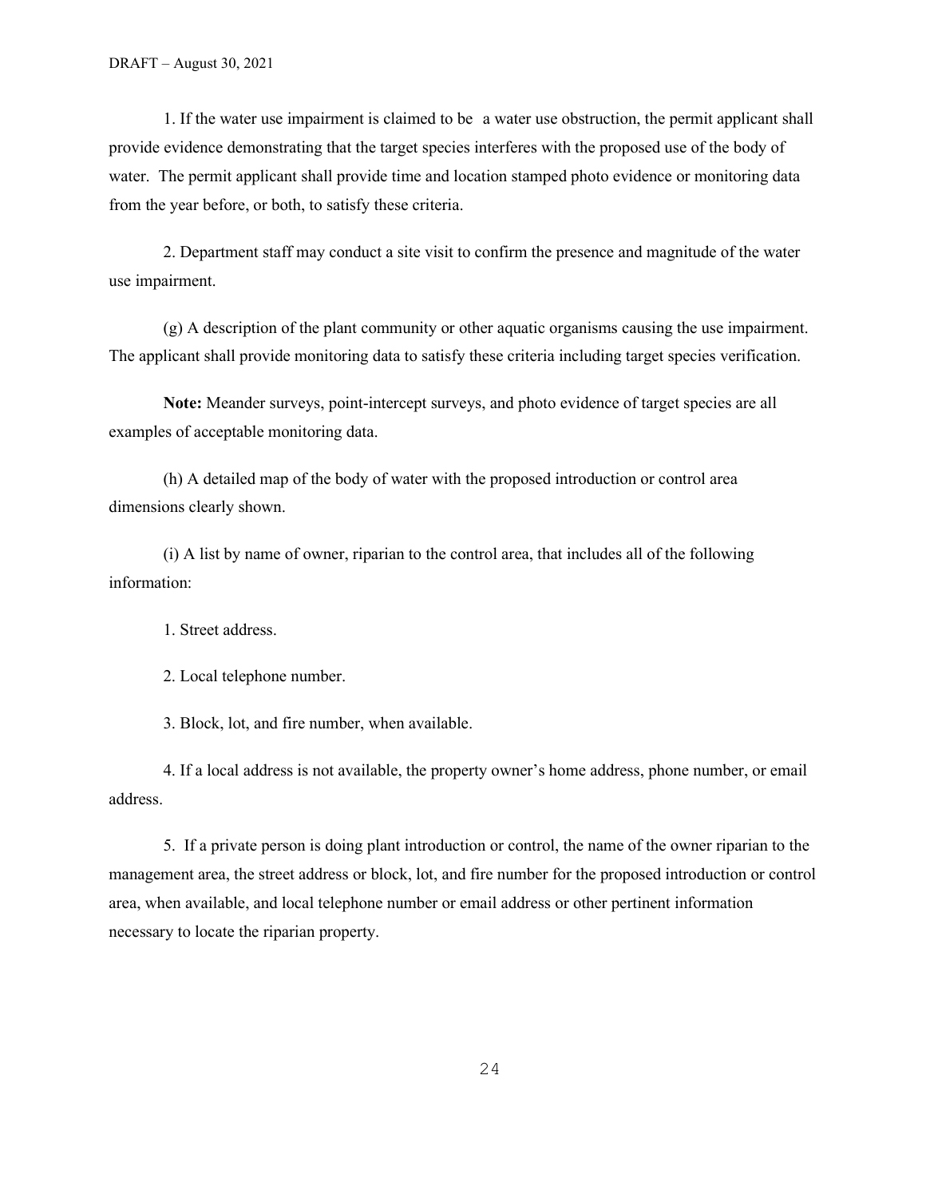1. If the water use impairment is claimed to be a water use obstruction, the permit applicant shall provide evidence demonstrating that the target species interferes with the proposed use of the body of water. The permit applicant shall provide time and location stamped photo evidence or monitoring data from the year before, or both, to satisfy these criteria.

2. Department staff may conduct a site visit to confirm the presence and magnitude of the water use impairment.

(g) A description of the plant community or other aquatic organisms causing the use impairment. The applicant shall provide monitoring data to satisfy these criteria including target species verification.

**Note:** Meander surveys, point-intercept surveys, and photo evidence of target species are all examples of acceptable monitoring data.

(h) A detailed map of the body of water with the proposed introduction or control area dimensions clearly shown.

(i) A list by name of owner, riparian to the control area, that includes all of the following information:

1. Street address.

2. Local telephone number.

3. Block, lot, and fire number, when available.

4. If a local address is not available, the property owner's home address, phone number, or email address.

5. If a private person is doing plant introduction or control, the name of the owner riparian to the management area, the street address or block, lot, and fire number for the proposed introduction or control area, when available, and local telephone number or email address or other pertinent information necessary to locate the riparian property.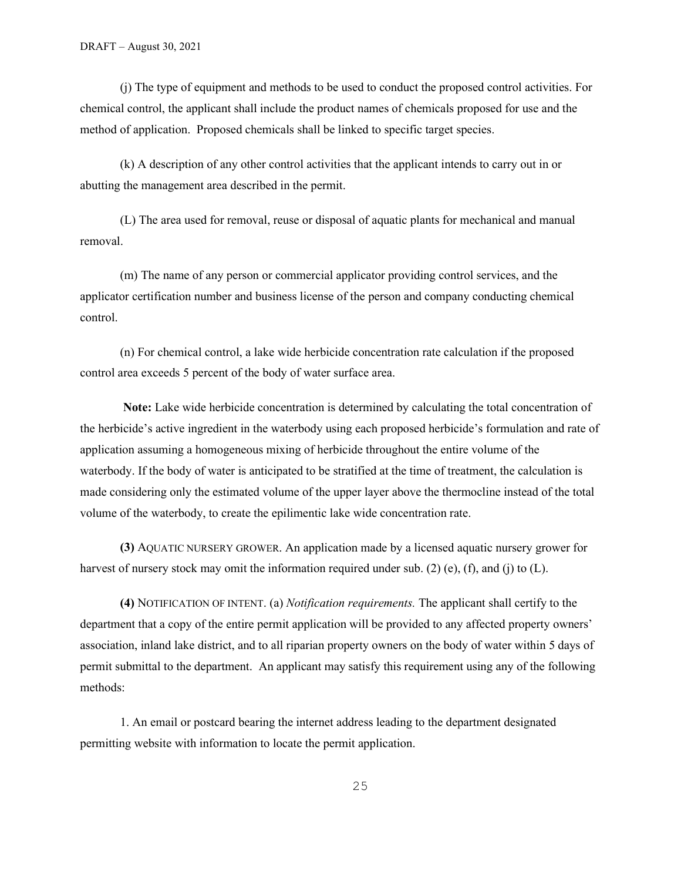(j) The type of equipment and methods to be used to conduct the proposed control activities. For chemical control, the applicant shall include the product names of chemicals proposed for use and the method of application. Proposed chemicals shall be linked to specific target species.

(k) A description of any other control activities that the applicant intends to carry out in or abutting the management area described in the permit.

(L) The area used for removal, reuse or disposal of aquatic plants for mechanical and manual removal.

(m) The name of any person or commercial applicator providing control services, and the applicator certification number and business license of the person and company conducting chemical control.

(n) For chemical control, a lake wide herbicide concentration rate calculation if the proposed control area exceeds 5 percent of the body of water surface area.

**Note:** Lake wide herbicide concentration is determined by calculating the total concentration of the herbicide's active ingredient in the waterbody using each proposed herbicide's formulation and rate of application assuming a homogeneous mixing of herbicide throughout the entire volume of the waterbody. If the body of water is anticipated to be stratified at the time of treatment, the calculation is made considering only the estimated volume of the upper layer above the thermocline instead of the total volume of the waterbody, to create the epilimentic lake wide concentration rate.

**(3)** AQUATIC NURSERY GROWER. An application made by a licensed aquatic nursery grower for harvest of nursery stock may omit the information required under sub. (2) (e), (f), and (j) to (L).

**(4)** NOTIFICATION OF INTENT. (a) *Notification requirements.* The applicant shall certify to the department that a copy of the entire permit application will be provided to any affected property owners' association, inland lake district, and to all riparian property owners on the body of water within 5 days of permit submittal to the department. An applicant may satisfy this requirement using any of the following methods:

1. An email or postcard bearing the internet address leading to the department designated permitting website with information to locate the permit application.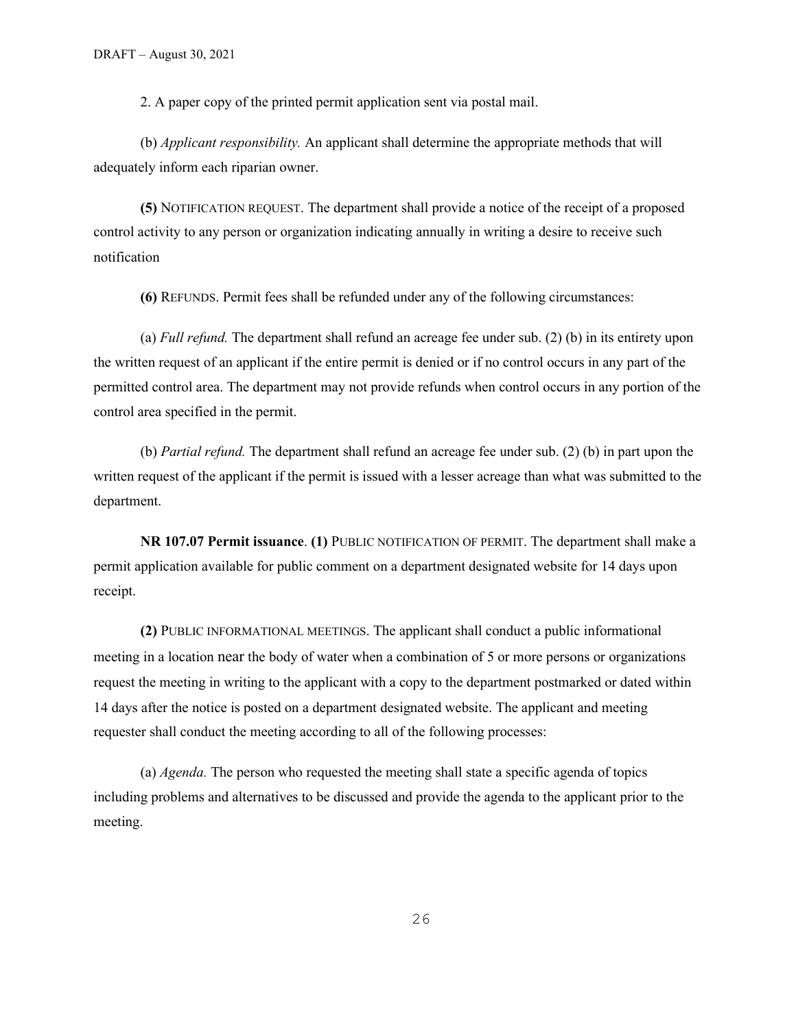2. A paper copy of the printed permit application sent via postal mail.

(b) *Applicant responsibility.* An applicant shall determine the appropriate methods that will adequately inform each riparian owner.

**(5)** NOTIFICATION REQUEST. The department shall provide a notice of the receipt of a proposed control activity to any person or organization indicating annually in writing a desire to receive such notification

**(6)** REFUNDS. Permit fees shall be refunded under any of the following circumstances:

(a) *Full refund.* The department shall refund an acreage fee under sub. (2) (b) in its entirety upon the written request of an applicant if the entire permit is denied or if no control occurs in any part of the permitted control area. The department may not provide refunds when control occurs in any portion of the control area specified in the permit.

(b) *Partial refund.* The department shall refund an acreage fee under sub. (2) (b) in part upon the written request of the applicant if the permit is issued with a lesser acreage than what was submitted to the department.

**NR 107.07 Permit issuance**. **(1)** PUBLIC NOTIFICATION OF PERMIT. The department shall make a permit application available for public comment on a department designated website for 14 days upon receipt.

**(2)** PUBLIC INFORMATIONAL MEETINGS. The applicant shall conduct a public informational meeting in a location near the body of water when a combination of 5 or more persons or organizations request the meeting in writing to the applicant with a copy to the department postmarked or dated within 14 days after the notice is posted on a department designated website. The applicant and meeting requester shall conduct the meeting according to all of the following processes:

(a) *Agenda.* The person who requested the meeting shall state a specific agenda of topics including problems and alternatives to be discussed and provide the agenda to the applicant prior to the meeting.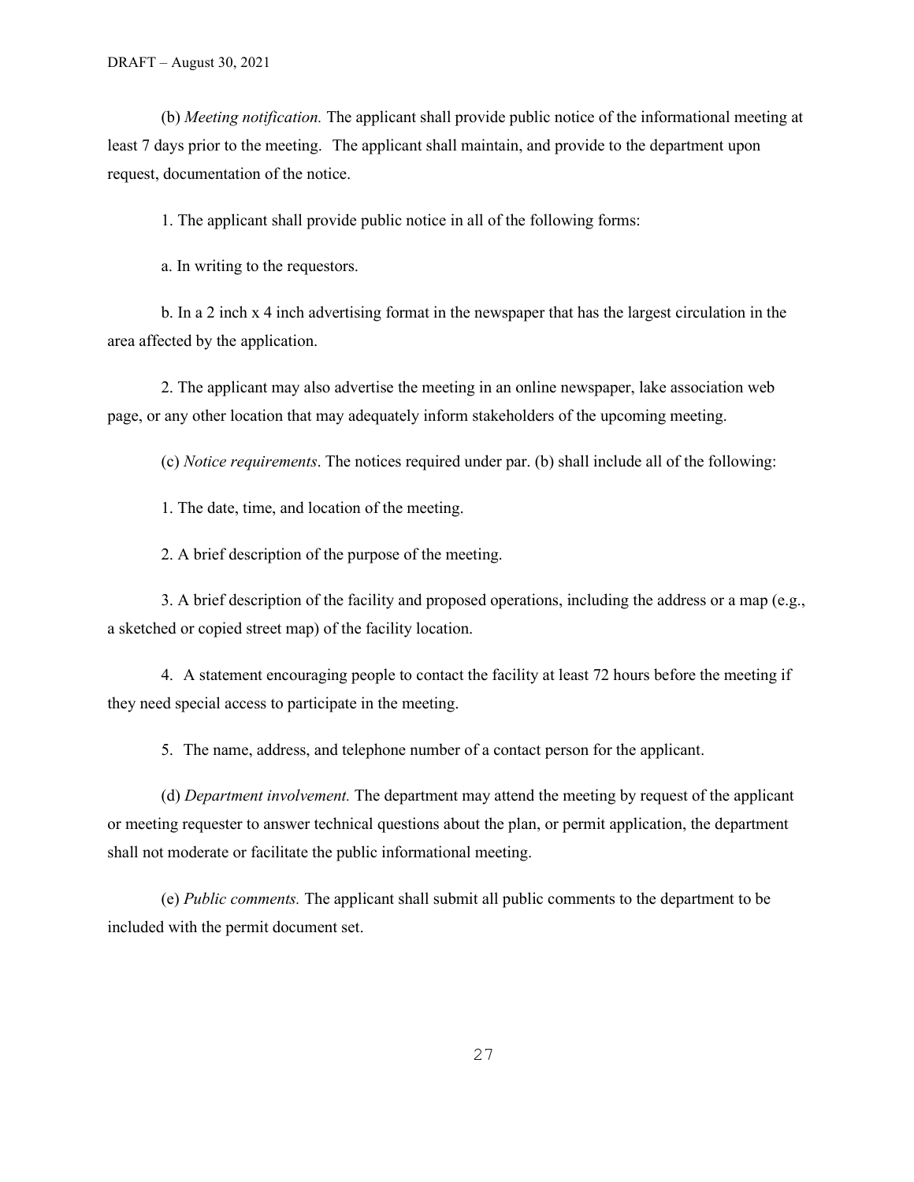(b) *Meeting notification.* The applicant shall provide public notice of the informational meeting at least 7 days prior to the meeting. The applicant shall maintain, and provide to the department upon request, documentation of the notice.

1. The applicant shall provide public notice in all of the following forms:

a. In writing to the requestors.

b. In a 2 inch x 4 inch advertising format in the newspaper that has the largest circulation in the area affected by the application.

2. The applicant may also advertise the meeting in an online newspaper, lake association web page, or any other location that may adequately inform stakeholders of the upcoming meeting.

(c) *Notice requirements*. The notices required under par. (b) shall include all of the following:

1. The date, time, and location of the meeting.

2. A brief description of the purpose of the meeting.

3. A brief description of the facility and proposed operations, including the address or a map (e.g., a sketched or copied street map) of the facility location.

4. A statement encouraging people to contact the facility at least 72 hours before the meeting if they need special access to participate in the meeting.

5. The name, address, and telephone number of a contact person for the applicant.

(d) *Department involvement.* The department may attend the meeting by request of the applicant or meeting requester to answer technical questions about the plan, or permit application, the department shall not moderate or facilitate the public informational meeting.

(e) *Public comments.* The applicant shall submit all public comments to the department to be included with the permit document set.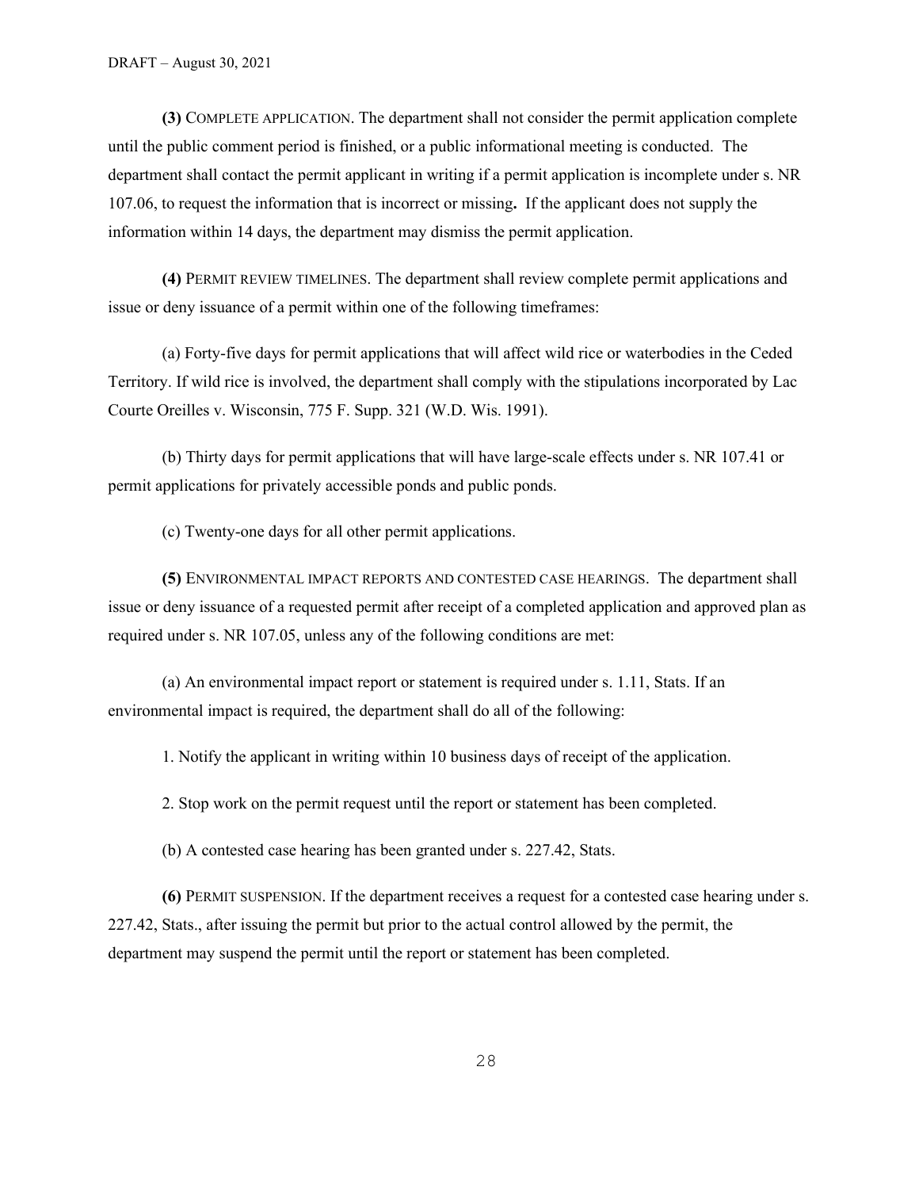**(3)** COMPLETE APPLICATION. The department shall not consider the permit application complete until the public comment period is finished, or a public informational meeting is conducted. The department shall contact the permit applicant in writing if a permit application is incomplete under s. NR 107.06, to request the information that is incorrect or missing**.** If the applicant does not supply the information within 14 days, the department may dismiss the permit application.

**(4)** PERMIT REVIEW TIMELINES. The department shall review complete permit applications and issue or deny issuance of a permit within one of the following timeframes:

(a) Forty-five days for permit applications that will affect wild rice or waterbodies in the Ceded Territory. If wild rice is involved, the department shall comply with the stipulations incorporated by Lac Courte Oreilles v. Wisconsin, 775 F. Supp. 321 (W.D. Wis. 1991).

(b) Thirty days for permit applications that will have large-scale effects under s. NR 107.41 or permit applications for privately accessible ponds and public ponds.

(c) Twenty-one days for all other permit applications.

**(5)** ENVIRONMENTAL IMPACT REPORTS AND CONTESTED CASE HEARINGS. The department shall issue or deny issuance of a requested permit after receipt of a completed application and approved plan as required under s. NR 107.05, unless any of the following conditions are met:

(a) An environmental impact report or statement is required under s. 1.11, Stats. If an environmental impact is required, the department shall do all of the following:

1. Notify the applicant in writing within 10 business days of receipt of the application.

2. Stop work on the permit request until the report or statement has been completed.

(b) A contested case hearing has been granted under s. 227.42, Stats.

**(6)** PERMIT SUSPENSION. If the department receives a request for a contested case hearing under s. 227.42, Stats., after issuing the permit but prior to the actual control allowed by the permit, the department may suspend the permit until the report or statement has been completed.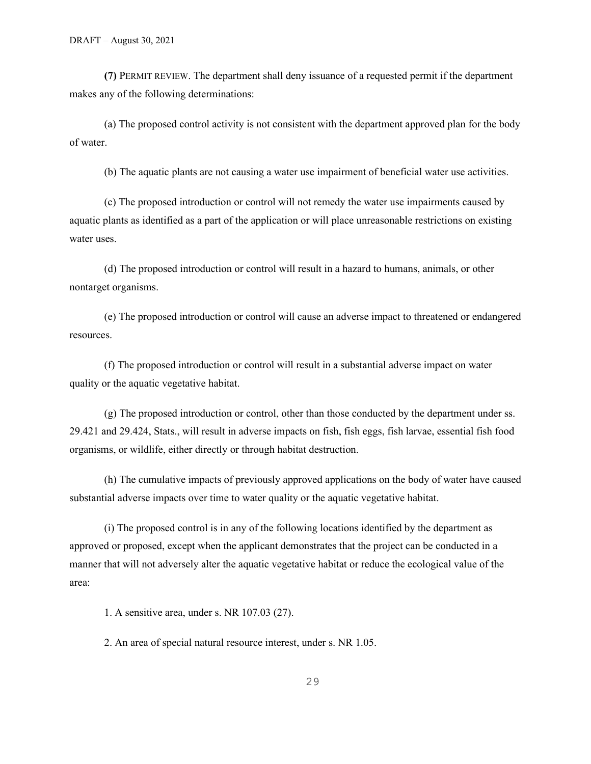**(7)** PERMIT REVIEW. The department shall deny issuance of a requested permit if the department makes any of the following determinations:

(a) The proposed control activity is not consistent with the department approved plan for the body of water.

(b) The aquatic plants are not causing a water use impairment of beneficial water use activities.

(c) The proposed introduction or control will not remedy the water use impairments caused by aquatic plants as identified as a part of the application or will place unreasonable restrictions on existing water uses.

(d) The proposed introduction or control will result in a hazard to humans, animals, or other nontarget organisms.

(e) The proposed introduction or control will cause an adverse impact to threatened or endangered resources.

(f) The proposed introduction or control will result in a substantial adverse impact on water quality or the aquatic vegetative habitat.

(g) The proposed introduction or control, other than those conducted by the department under ss. 29.421 and 29.424, Stats., will result in adverse impacts on fish, fish eggs, fish larvae, essential fish food organisms, or wildlife, either directly or through habitat destruction.

(h) The cumulative impacts of previously approved applications on the body of water have caused substantial adverse impacts over time to water quality or the aquatic vegetative habitat.

(i) The proposed control is in any of the following locations identified by the department as approved or proposed, except when the applicant demonstrates that the project can be conducted in a manner that will not adversely alter the aquatic vegetative habitat or reduce the ecological value of the area:

1. A sensitive area, under s. NR 107.03 (27).

2. An area of special natural resource interest, under s. NR 1.05.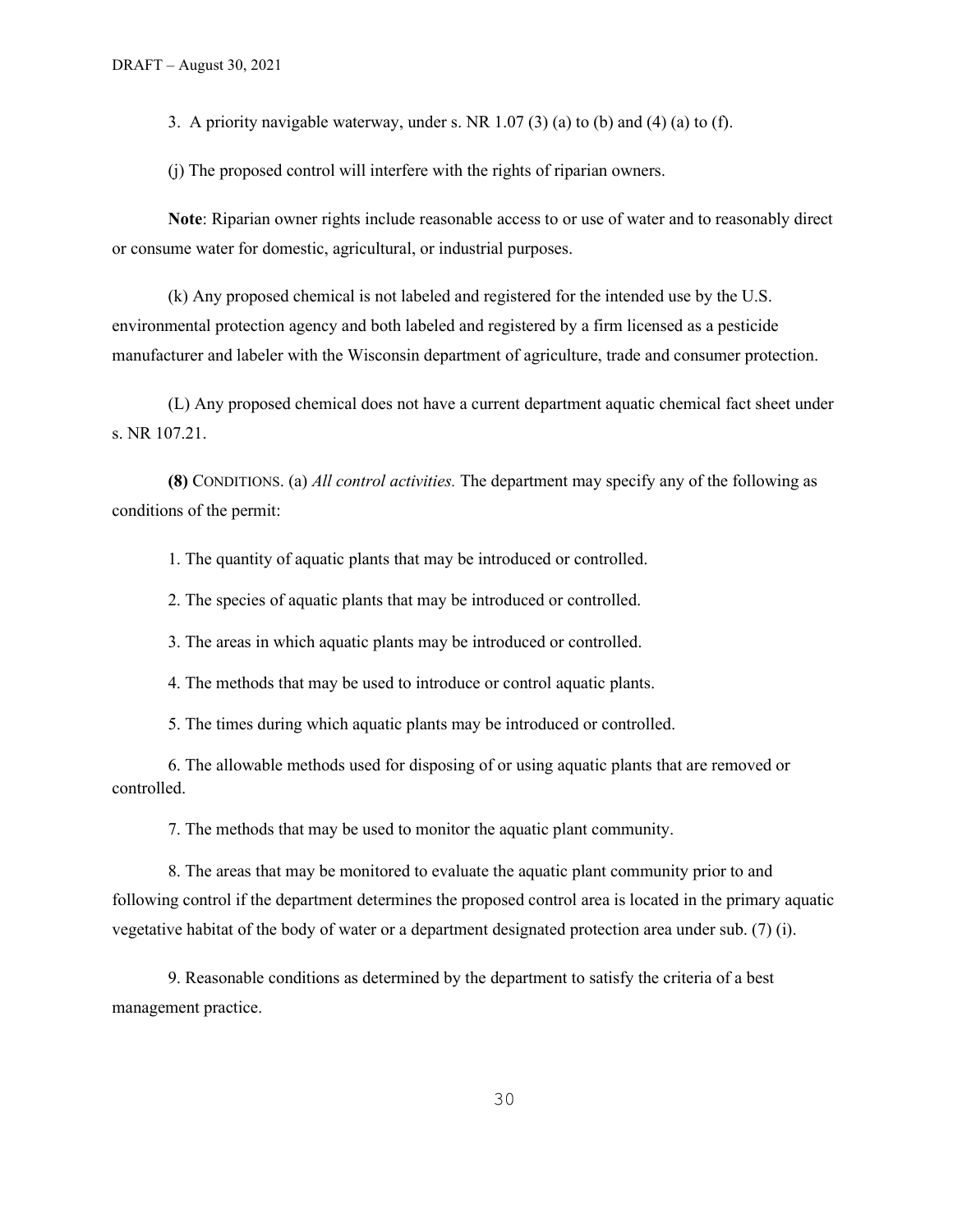3. A priority navigable waterway, under s. NR 1.07 (3) (a) to (b) and (4) (a) to (f).

(j) The proposed control will interfere with the rights of riparian owners.

**Note**: Riparian owner rights include reasonable access to or use of water and to reasonably direct or consume water for domestic, agricultural, or industrial purposes.

(k) Any proposed chemical is not labeled and registered for the intended use by the U.S. environmental protection agency and both labeled and registered by a firm licensed as a pesticide manufacturer and labeler with the Wisconsin department of agriculture, trade and consumer protection.

(L) Any proposed chemical does not have a current department aquatic chemical fact sheet under s. NR 107.21.

**(8)** CONDITIONS. (a) *All control activities.* The department may specify any of the following as conditions of the permit:

1. The quantity of aquatic plants that may be introduced or controlled.

2. The species of aquatic plants that may be introduced or controlled.

3. The areas in which aquatic plants may be introduced or controlled.

4. The methods that may be used to introduce or control aquatic plants.

5. The times during which aquatic plants may be introduced or controlled.

6. The allowable methods used for disposing of or using aquatic plants that are removed or controlled.

7. The methods that may be used to monitor the aquatic plant community.

8. The areas that may be monitored to evaluate the aquatic plant community prior to and following control if the department determines the proposed control area is located in the primary aquatic vegetative habitat of the body of water or a department designated protection area under sub. (7) (i).

9. Reasonable conditions as determined by the department to satisfy the criteria of a best management practice.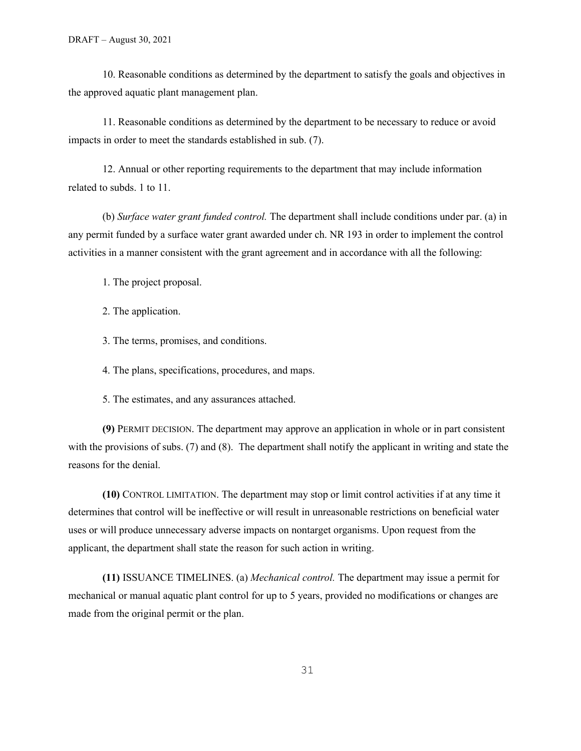10. Reasonable conditions as determined by the department to satisfy the goals and objectives in the approved aquatic plant management plan.

11. Reasonable conditions as determined by the department to be necessary to reduce or avoid impacts in order to meet the standards established in sub. (7).

12. Annual or other reporting requirements to the department that may include information related to subds. 1 to 11.

(b) *Surface water grant funded control.* The department shall include conditions under par. (a) in any permit funded by a surface water grant awarded under ch. NR 193 in order to implement the control activities in a manner consistent with the grant agreement and in accordance with all the following:

1. The project proposal.

2. The application.

3. The terms, promises, and conditions.

4. The plans, specifications, procedures, and maps.

5. The estimates, and any assurances attached.

**(9)** PERMIT DECISION. The department may approve an application in whole or in part consistent with the provisions of subs. (7) and (8). The department shall notify the applicant in writing and state the reasons for the denial.

**(10)** CONTROL LIMITATION. The department may stop or limit control activities if at any time it determines that control will be ineffective or will result in unreasonable restrictions on beneficial water uses or will produce unnecessary adverse impacts on nontarget organisms. Upon request from the applicant, the department shall state the reason for such action in writing.

**(11)** ISSUANCE TIMELINES. (a) *Mechanical control.* The department may issue a permit for mechanical or manual aquatic plant control for up to 5 years, provided no modifications or changes are made from the original permit or the plan.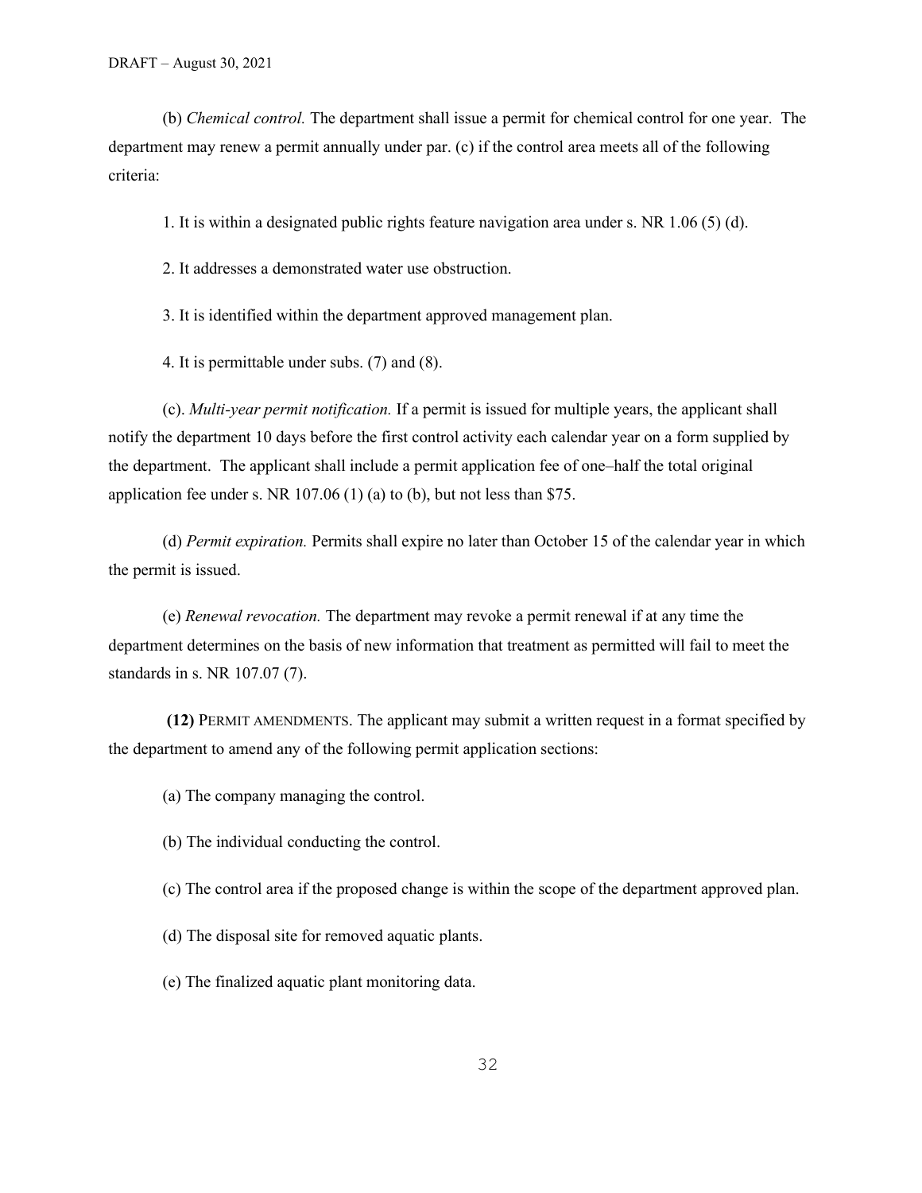(b) *Chemical control.* The department shall issue a permit for chemical control for one year. The department may renew a permit annually under par. (c) if the control area meets all of the following criteria:

1. It is within a designated public rights feature navigation area under s. NR 1.06 (5) (d).

2. It addresses a demonstrated water use obstruction.

3. It is identified within the department approved management plan.

4. It is permittable under subs. (7) and (8).

(c). *Multi-year permit notification.* If a permit is issued for multiple years, the applicant shall notify the department 10 days before the first control activity each calendar year on a form supplied by the department. The applicant shall include a permit application fee of one–half the total original application fee under s. NR 107.06 (1) (a) to (b), but not less than $75.

(d) *Permit expiration.* Permits shall expire no later than October 15 of the calendar year in which the permit is issued.

(e) *Renewal revocation.* The department may revoke a permit renewal if at any time the department determines on the basis of new information that treatment as permitted will fail to meet the standards in s. NR 107.07 (7).

**(12)** PERMIT AMENDMENTS. The applicant may submit a written request in a format specified by the department to amend any of the following permit application sections:

(a) The company managing the control.

(b) The individual conducting the control.

(c) The control area if the proposed change is within the scope of the department approved plan.

(d) The disposal site for removed aquatic plants.

(e) The finalized aquatic plant monitoring data.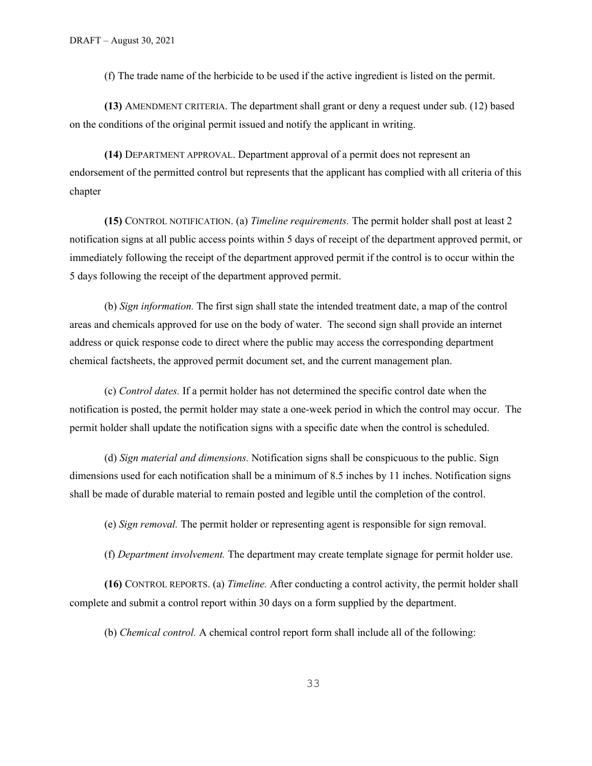(f) The trade name of the herbicide to be used if the active ingredient is listed on the permit.

**(13)** AMENDMENT CRITERIA. The department shall grant or deny a request under sub. (12) based on the conditions of the original permit issued and notify the applicant in writing.

**(14)** DEPARTMENT APPROVAL. Department approval of a permit does not represent an endorsement of the permitted control but represents that the applicant has complied with all criteria of this chapter

**(15)** CONTROL NOTIFICATION. (a) *Timeline requirements.* The permit holder shall post at least 2 notification signs at all public access points within 5 days of receipt of the department approved permit, or immediately following the receipt of the department approved permit if the control is to occur within the 5 days following the receipt of the department approved permit.

(b) *Sign information.* The first sign shall state the intended treatment date, a map of the control areas and chemicals approved for use on the body of water. The second sign shall provide an internet address or quick response code to direct where the public may access the corresponding department chemical factsheets, the approved permit document set, and the current management plan.

(c) *Control dates.* If a permit holder has not determined the specific control date when the notification is posted, the permit holder may state a one-week period in which the control may occur. The permit holder shall update the notification signs with a specific date when the control is scheduled.

(d) *Sign material and dimensions.* Notification signs shall be conspicuous to the public. Sign dimensions used for each notification shall be a minimum of 8.5 inches by 11 inches. Notification signs shall be made of durable material to remain posted and legible until the completion of the control.

(e) *Sign removal.* The permit holder or representing agent is responsible for sign removal.

(f) *Department involvement.* The department may create template signage for permit holder use.

**(16)** CONTROL REPORTS. (a) *Timeline.* After conducting a control activity, the permit holder shall complete and submit a control report within 30 days on a form supplied by the department.

(b) *Chemical control.* A chemical control report form shall include all of the following: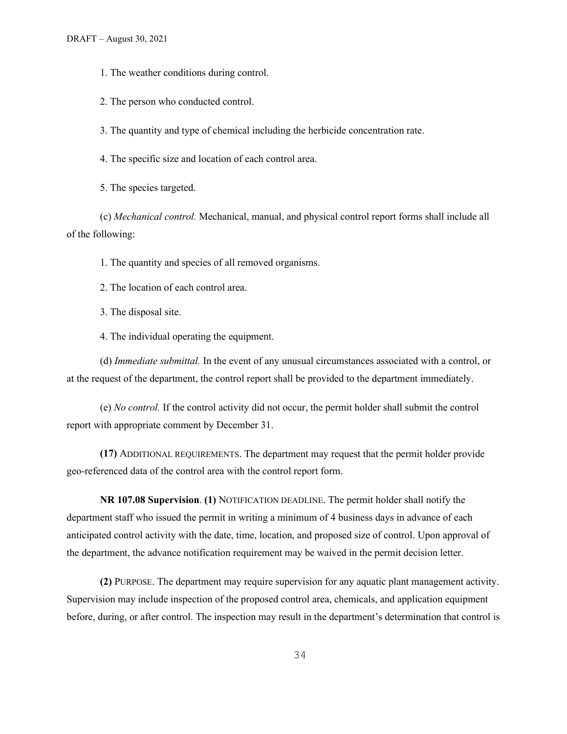1. The weather conditions during control.

2. The person who conducted control.

3. The quantity and type of chemical including the herbicide concentration rate.

4. The specific size and location of each control area.

5. The species targeted.

(c) *Mechanical control.* Mechanical, manual, and physical control report forms shall include all of the following:

1. The quantity and species of all removed organisms.

2. The location of each control area.

3. The disposal site.

4. The individual operating the equipment.

(d) *Immediate submittal.* In the event of any unusual circumstances associated with a control, or at the request of the department, the control report shall be provided to the department immediately.

(e) *No control.* If the control activity did not occur, the permit holder shall submit the control report with appropriate comment by December 31.

**(17)** ADDITIONAL REQUIREMENTS. The department may request that the permit holder provide geo-referenced data of the control area with the control report form.

**NR 107.08 Supervision**. **(1)** NOTIFICATION DEADLINE. The permit holder shall notify the department staff who issued the permit in writing a minimum of 4 business days in advance of each anticipated control activity with the date, time, location, and proposed size of control. Upon approval of the department, the advance notification requirement may be waived in the permit decision letter.

**(2)** PURPOSE. The department may require supervision for any aquatic plant management activity. Supervision may include inspection of the proposed control area, chemicals, and application equipment before, during, or after control. The inspection may result in the department's determination that control is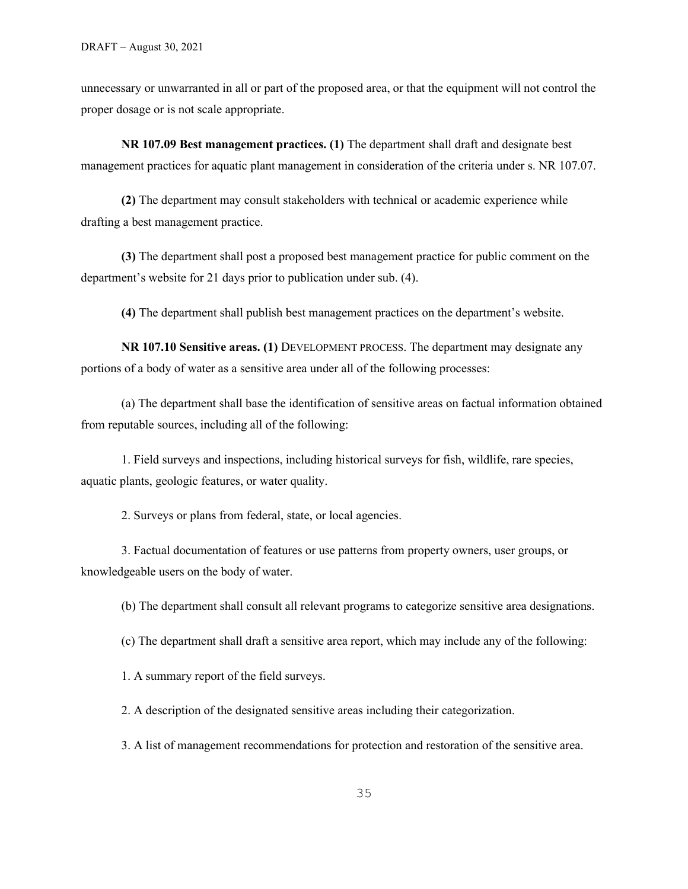unnecessary or unwarranted in all or part of the proposed area, or that the equipment will not control the proper dosage or is not scale appropriate.

**NR 107.09 Best management practices. (1)** The department shall draft and designate best management practices for aquatic plant management in consideration of the criteria under s. NR 107.07.

**(2)** The department may consult stakeholders with technical or academic experience while drafting a best management practice.

**(3)** The department shall post a proposed best management practice for public comment on the department's website for 21 days prior to publication under sub. (4).

**(4)** The department shall publish best management practices on the department's website.

**NR 107.10 Sensitive areas. (1)** DEVELOPMENT PROCESS. The department may designate any portions of a body of water as a sensitive area under all of the following processes:

(a) The department shall base the identification of sensitive areas on factual information obtained from reputable sources, including all of the following:

1. Field surveys and inspections, including historical surveys for fish, wildlife, rare species, aquatic plants, geologic features, or water quality.

2. Surveys or plans from federal, state, or local agencies.

3. Factual documentation of features or use patterns from property owners, user groups, or knowledgeable users on the body of water.

(b) The department shall consult all relevant programs to categorize sensitive area designations.

(c) The department shall draft a sensitive area report, which may include any of the following:

1. A summary report of the field surveys.

2. A description of the designated sensitive areas including their categorization.

3. A list of management recommendations for protection and restoration of the sensitive area.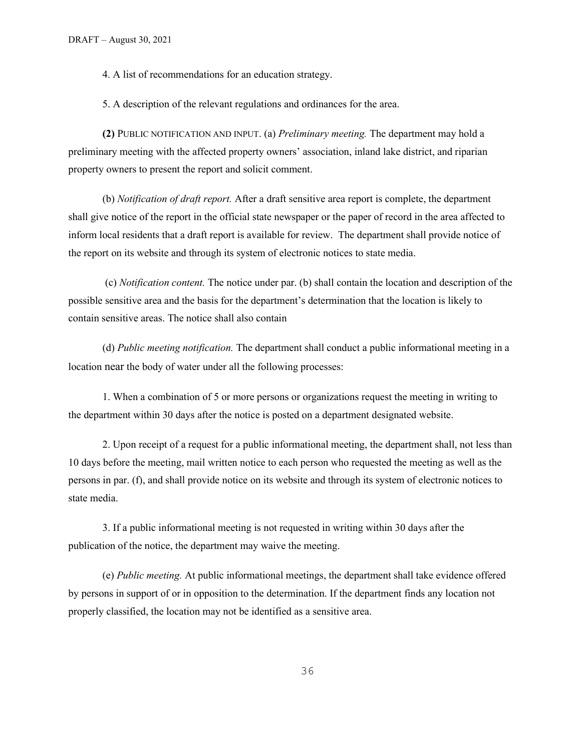4. A list of recommendations for an education strategy.

5. A description of the relevant regulations and ordinances for the area.

**(2)** PUBLIC NOTIFICATION AND INPUT. (a) *Preliminary meeting.* The department may hold a preliminary meeting with the affected property owners' association, inland lake district, and riparian property owners to present the report and solicit comment.

(b) *Notification of draft report.* After a draft sensitive area report is complete, the department shall give notice of the report in the official state newspaper or the paper of record in the area affected to inform local residents that a draft report is available for review. The department shall provide notice of the report on its website and through its system of electronic notices to state media.

(c) *Notification content.* The notice under par. (b) shall contain the location and description of the possible sensitive area and the basis for the department's determination that the location is likely to contain sensitive areas. The notice shall also contain

(d) *Public meeting notification.* The department shall conduct a public informational meeting in a location near the body of water under all the following processes:

1. When a combination of 5 or more persons or organizations request the meeting in writing to the department within 30 days after the notice is posted on a department designated website.

2. Upon receipt of a request for a public informational meeting, the department shall, not less than 10 days before the meeting, mail written notice to each person who requested the meeting as well as the persons in par. (f), and shall provide notice on its website and through its system of electronic notices to state media.

3. If a public informational meeting is not requested in writing within 30 days after the publication of the notice, the department may waive the meeting.

(e) *Public meeting.* At public informational meetings, the department shall take evidence offered by persons in support of or in opposition to the determination. If the department finds any location not properly classified, the location may not be identified as a sensitive area.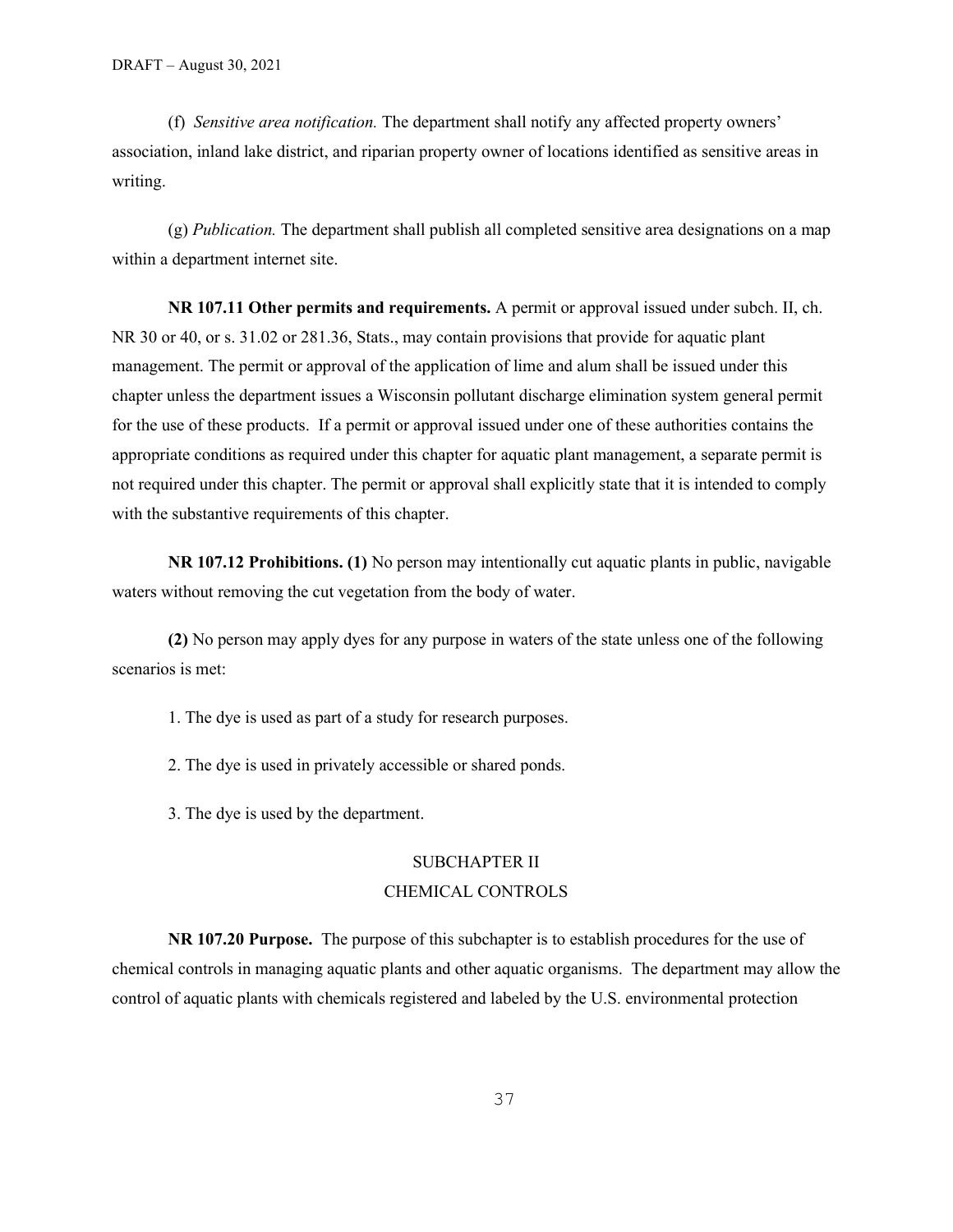(f) *Sensitive area notification.* The department shall notify any affected property owners' association, inland lake district, and riparian property owner of locations identified as sensitive areas in writing.

(g) *Publication.* The department shall publish all completed sensitive area designations on a map within a department internet site.

**NR 107.11 Other permits and requirements.** A permit or approval issued under subch. II, ch. NR 30 or 40, or s. 31.02 or 281.36, Stats., may contain provisions that provide for aquatic plant management. The permit or approval of the application of lime and alum shall be issued under this chapter unless the department issues a Wisconsin pollutant discharge elimination system general permit for the use of these products. If a permit or approval issued under one of these authorities contains the appropriate conditions as required under this chapter for aquatic plant management, a separate permit is not required under this chapter. The permit or approval shall explicitly state that it is intended to comply with the substantive requirements of this chapter.

**NR 107.12 Prohibitions. (1)** No person may intentionally cut aquatic plants in public, navigable waters without removing the cut vegetation from the body of water.

**(2)** No person may apply dyes for any purpose in waters of the state unless one of the following scenarios is met:

1. The dye is used as part of a study for research purposes.

2. The dye is used in privately accessible or shared ponds.

3. The dye is used by the department.

## SUBCHAPTER II
## CHEMICAL CONTROLS

**NR 107.20 Purpose.** The purpose of this subchapter is to establish procedures for the use of chemical controls in managing aquatic plants and other aquatic organisms. The department may allow the control of aquatic plants with chemicals registered and labeled by the U.S. environmental protection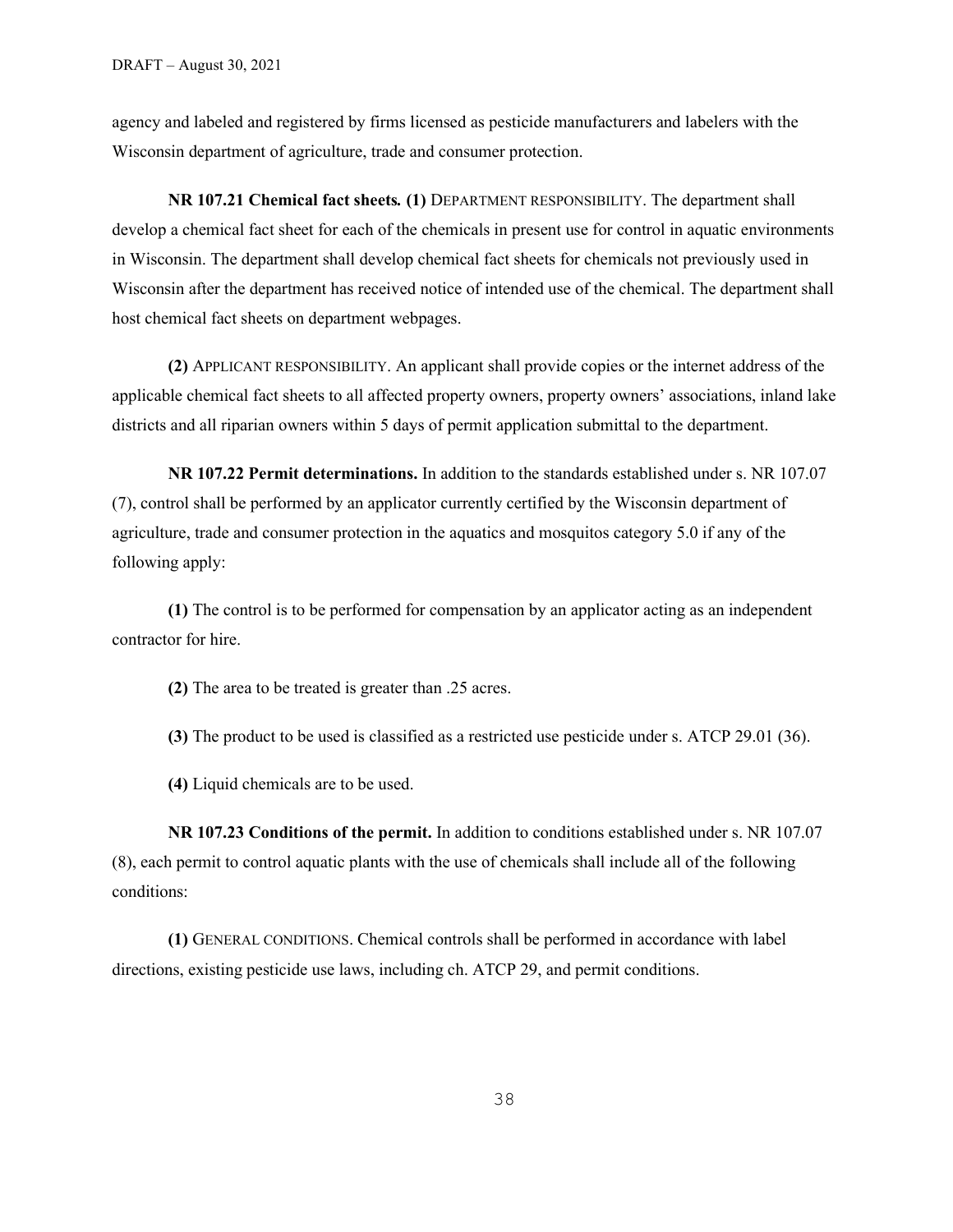agency and labeled and registered by firms licensed as pesticide manufacturers and labelers with the Wisconsin department of agriculture, trade and consumer protection.

**NR 107.21 Chemical fact sheets.** **(1)** DEPARTMENT RESPONSIBILITY. The department shall develop a chemical fact sheet for each of the chemicals in present use for control in aquatic environments in Wisconsin. The department shall develop chemical fact sheets for chemicals not previously used in Wisconsin after the department has received notice of intended use of the chemical. The department shall host chemical fact sheets on department webpages.

**(2)** APPLICANT RESPONSIBILITY. An applicant shall provide copies or the internet address of the applicable chemical fact sheets to all affected property owners, property owners' associations, inland lake districts and all riparian owners within 5 days of permit application submittal to the department.

**NR 107.22 Permit determinations.** In addition to the standards established under s. NR 107.07 (7), control shall be performed by an applicator currently certified by the Wisconsin department of agriculture, trade and consumer protection in the aquatics and mosquitos category 5.0 if any of the following apply:

**(1)** The control is to be performed for compensation by an applicator acting as an independent contractor for hire.

**(2)** The area to be treated is greater than .25 acres.

**(3)** The product to be used is classified as a restricted use pesticide under s. ATCP 29.01 (36).

**(4)** Liquid chemicals are to be used.

**NR 107.23 Conditions of the permit.** In addition to conditions established under s. NR 107.07 (8), each permit to control aquatic plants with the use of chemicals shall include all of the following conditions:

**(1)** GENERAL CONDITIONS. Chemical controls shall be performed in accordance with label directions, existing pesticide use laws, including ch. ATCP 29, and permit conditions.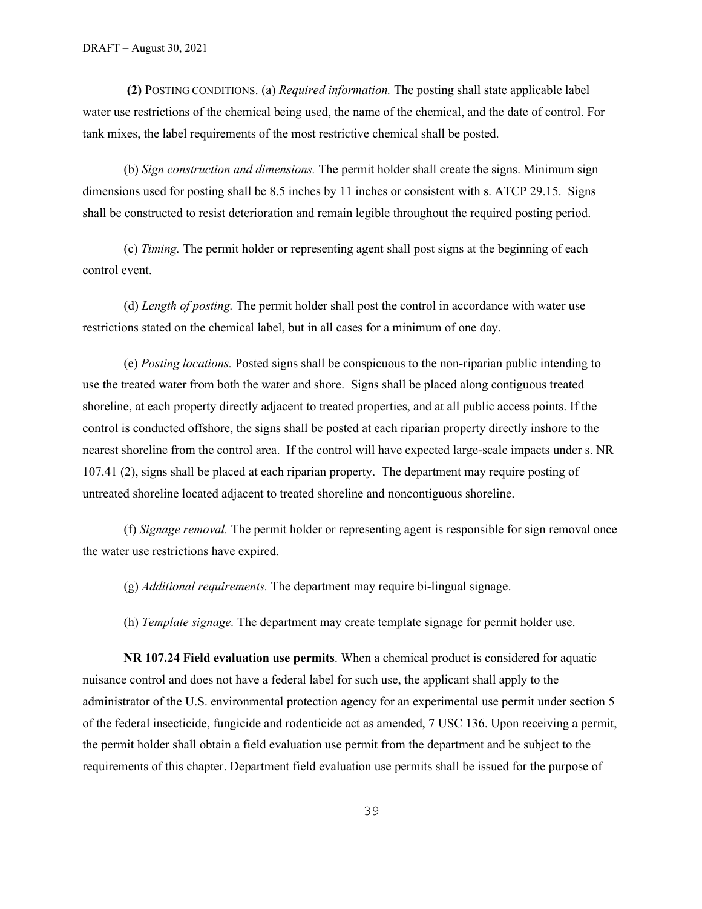**(2)** POSTING CONDITIONS. (a) *Required information.* The posting shall state applicable label water use restrictions of the chemical being used, the name of the chemical, and the date of control. For tank mixes, the label requirements of the most restrictive chemical shall be posted.

(b) *Sign construction and dimensions.* The permit holder shall create the signs. Minimum sign dimensions used for posting shall be 8.5 inches by 11 inches or consistent with s. ATCP 29.15. Signs shall be constructed to resist deterioration and remain legible throughout the required posting period.

(c) *Timing.* The permit holder or representing agent shall post signs at the beginning of each control event.

(d) *Length of posting.* The permit holder shall post the control in accordance with water use restrictions stated on the chemical label, but in all cases for a minimum of one day.

(e) *Posting locations.* Posted signs shall be conspicuous to the non-riparian public intending to use the treated water from both the water and shore. Signs shall be placed along contiguous treated shoreline, at each property directly adjacent to treated properties, and at all public access points. If the control is conducted offshore, the signs shall be posted at each riparian property directly inshore to the nearest shoreline from the control area. If the control will have expected large-scale impacts under s. NR 107.41 (2), signs shall be placed at each riparian property. The department may require posting of untreated shoreline located adjacent to treated shoreline and noncontiguous shoreline.

(f) *Signage removal.* The permit holder or representing agent is responsible for sign removal once the water use restrictions have expired.

(g) *Additional requirements.* The department may require bi-lingual signage.

(h) *Template signage.* The department may create template signage for permit holder use.

**NR 107.24 Field evaluation use permits**. When a chemical product is considered for aquatic nuisance control and does not have a federal label for such use, the applicant shall apply to the administrator of the U.S. environmental protection agency for an experimental use permit under section 5 of the federal insecticide, fungicide and rodenticide act as amended, 7 USC 136. Upon receiving a permit, the permit holder shall obtain a field evaluation use permit from the department and be subject to the requirements of this chapter. Department field evaluation use permits shall be issued for the purpose of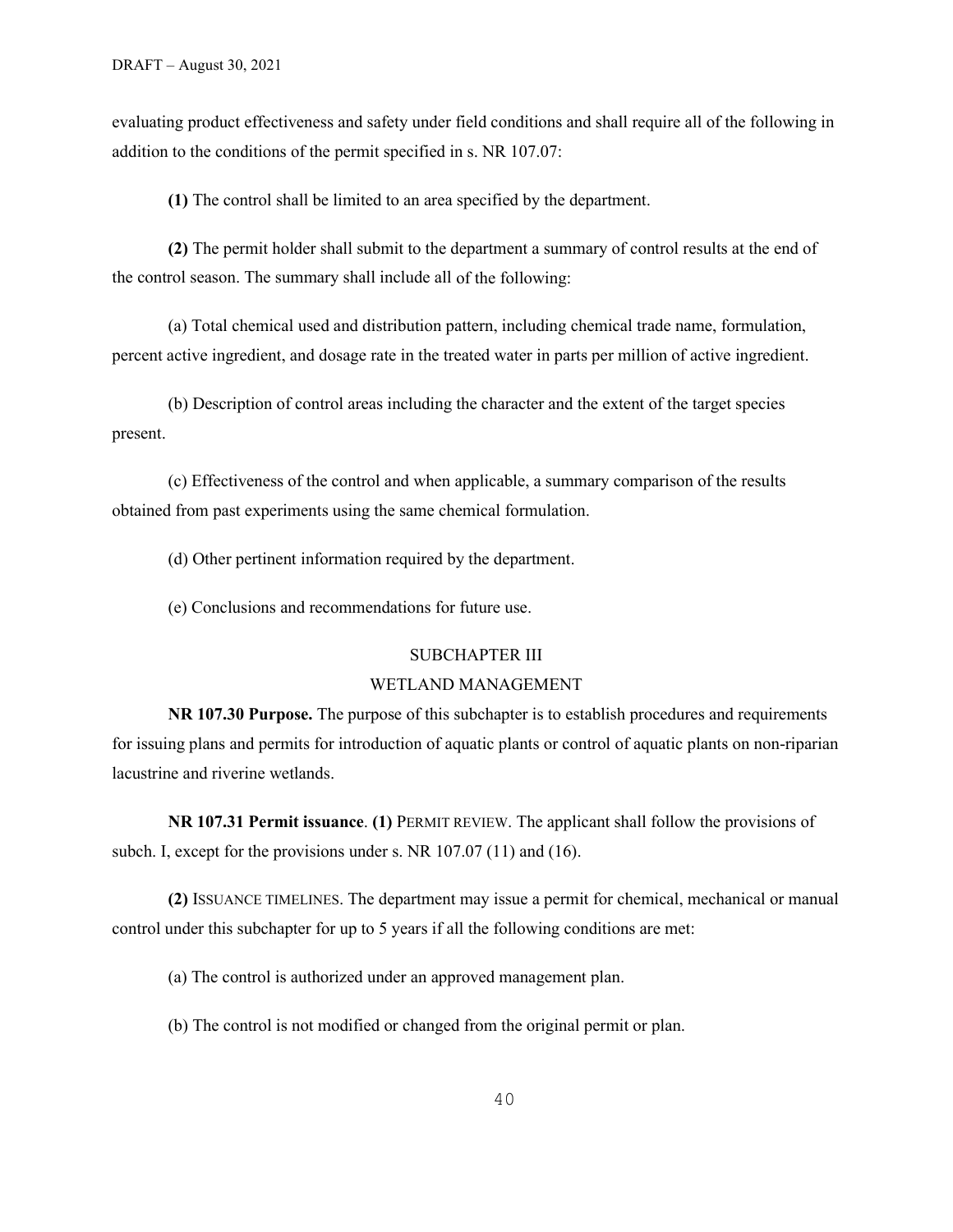evaluating product effectiveness and safety under field conditions and shall require all of the following in addition to the conditions of the permit specified in s. NR 107.07:

**(1)** The control shall be limited to an area specified by the department.

**(2)** The permit holder shall submit to the department a summary of control results at the end of the control season. The summary shall include all of the following:

(a) Total chemical used and distribution pattern, including chemical trade name, formulation, percent active ingredient, and dosage rate in the treated water in parts per million of active ingredient.

(b) Description of control areas including the character and the extent of the target species present.

(c) Effectiveness of the control and when applicable, a summary comparison of the results obtained from past experiments using the same chemical formulation.

(d) Other pertinent information required by the department.

(e) Conclusions and recommendations for future use.

## SUBCHAPTER III
## WETLAND MANAGEMENT

**NR 107.30 Purpose.** The purpose of this subchapter is to establish procedures and requirements for issuing plans and permits for introduction of aquatic plants or control of aquatic plants on non-riparian lacustrine and riverine wetlands.

**NR 107.31 Permit issuance**. **(1)** PERMIT REVIEW. The applicant shall follow the provisions of subch. I, except for the provisions under s. NR 107.07 (11) and (16).

**(2)** ISSUANCE TIMELINES. The department may issue a permit for chemical, mechanical or manual control under this subchapter for up to 5 years if all the following conditions are met:

(a) The control is authorized under an approved management plan.

(b) The control is not modified or changed from the original permit or plan.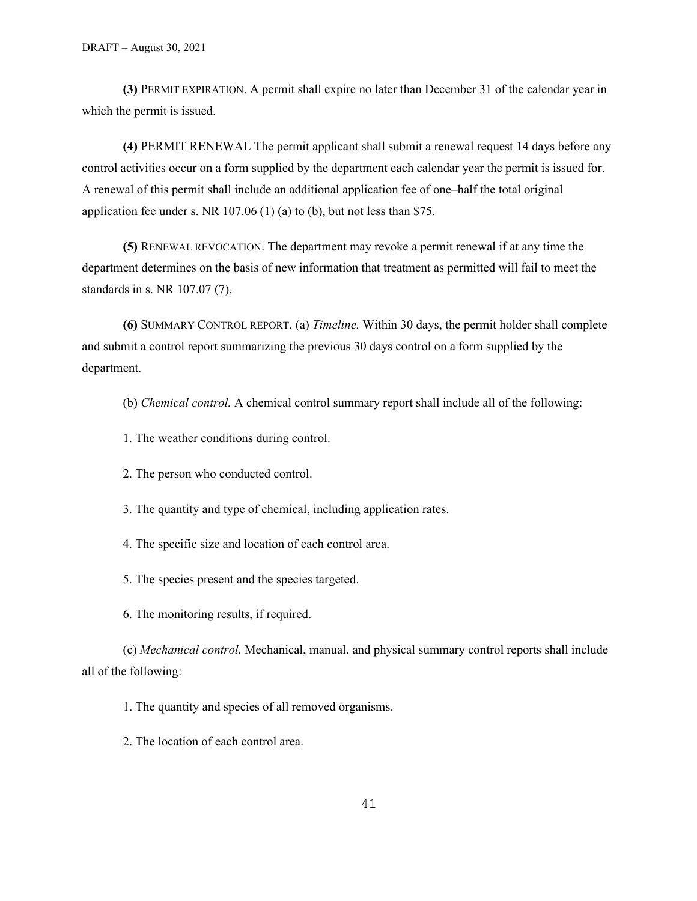**(3)** PERMIT EXPIRATION. A permit shall expire no later than December 31 of the calendar year in which the permit is issued.

**(4)** PERMIT RENEWAL The permit applicant shall submit a renewal request 14 days before any control activities occur on a form supplied by the department each calendar year the permit is issued for. A renewal of this permit shall include an additional application fee of one–half the total original application fee under s. NR 107.06 (1) (a) to (b), but not less than $75.

**(5)** RENEWAL REVOCATION. The department may revoke a permit renewal if at any time the department determines on the basis of new information that treatment as permitted will fail to meet the standards in s. NR 107.07 (7).

**(6)** SUMMARY CONTROL REPORT. (a) *Timeline.* Within 30 days, the permit holder shall complete and submit a control report summarizing the previous 30 days control on a form supplied by the department.

(b) *Chemical control.* A chemical control summary report shall include all of the following:

1. The weather conditions during control.

2. The person who conducted control.

3. The quantity and type of chemical, including application rates.

4. The specific size and location of each control area.

5. The species present and the species targeted.

6. The monitoring results, if required.

(c) *Mechanical control.* Mechanical, manual, and physical summary control reports shall include all of the following:

1. The quantity and species of all removed organisms.

2. The location of each control area.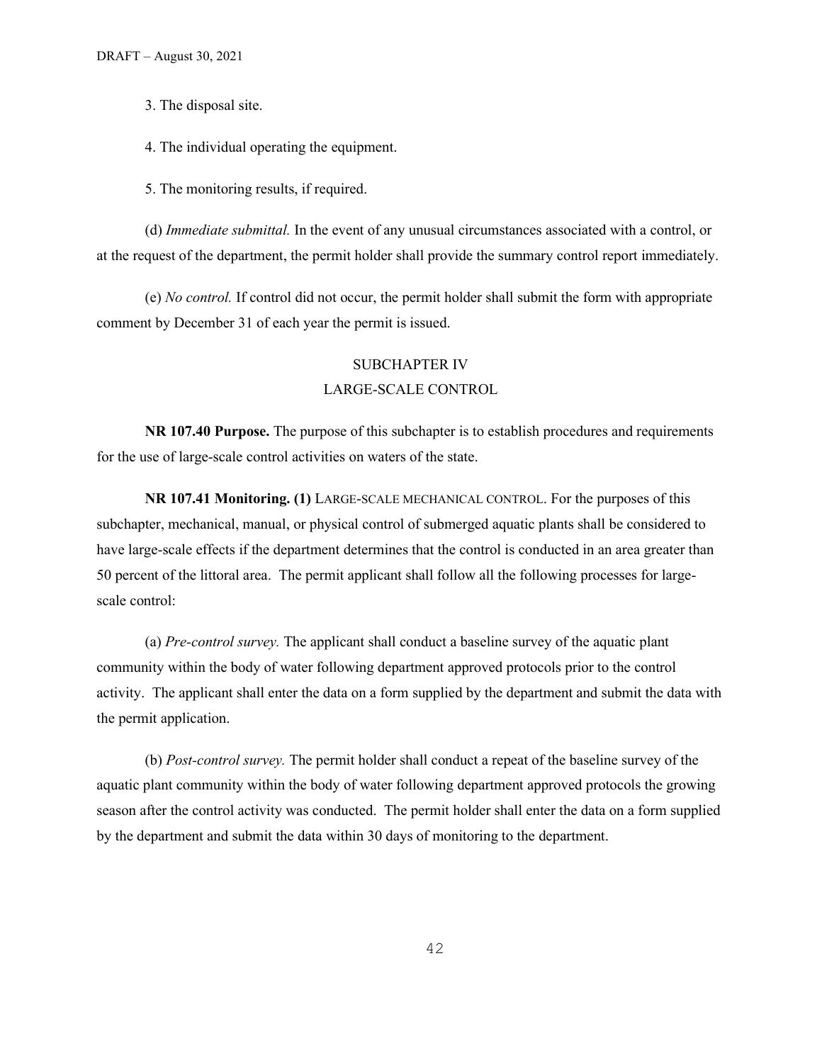3. The disposal site.

4. The individual operating the equipment.

5. The monitoring results, if required.

(d) *Immediate submittal.* In the event of any unusual circumstances associated with a control, or at the request of the department, the permit holder shall provide the summary control report immediately.

(e) *No control.* If control did not occur, the permit holder shall submit the form with appropriate comment by December 31 of each year the permit is issued.

## SUBCHAPTER IV
## LARGE-SCALE CONTROL

**NR 107.40 Purpose.** The purpose of this subchapter is to establish procedures and requirements for the use of large-scale control activities on waters of the state.

**NR 107.41 Monitoring. (1)** LARGE-SCALE MECHANICAL CONTROL. For the purposes of this subchapter, mechanical, manual, or physical control of submerged aquatic plants shall be considered to have large-scale effects if the department determines that the control is conducted in an area greater than 50 percent of the littoral area. The permit applicant shall follow all the following processes for large-scale control:

(a) *Pre-control survey.* The applicant shall conduct a baseline survey of the aquatic plant community within the body of water following department approved protocols prior to the control activity. The applicant shall enter the data on a form supplied by the department and submit the data with the permit application.

(b) *Post-control survey.* The permit holder shall conduct a repeat of the baseline survey of the aquatic plant community within the body of water following department approved protocols the growing season after the control activity was conducted. The permit holder shall enter the data on a form supplied by the department and submit the data within 30 days of monitoring to the department.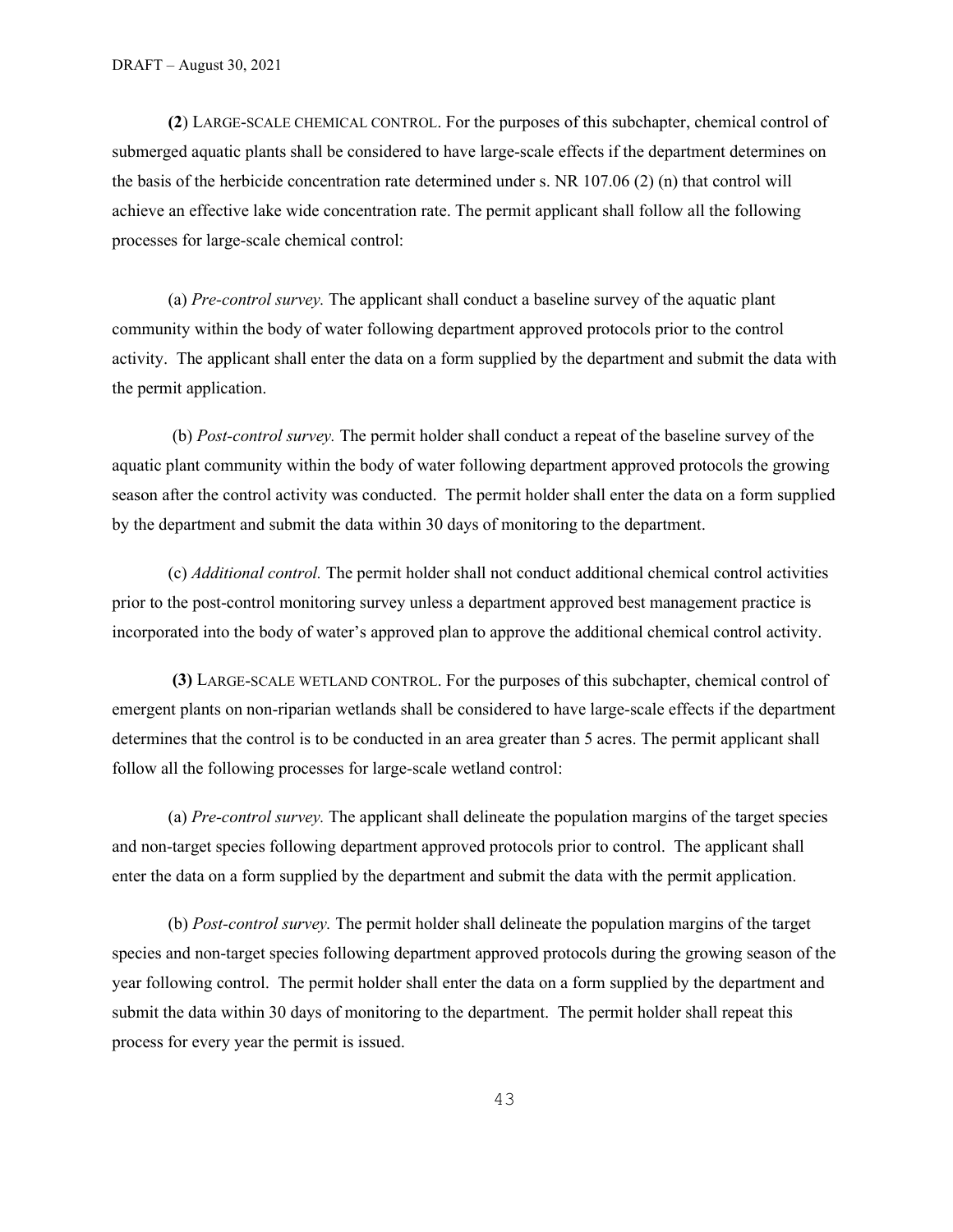**(2**) LARGE-SCALE CHEMICAL CONTROL. For the purposes of this subchapter, chemical control of submerged aquatic plants shall be considered to have large-scale effects if the department determines on the basis of the herbicide concentration rate determined under s. NR 107.06 (2) (n) that control will achieve an effective lake wide concentration rate. The permit applicant shall follow all the following processes for large-scale chemical control:

(a) *Pre-control survey.* The applicant shall conduct a baseline survey of the aquatic plant community within the body of water following department approved protocols prior to the control activity. The applicant shall enter the data on a form supplied by the department and submit the data with the permit application.

(b) *Post-control survey.* The permit holder shall conduct a repeat of the baseline survey of the aquatic plant community within the body of water following department approved protocols the growing season after the control activity was conducted. The permit holder shall enter the data on a form supplied by the department and submit the data within 30 days of monitoring to the department.

(c) *Additional control.* The permit holder shall not conduct additional chemical control activities prior to the post-control monitoring survey unless a department approved best management practice is incorporated into the body of water's approved plan to approve the additional chemical control activity.

**(3)** LARGE-SCALE WETLAND CONTROL. For the purposes of this subchapter, chemical control of emergent plants on non-riparian wetlands shall be considered to have large-scale effects if the department determines that the control is to be conducted in an area greater than 5 acres. The permit applicant shall follow all the following processes for large-scale wetland control:

(a) *Pre-control survey.* The applicant shall delineate the population margins of the target species and non-target species following department approved protocols prior to control. The applicant shall enter the data on a form supplied by the department and submit the data with the permit application.

(b) *Post-control survey.* The permit holder shall delineate the population margins of the target species and non-target species following department approved protocols during the growing season of the year following control. The permit holder shall enter the data on a form supplied by the department and submit the data within 30 days of monitoring to the department. The permit holder shall repeat this process for every year the permit is issued.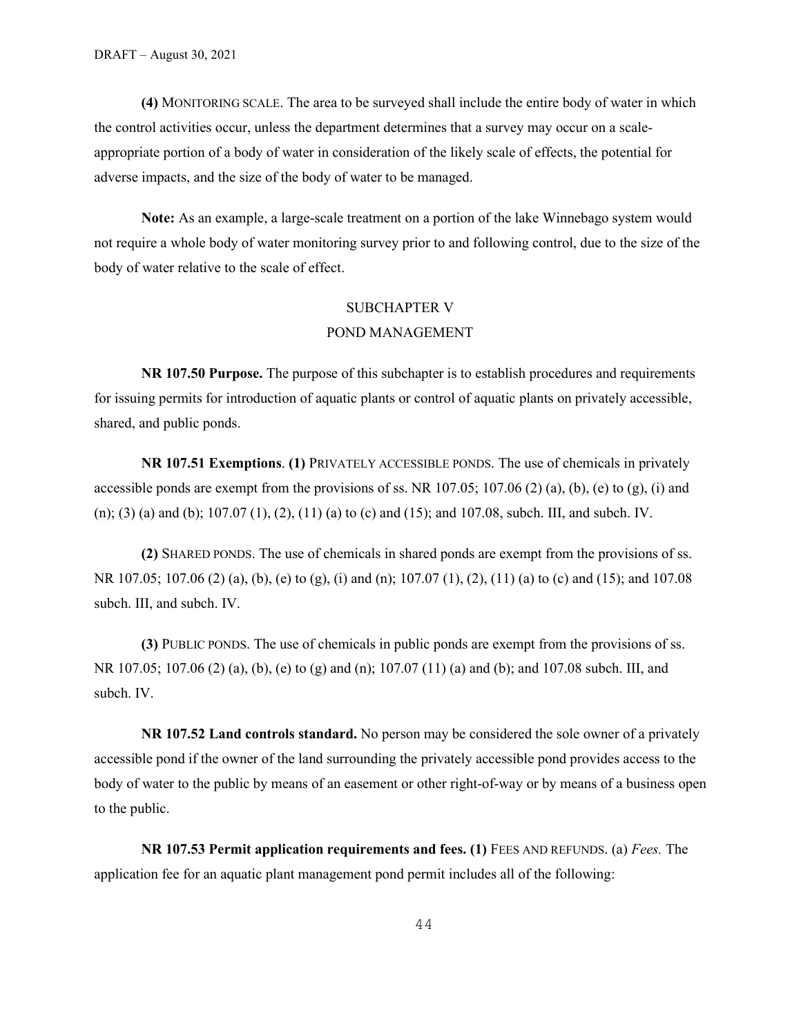**(4)** MONITORING SCALE. The area to be surveyed shall include the entire body of water in which the control activities occur, unless the department determines that a survey may occur on a scale-appropriate portion of a body of water in consideration of the likely scale of effects, the potential for adverse impacts, and the size of the body of water to be managed.

**Note:** As an example, a large-scale treatment on a portion of the lake Winnebago system would not require a whole body of water monitoring survey prior to and following control, due to the size of the body of water relative to the scale of effect.

## SUBCHAPTER V
## POND MANAGEMENT

**NR 107.50 Purpose.** The purpose of this subchapter is to establish procedures and requirements for issuing permits for introduction of aquatic plants or control of aquatic plants on privately accessible, shared, and public ponds.

**NR 107.51 Exemptions**. **(1)** PRIVATELY ACCESSIBLE PONDS. The use of chemicals in privately accessible ponds are exempt from the provisions of ss. NR 107.05; 107.06 (2) (a), (b), (e) to (g), (i) and (n); (3) (a) and (b); 107.07 (1), (2), (11) (a) to (c) and (15); and 107.08, subch. III, and subch. IV.

**(2)** SHARED PONDS. The use of chemicals in shared ponds are exempt from the provisions of ss. NR 107.05; 107.06 (2) (a), (b), (e) to (g), (i) and (n); 107.07 (1), (2), (11) (a) to (c) and (15); and 107.08 subch. III, and subch. IV.

**(3)** PUBLIC PONDS. The use of chemicals in public ponds are exempt from the provisions of ss. NR 107.05; 107.06 (2) (a), (b), (e) to (g) and (n); 107.07 (11) (a) and (b); and 107.08 subch. III, and subch. IV.

**NR 107.52 Land controls standard.** No person may be considered the sole owner of a privately accessible pond if the owner of the land surrounding the privately accessible pond provides access to the body of water to the public by means of an easement or other right-of-way or by means of a business open to the public.

**NR 107.53 Permit application requirements and fees. (1)** FEES AND REFUNDS. (a) *Fees.* The application fee for an aquatic plant management pond permit includes all of the following: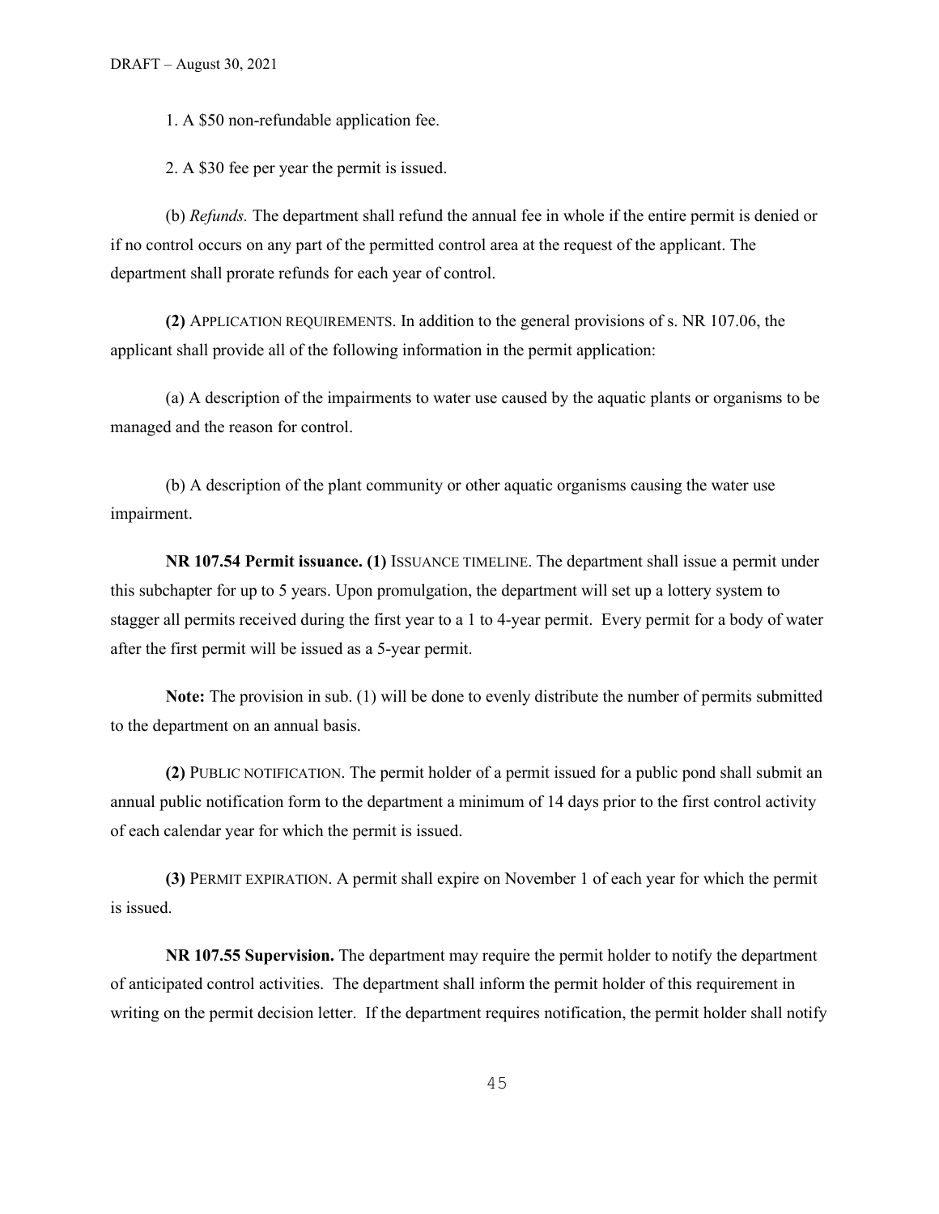1. A $50 non-refundable application fee.

2. A $30 fee per year the permit is issued.

(b) *Refunds.* The department shall refund the annual fee in whole if the entire permit is denied or if no control occurs on any part of the permitted control area at the request of the applicant. The department shall prorate refunds for each year of control.

**(2)** APPLICATION REQUIREMENTS. In addition to the general provisions of s. NR 107.06, the applicant shall provide all of the following information in the permit application:

(a) A description of the impairments to water use caused by the aquatic plants or organisms to be managed and the reason for control.

(b) A description of the plant community or other aquatic organisms causing the water use impairment.

**NR 107.54 Permit issuance. (1)** ISSUANCE TIMELINE. The department shall issue a permit under this subchapter for up to 5 years. Upon promulgation, the department will set up a lottery system to stagger all permits received during the first year to a 1 to 4-year permit. Every permit for a body of water after the first permit will be issued as a 5-year permit.

**Note:** The provision in sub. (1) will be done to evenly distribute the number of permits submitted to the department on an annual basis.

**(2)** PUBLIC NOTIFICATION. The permit holder of a permit issued for a public pond shall submit an annual public notification form to the department a minimum of 14 days prior to the first control activity of each calendar year for which the permit is issued.

**(3)** PERMIT EXPIRATION. A permit shall expire on November 1 of each year for which the permit is issued.

**NR 107.55 Supervision.** The department may require the permit holder to notify the department of anticipated control activities. The department shall inform the permit holder of this requirement in writing on the permit decision letter. If the department requires notification, the permit holder shall notify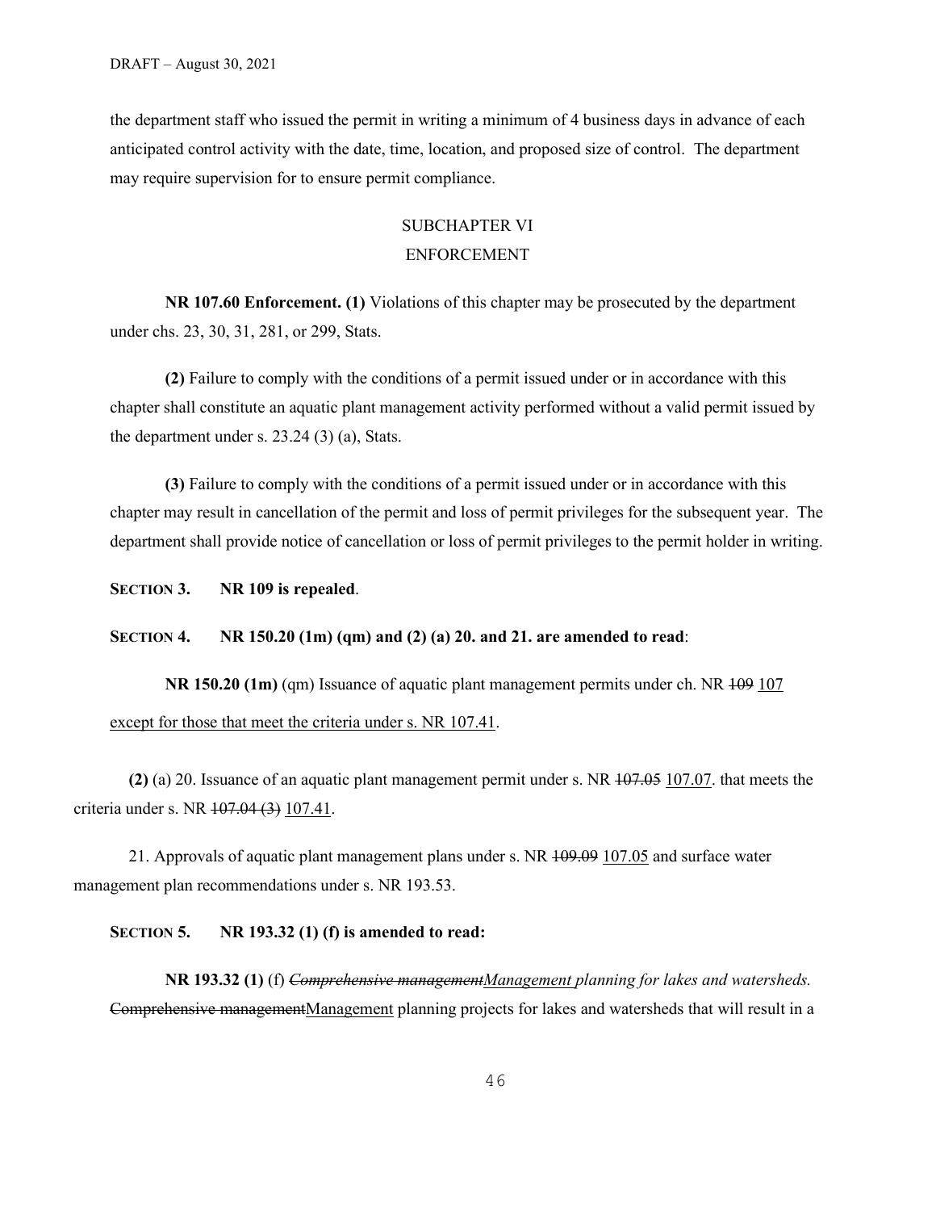the department staff who issued the permit in writing a minimum of 4 business days in advance of each anticipated control activity with the date, time, location, and proposed size of control. The department may require supervision for to ensure permit compliance.

## SUBCHAPTER VI
## ENFORCEMENT

**NR 107.60 Enforcement. (1)** Violations of this chapter may be prosecuted by the department under chs. 23, 30, 31, 281, or 299, Stats.

**(2)** Failure to comply with the conditions of a permit issued under or in accordance with this chapter shall constitute an aquatic plant management activity performed without a valid permit issued by the department under s. 23.24 (3) (a), Stats.

**(3)** Failure to comply with the conditions of a permit issued under or in accordance with this chapter may result in cancellation of the permit and loss of permit privileges for the subsequent year. The department shall provide notice of cancellation or loss of permit privileges to the permit holder in writing.

**SECTION 3. NR 109 is repealed**.

**SECTION 4. NR 150.20 (1m) (qm) and (2) (a) 20. and 21. are amended to read**:

**NR 150.20 (1m)** (qm) Issuance of aquatic plant management permits under ch. NR ~~109~~ <u>107 except for those that meet the criteria under s. NR 107.41</u>.

**(2)** (a) 20. Issuance of an aquatic plant management permit under s. NR ~~107.05~~ <u>107.07</u>. that meets the criteria under s. NR ~~107.04 (3)~~ <u>107.41</u>.

21. Approvals of aquatic plant management plans under s. NR ~~109.09~~ <u>107.05</u> and surface water management plan recommendations under s. NR 193.53.

**SECTION 5. NR 193.32 (1) (f) is amended to read:**

**NR 193.32 (1)** (f) *~~Comprehensive management~~<u>Management</u> planning for lakes and watersheds.* ~~Comprehensive management~~<u>Management</u> planning projects for lakes and watersheds that will result in a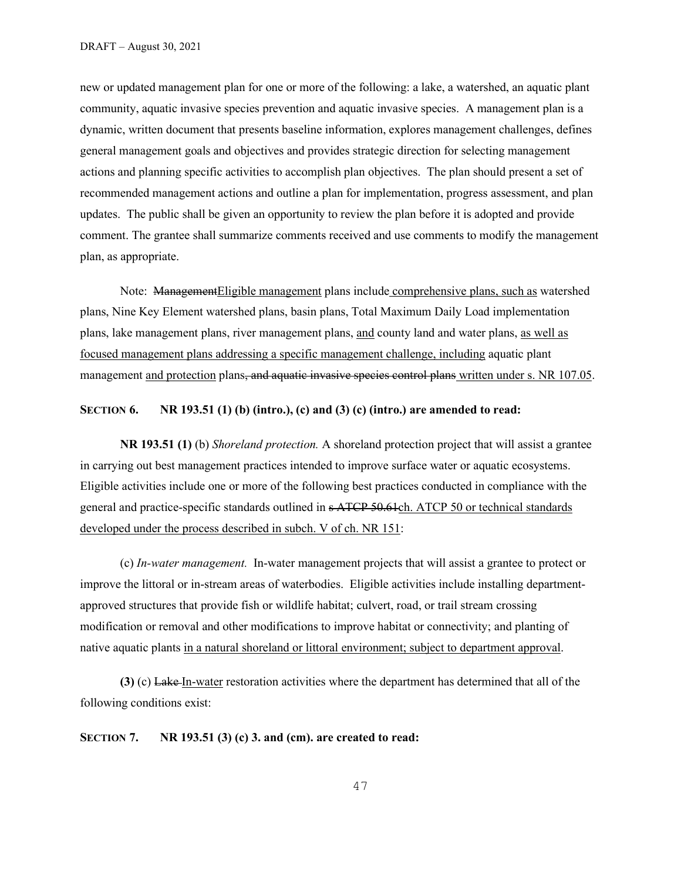new or updated management plan for one or more of the following: a lake, a watershed, an aquatic plant community, aquatic invasive species prevention and aquatic invasive species. A management plan is a dynamic, written document that presents baseline information, explores management challenges, defines general management goals and objectives and provides strategic direction for selecting management actions and planning specific activities to accomplish plan objectives. The plan should present a set of recommended management actions and outline a plan for implementation, progress assessment, and plan updates. The public shall be given an opportunity to review the plan before it is adopted and provide comment. The grantee shall summarize comments received and use comments to modify the management plan, as appropriate.

Note: ~~Management~~<u>Eligible management</u> plans include<u> comprehensive plans, such as</u> watershed plans, Nine Key Element watershed plans, basin plans, Total Maximum Daily Load implementation plans, lake management plans, river management plans, <u>and</u> county land and water plans, <u>as well as focused management plans addressing a specific management challenge, including</u> aquatic plant management <u>and protection</u> plans~~, and aquatic invasive species control plans~~ <u>written under s. NR 107.05</u>.

**SECTION 6. NR 193.51 (1) (b) (intro.), (c) and (3) (c) (intro.) are amended to read:**

**NR 193.51 (1)** (b) *Shoreland protection.* A shoreland protection project that will assist a grantee in carrying out best management practices intended to improve surface water or aquatic ecosystems. Eligible activities include one or more of the following best practices conducted in compliance with the general and practice-specific standards outlined in ~~s ATCP 50.61~~<u>ch. ATCP 50 or technical standards developed under the process described in subch. V of ch. NR 151</u>:

(c) *In-water management.* In-water management projects that will assist a grantee to protect or improve the littoral or in-stream areas of waterbodies. Eligible activities include installing department-approved structures that provide fish or wildlife habitat; culvert, road, or trail stream crossing modification or removal and other modifications to improve habitat or connectivity; and planting of native aquatic plants <u>in a natural shoreland or littoral environment; subject to department approval</u>.

**(3)** (c) ~~Lake~~ <u>In-water</u> restoration activities where the department has determined that all of the following conditions exist:

**SECTION 7. NR 193.51 (3) (c) 3. and (cm). are created to read:**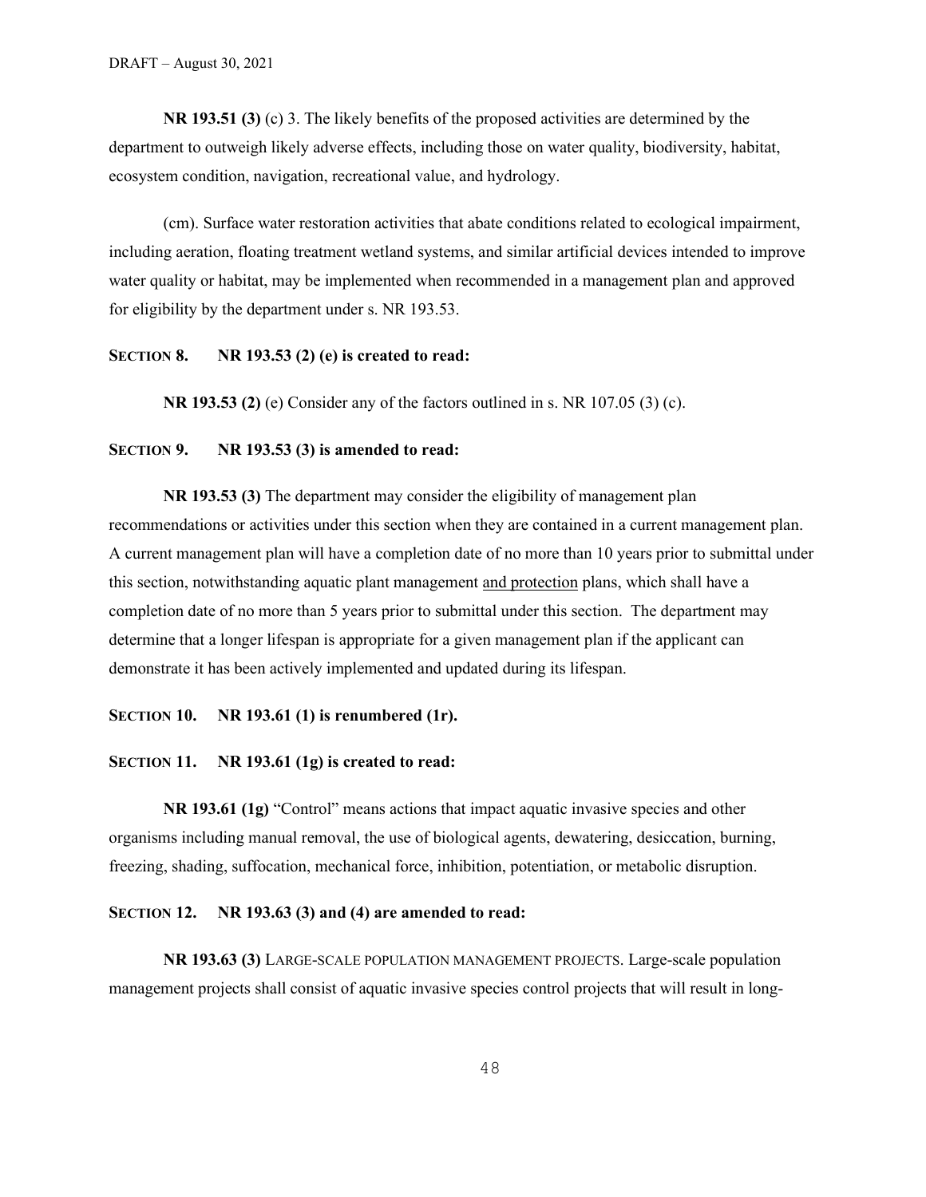**NR 193.51 (3)** (c) 3. The likely benefits of the proposed activities are determined by the department to outweigh likely adverse effects, including those on water quality, biodiversity, habitat, ecosystem condition, navigation, recreational value, and hydrology.

(cm). Surface water restoration activities that abate conditions related to ecological impairment, including aeration, floating treatment wetland systems, and similar artificial devices intended to improve water quality or habitat, may be implemented when recommended in a management plan and approved for eligibility by the department under s. NR 193.53.

**SECTION 8. NR 193.53 (2) (e) is created to read:**

**NR 193.53 (2)** (e) Consider any of the factors outlined in s. NR 107.05 (3) (c).

**SECTION 9. NR 193.53 (3) is amended to read:**

**NR 193.53 (3)** The department may consider the eligibility of management plan recommendations or activities under this section when they are contained in a current management plan. A current management plan will have a completion date of no more than 10 years prior to submittal under this section, notwithstanding aquatic plant management <u>and protection</u> plans, which shall have a completion date of no more than 5 years prior to submittal under this section. The department may determine that a longer lifespan is appropriate for a given management plan if the applicant can demonstrate it has been actively implemented and updated during its lifespan.

**SECTION 10. NR 193.61 (1) is renumbered (1r).**

**SECTION 11. NR 193.61 (1g) is created to read:**

**NR 193.61 (1g)** "Control" means actions that impact aquatic invasive species and other organisms including manual removal, the use of biological agents, dewatering, desiccation, burning, freezing, shading, suffocation, mechanical force, inhibition, potentiation, or metabolic disruption.

**SECTION 12. NR 193.63 (3) and (4) are amended to read:**

**NR 193.63 (3)** LARGE-SCALE POPULATION MANAGEMENT PROJECTS. Large-scale population management projects shall consist of aquatic invasive species control projects that will result in long-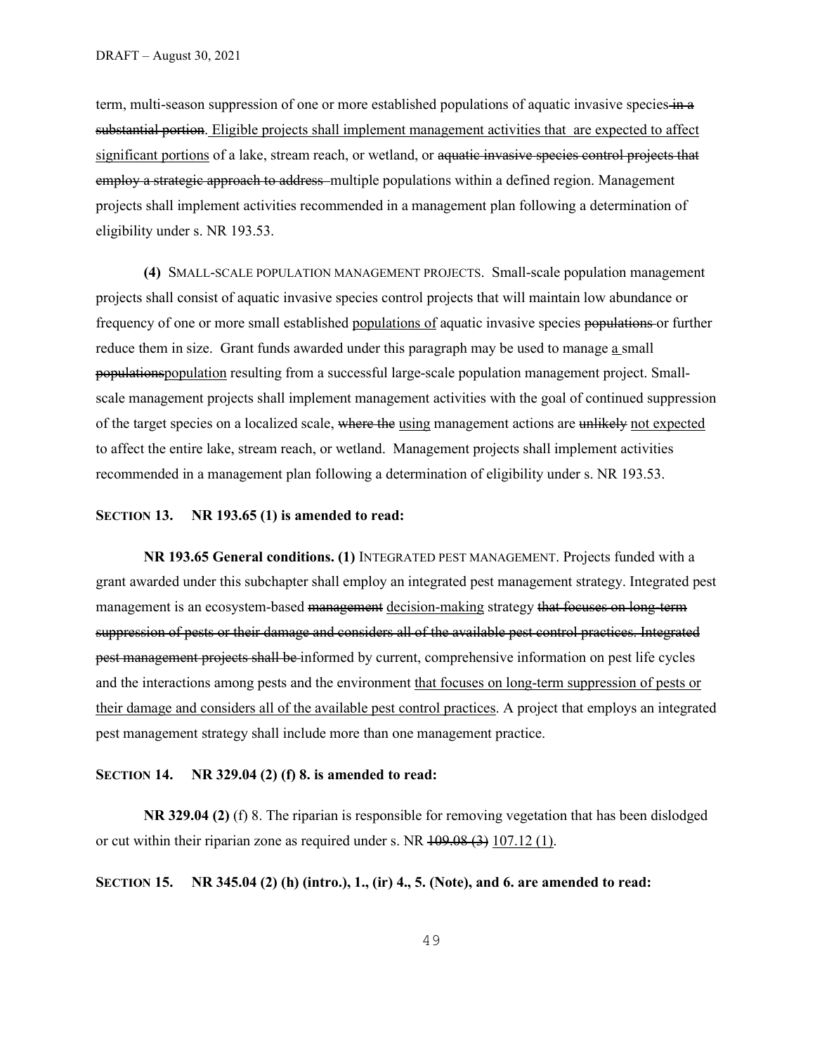term, multi-season suppression of one or more established populations of aquatic invasive species ~~in a substantial portion~~. <u>Eligible projects shall implement management activities that are expected to affect significant portions</u> of a lake, stream reach, or wetland, or ~~aquatic invasive species control projects that employ a strategic approach to address~~ multiple populations within a defined region. Management projects shall implement activities recommended in a management plan following a determination of eligibility under s. NR 193.53.

**(4)** SMALL-SCALE POPULATION MANAGEMENT PROJECTS. Small-scale population management projects shall consist of aquatic invasive species control projects that will maintain low abundance or frequency of one or more small established <u>populations of</u> aquatic invasive species ~~populations~~ or further reduce them in size. Grant funds awarded under this paragraph may be used to manage <u>a</u> small ~~populations~~<u>population</u> resulting from a successful large-scale population management project. Small-scale management projects shall implement management activities with the goal of continued suppression of the target species on a localized scale, ~~where the~~ <u>using</u> management actions are ~~unlikely~~ <u>not expected</u> to affect the entire lake, stream reach, or wetland. Management projects shall implement activities recommended in a management plan following a determination of eligibility under s. NR 193.53.

**SECTION 13. NR 193.65 (1) is amended to read:**

**NR 193.65 General conditions. (1)** INTEGRATED PEST MANAGEMENT. Projects funded with a grant awarded under this subchapter shall employ an integrated pest management strategy. Integrated pest management is an ecosystem-based ~~management~~ <u>decision-making</u> strategy ~~that focuses on long-term suppression of pests or their damage and considers all of the available pest control practices. Integrated pest management projects shall be~~ informed by current, comprehensive information on pest life cycles and the interactions among pests and the environment <u>that focuses on long-term suppression of pests or their damage and considers all of the available pest control practices</u>. A project that employs an integrated pest management strategy shall include more than one management practice.

**SECTION 14. NR 329.04 (2) (f) 8. is amended to read:**

**NR 329.04 (2)** (f) 8. The riparian is responsible for removing vegetation that has been dislodged or cut within their riparian zone as required under s. NR ~~109.08 (3)~~ <u>107.12 (1)</u>.

**SECTION 15. NR 345.04 (2) (h) (intro.), 1., (ir) 4., 5. (Note), and 6. are amended to read:**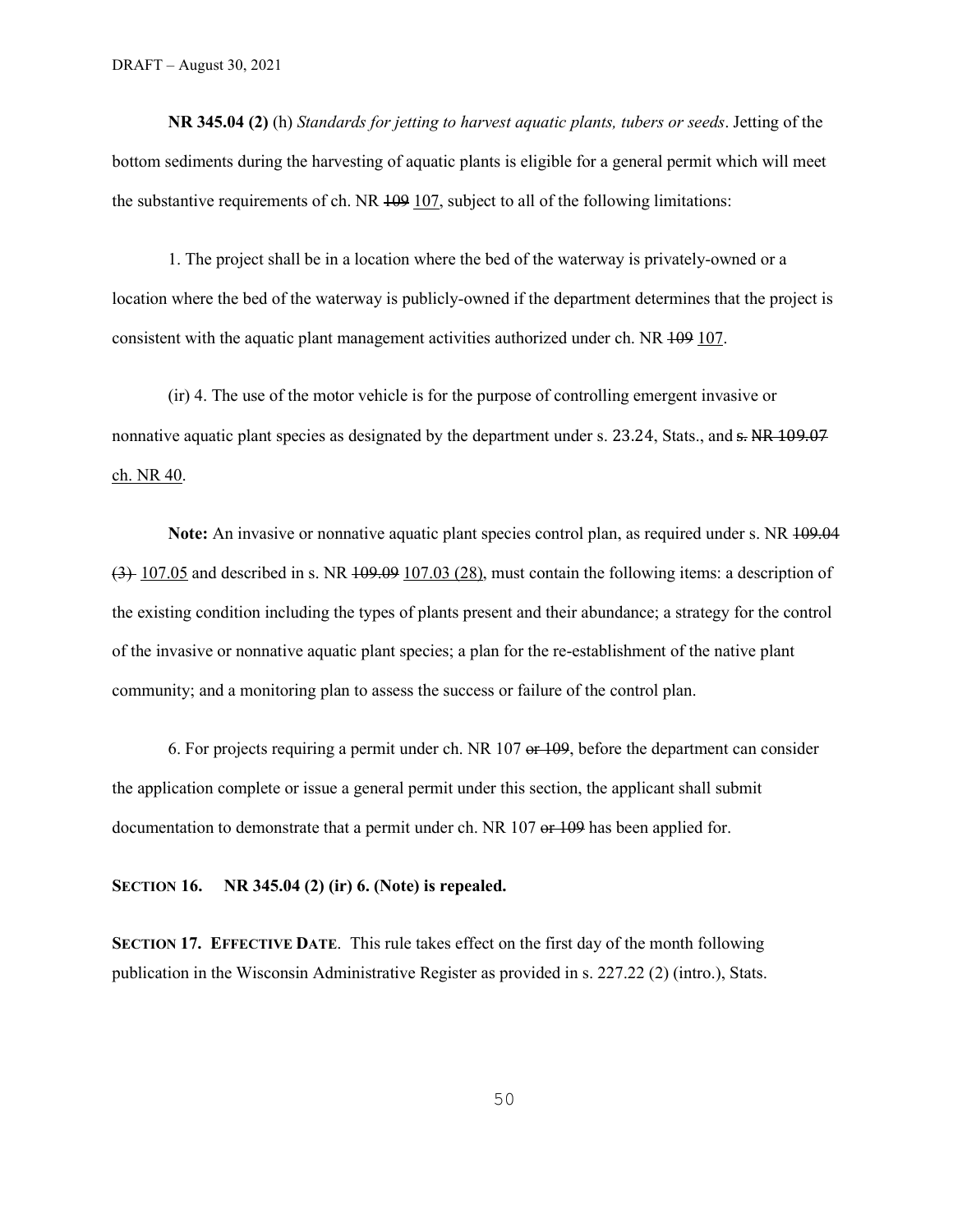**NR 345.04 (2)** (h) *Standards for jetting to harvest aquatic plants, tubers or seeds*. Jetting of the bottom sediments during the harvesting of aquatic plants is eligible for a general permit which will meet the substantive requirements of ch. NR ~~109~~ <u>107</u>, subject to all of the following limitations:

1. The project shall be in a location where the bed of the waterway is privately-owned or a location where the bed of the waterway is publicly-owned if the department determines that the project is consistent with the aquatic plant management activities authorized under ch. NR ~~109~~ <u>107</u>.

(ir) 4. The use of the motor vehicle is for the purpose of controlling emergent invasive or nonnative aquatic plant species as designated by the department under s. 23.24, Stats., and ~~s. NR 109.07~~ <u>ch. NR 40</u>.

**Note:** An invasive or nonnative aquatic plant species control plan, as required under s. NR ~~109.04 (3)~~ <u>107.05</u> and described in s. NR ~~109.09~~ <u>107.03 (28)</u>, must contain the following items: a description of the existing condition including the types of plants present and their abundance; a strategy for the control of the invasive or nonnative aquatic plant species; a plan for the re-establishment of the native plant community; and a monitoring plan to assess the success or failure of the control plan.

6. For projects requiring a permit under ch. NR 107 ~~or 109~~, before the department can consider the application complete or issue a general permit under this section, the applicant shall submit documentation to demonstrate that a permit under ch. NR 107 ~~or 109~~ has been applied for.

**SECTION 16. NR 345.04 (2) (ir) 6. (Note) is repealed.**

**SECTION 17. EFFECTIVE DATE**. This rule takes effect on the first day of the month following publication in the Wisconsin Administrative Register as provided in s. 227.22 (2) (intro.), Stats.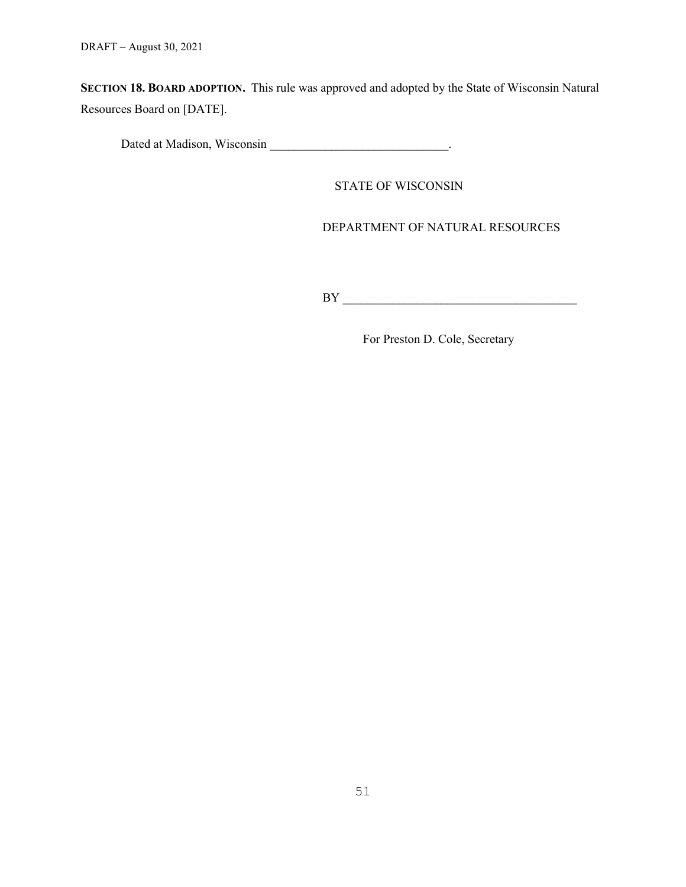**SECTION 18. BOARD ADOPTION.** This rule was approved and adopted by the State of Wisconsin Natural Resources Board on [DATE].

Dated at Madison, Wisconsin _____________________________.

STATE OF WISCONSIN

DEPARTMENT OF NATURAL RESOURCES

BY ______________________________________

For Preston D. Cole, Secretary